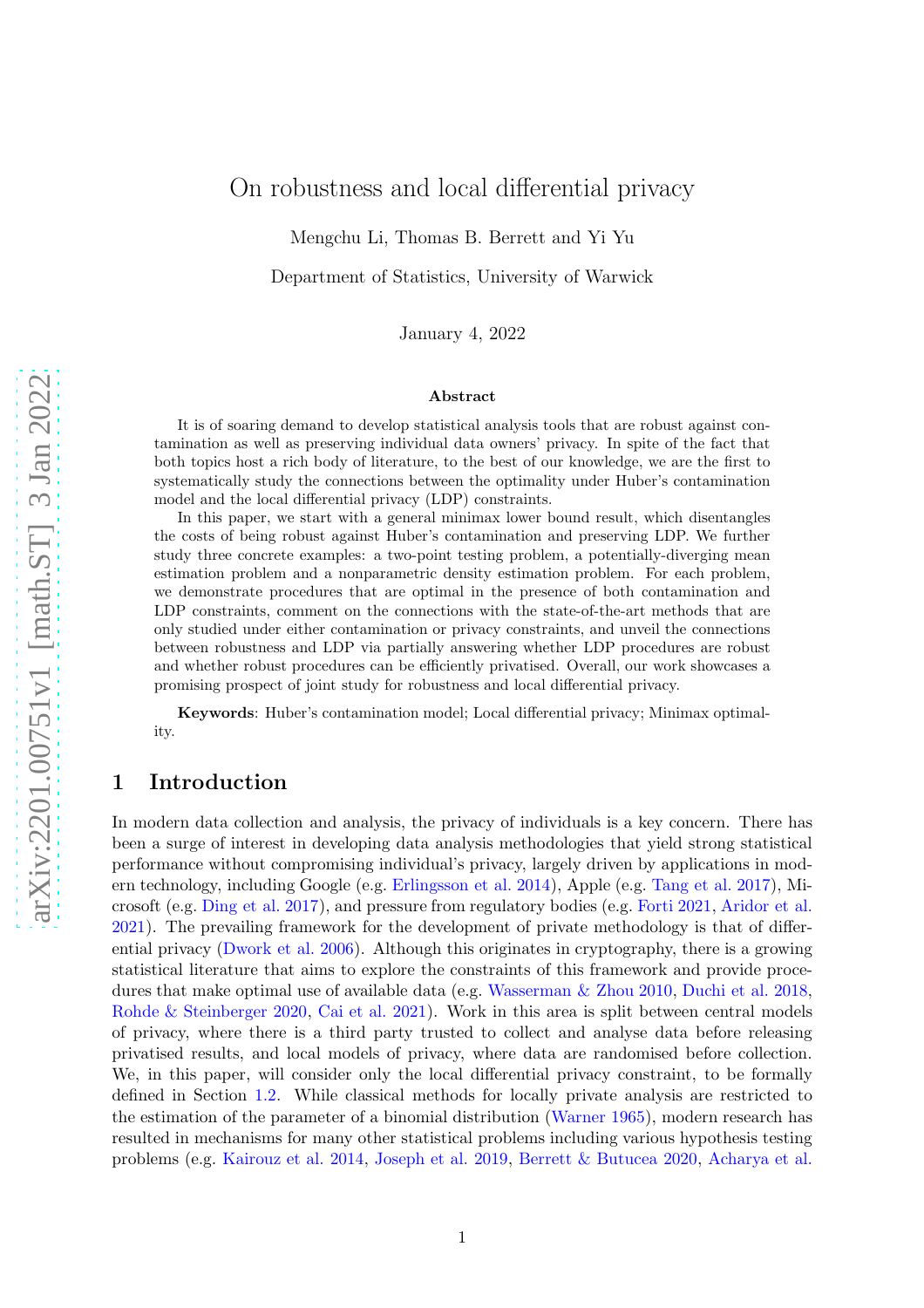# On robustness and local differential privacy

Mengchu Li, Thomas B. Berrett and Yi Yu

Department of Statistics, University of Warwick

January 4, 2022

## Abstract

It is of soaring demand to develop statistical analysis tools that are robust against contamination as well as preserving individual data owners' privacy. In spite of the fact that both topics host a rich body of literature, to the best of our knowledge, we are the first to systematically study the connections between the optimality under Huber's contamination model and the local differential privacy (LDP) constraints.

In this paper, we start with a general minimax lower bound result, which disentangles the costs of being robust against Huber's contamination and preserving LDP. We further study three concrete examples: a two-point testing problem, a potentially-diverging mean estimation problem and a nonparametric density estimation problem. For each problem, we demonstrate procedures that are optimal in the presence of both contamination and LDP constraints, comment on the connections with the state-of-the-art methods that are only studied under either contamination or privacy constraints, and unveil the connections between robustness and LDP via partially answering whether LDP procedures are robust and whether robust procedures can be efficiently privatised. Overall, our work showcases a promising prospect of joint study for robustness and local differential privacy.

**Keywords**: Huber's contamination model; Local differential privacy; Minimax optimality.

## 1 Introduction

In modern data collection and analysis, the privacy of individuals is a key concern. There has been a surge of interest in developing data analysis methodologies that yield strong statistical performance without compromising individual's privacy, largely driven by applications in modern technology, including Google (e.g. Erlingsson et al. 2014), Apple (e.g. Tang et al. 2017), Micrososft (e.g. Ding et al. 2017), and pressure from regulatory bodies (e.g. Forti 2021, Aridor et al. 2021). The prevailing framework for the development of private methodology is that of differential privacy (Dwork et al. 2006). Although this originates in cryptography, there is a growing statistical literature that aims to explore the constraints of this framework and provide procedures that make optimal use of available data (e.g. Wasserman & Zhou 2010, Duchi et al. 2018, Rohde & Steinberger 2020, Cai et al. 2021). Work in this area is split between central models of privacy, where there is a third party trusted to collect and analyse data before releasing privatised results, and local models of privacy, where data are randomised before collection. We, in this paper, will consider only the local differential privacy constraint, to be formally defined in Section 1.2. While classical methods for locally private analysis are restricted to the estimation of the parameter of a binomial distribution (Warner 1965), modern research has resulted in mechanisms for many other statistical problems including various hypothesis testing problems (e.g. Kairouz et al. 2014, Joseph et al. 2019, Berrett & Butucea 2020, Acharya et al.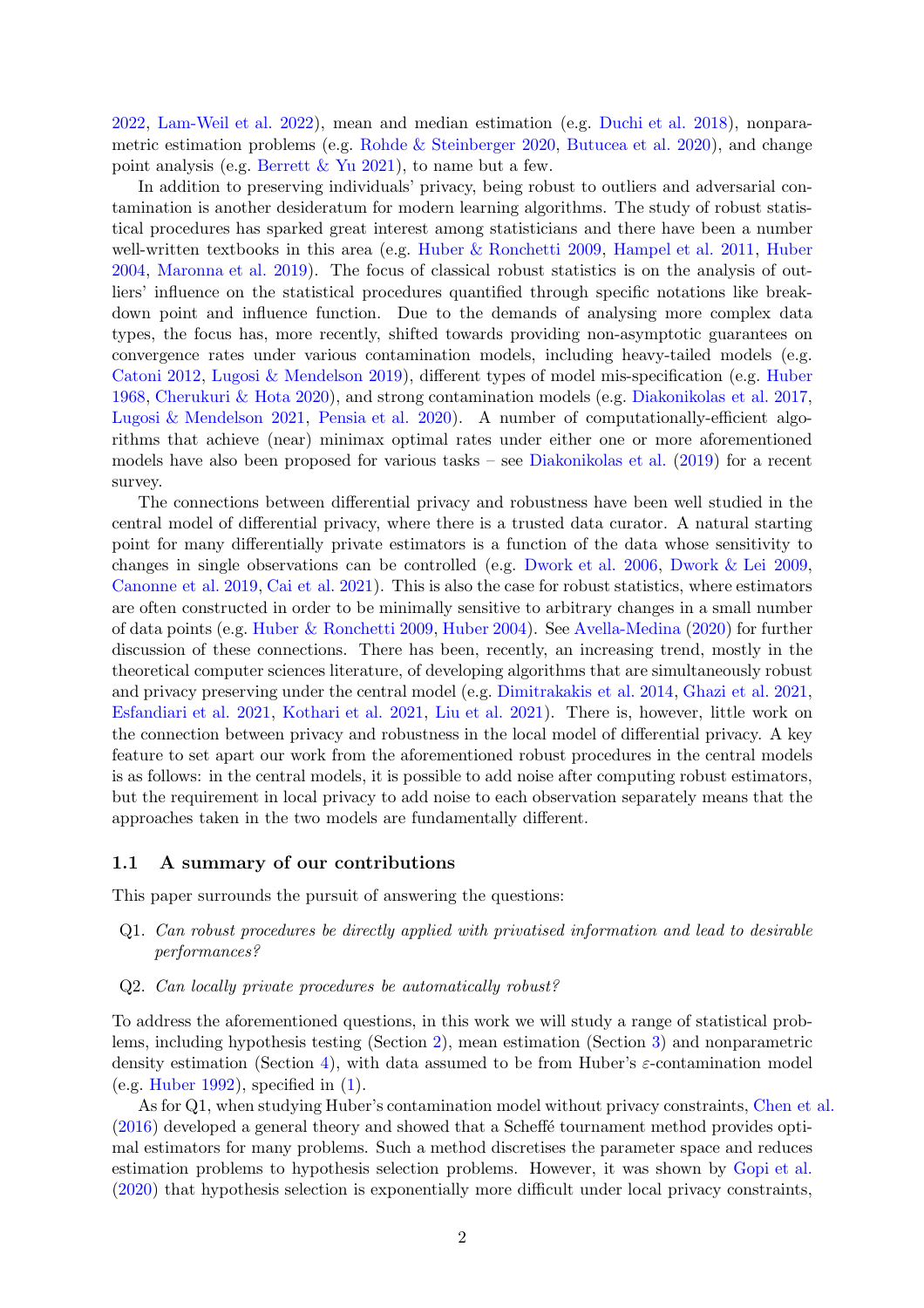2022, Lam-Weil et al. 2022), mean and median estimation (e.g. Duchi et al. 2018), nonparametric estimation problems (e.g. Rohde & Steinberger 2020, Butucea et al. 2020), and change point analysis (e.g. Berrett & Yu 2021), to name but a few.

In addition to preserving individuals' privacy, being robust to outliers and adversarial contamination is another desideratum for modern learning algorithms. The study of robust statistical procedures has sparked great interest among statisticians and there have been a number well-written textbooks in this area (e.g. Huber & Ronchetti 2009, Hampel et al. 2011, Huber 2004, Maronna et al. 2019). The focus of classical robust statistics is on the analysis of outliers' influence on the statistical procedures quantified through specific notations like breakdown point and influence function. Due to the demands of analysing more complex data types, the focus has, more recently, shifted towards providing non-asymptotic guarantees on convergence rates under various contamination models, including heavy-tailed models (e.g. Catoni 2012, Lugosi & Mendelson 2019), different types of model mis-specification (e.g. Huber 1968, Cherukuri & Hota 2020), and strong contamination models (e.g. Diakonikolas et al. 2017, Lugosi & Mendelson 2021, Pensia et al. 2020). A number of computationally-efficient algorithms that achieve (near) minimax optimal rates under either one or more aforementioned models have also been proposed for various tasks – see Diakonikolas et al. (2019) for a recent survey.

The connections between differential privacy and robustness have been well studied in the central model of differential privacy, where there is a trusted data curator. A natural starting point for many differentially private estimators is a function of the data whose sensitivity to changes in single observations can be controlled (e.g. Dwork et al. 2006, Dwork & Lei 2009, Canonne et al. 2019, Cai et al. 2021). This is also the case for robust statistics, where estimators are often constructed in order to be minimally sensitive to arbitrary changes in a small number of data points (e.g. Huber & Ronchetti 2009, Huber 2004). See Avella-Medina (2020) for further discussion of these connections. There has been, recently, an increasing trend, mostly in the theoretical computer sciences literature, of developing algorithms that are simultaneously robust and privacy preserving under the central model (e.g. Dimitrakakis et al. 2014, Ghazi et al. 2021, Esfandiari et al. 2021, Kothari et al. 2021, Liu et al. 2021). There is, however, little work on the connection between privacy and robustness in the local model of differential privacy. A key feature to set apart our work from the aforementioned robust procedures in the central models is as follows: in the central models, it is possible to add noise after computing robust estimators, but the requirement in local privacy to add noise to each observation separately means that the approaches taken in the two models are fundamentally different.

## 1.1 A summary of our contributions

This paper surrounds the pursuit of answering the questions:

Q1. *Can robust procedures be directly applied with privatised information and lead to desirable performances?*

Q2. *Can locally private procedures be automatically robust?*

To address the aforementioned questions, in this work we will study a range of statistical problems, including hypothesis testing (Section 2), mean estimation (Section 3) and nonparametric density estimation (Section 4), with data assumed to be from Huber's $\varepsilon$-contamination model (e.g. Huber 1992), specified in (1).

As for Q1, when studying Huber's contamination model without privacy constraints, Chen et al. (2016) developed a general theory and showed that a Scheffé tournament method provides optimal estimators for many problems. Such a method discretises the parameter space and reduces estimation problems to hypothesis selection problems. However, it was shown by Gopi et al. (2020) that hypothesis selection is exponentially more difficult under local privacy constraints,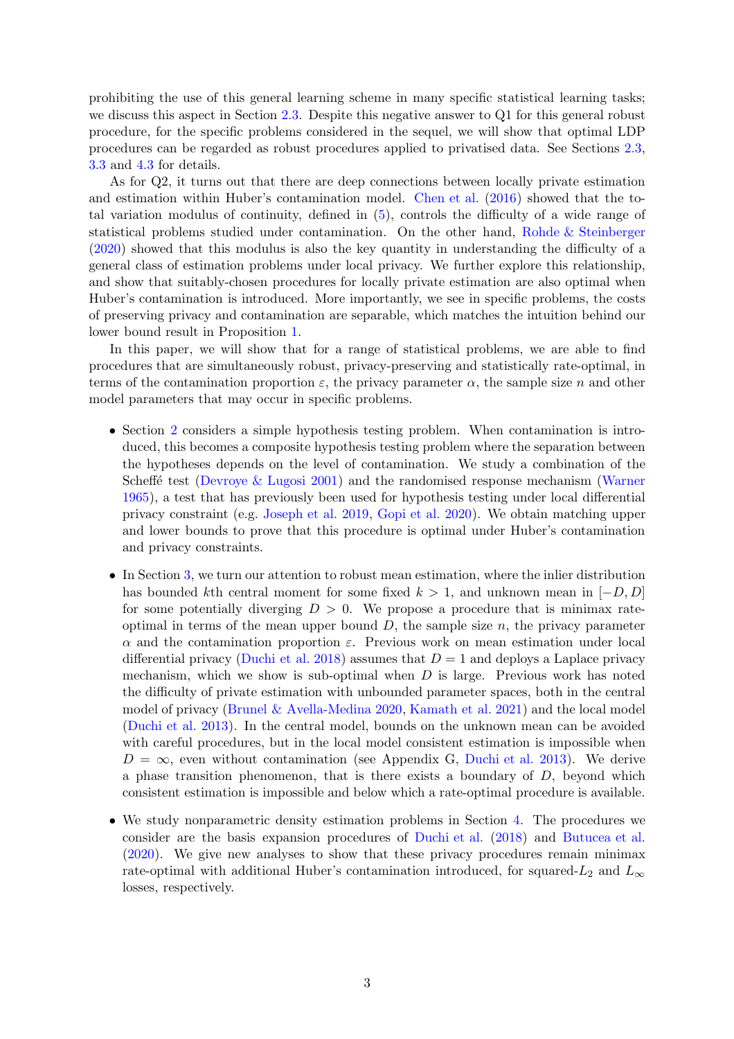prohibiting the use of this general learning scheme in many specific statistical learning tasks; we discuss this aspect in Section 2.3. Despite this negative answer to Q1 for this general robust procedure, for the specific problems considered in the sequel, we will show that optimal LDP procedures can be regarded as robust procedures applied to privatised data. See Sections 2.3, 3.3 and 4.3 for details.

As for Q2, it turns out that there are deep connections between locally private estimation and estimation within Huber's contamination model. Chen et al. (2016) showed that the total variation modulus of continuity, defined in (5), controls the difficulty of a wide range of statistical problems studied under contamination. On the other hand, Rohde & Steinberger (2020) showed that this modulus is also the key quantity in understanding the difficulty of a general class of estimation problems under local privacy. We further explore this relationship, and show that suitably-chosen procedures for locally private estimation are also optimal when Huber's contamination is introduced. More importantly, we see in specific problems, the costs of preserving privacy and contamination are separable, which matches the intuition behind our lower bound result in Proposition 1.

In this paper, we will show that for a range of statistical problems, we are able to find procedures that are simultaneously robust, privacy-preserving and statistically rate-optimal, in terms of the contamination proportion $\varepsilon$, the privacy parameter $\alpha$, the sample size $n$ and other model parameters that may occur in specific problems.

- Section 2 considers a simple hypothesis testing problem. When contamination is introduced, this becomes a composite hypothesis testing problem where the separation between the hypotheses depends on the level of contamination. We study a combination of the Scheffé test (Devroye & Lugosi 2001) and the randomised response mechanism (Warner 1965), a test that has previously been used for hypothesis testing under local differential privacy constraint (e.g. Joseph et al. 2019, Gopi et al. 2020). We obtain matching upper and lower bounds to prove that this procedure is optimal under Huber's contamination and privacy constraints.

- In Section 3, we turn our attention to robust mean estimation, where the inlier distribution has bounded $k$th central moment for some fixed $k > 1$, and unknown mean in $[-D, D]$ for some potentially diverging $D > 0$. We propose a procedure that is minimax rate-optimal in terms of the mean upper bound $D$, the sample size $n$, the privacy parameter $\alpha$ and the contamination proportion $\varepsilon$. Previous work on mean estimation under local differential privacy (Duchi et al. 2018) assumes that $D = 1$ and deploys a Laplace privacy mechanism, which we show is sub-optimal when $D$ is large. Previous work has noted the difficulty of private estimation with unbounded parameter spaces, both in the central model of privacy (Brunel & Avella-Medina 2020, Kamath et al. 2021) and the local model (Duchi et al. 2013). In the central model, bounds on the unknown mean can be avoided with careful procedures, but in the local model consistent estimation is impossible when $D = \infty$, even without contamination (see Appendix G, Duchi et al. 2013). We derive a phase transition phenomenon, that is there exists a boundary of $D$, beyond which consistent estimation is impossible and below which a rate-optimal procedure is available.

- We study nonparametric density estimation problems in Section 4. The procedures we consider are the basis expansion procedures of Duchi et al. (2018) and Butucea et al. (2020). We give new analyses to show that these privacy procedures remain minimax rate-optimal with additional Huber's contamination introduced, for squared-$L_2$ and $L_\infty$ losses, respectively.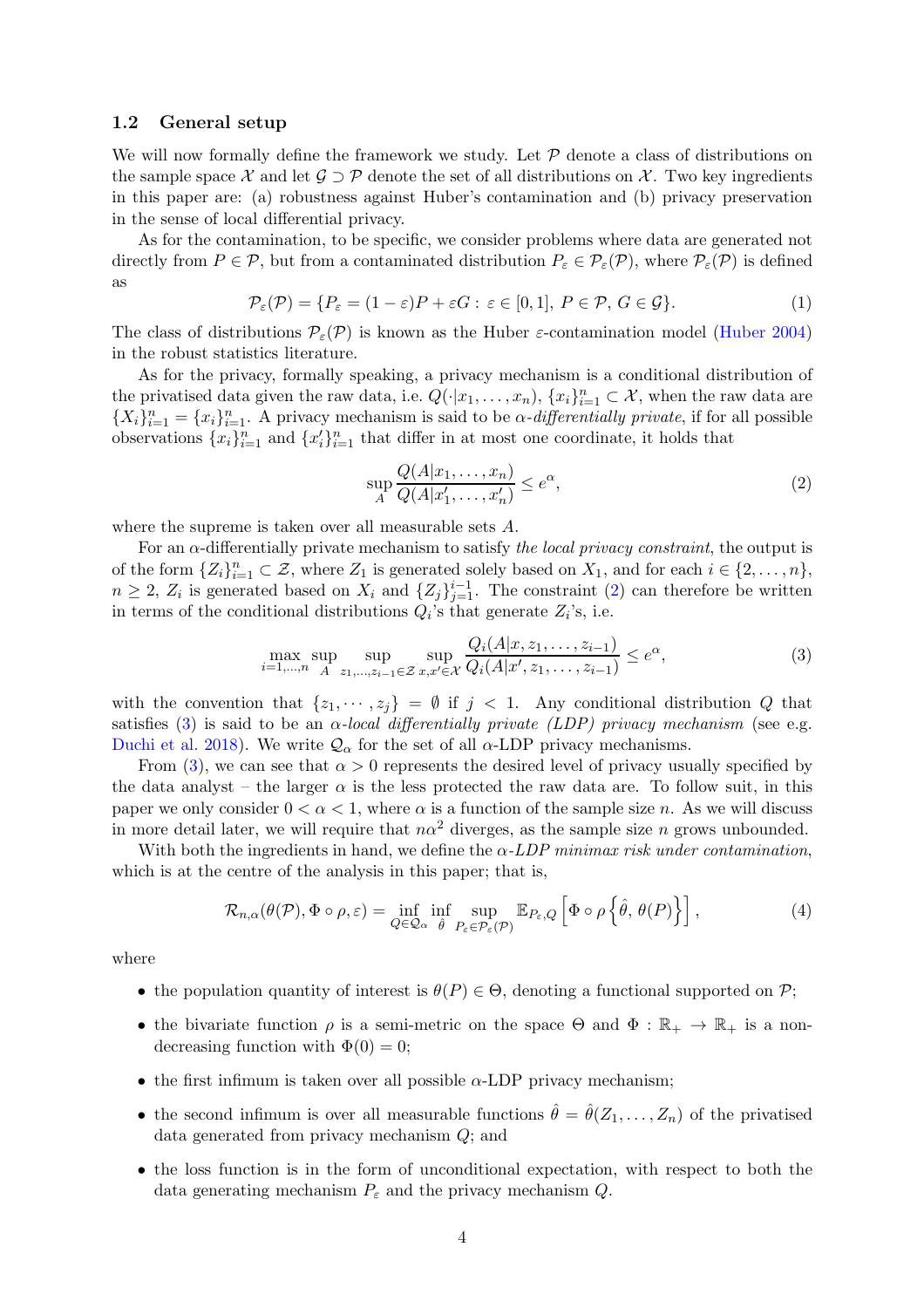### 1.2 General setup

We will now formally define the framework we study. Let $\mathcal{P}$ denote a class of distributions on the sample space $\mathcal{X}$ and let $\mathcal{G} \supset \mathcal{P}$ denote the set of all distributions on $\mathcal{X}$. Two key ingredients in this paper are: (a) robustness against Huber's contamination and (b) privacy preservation in the sense of local differential privacy.

As for the contamination, to be specific, we consider problems where data are generated not directly from $P \in \mathcal{P}$, but from a contaminated distribution $P_\varepsilon \in \mathcal{P}_\varepsilon(\mathcal{P})$, where $\mathcal{P}_\varepsilon(\mathcal{P})$ is defined as

$$\mathcal{P}_\varepsilon(\mathcal{P}) = \{P_\varepsilon = (1-\varepsilon)P + \varepsilon G : \varepsilon \in [0,1],\ P \in \mathcal{P},\ G \in \mathcal{G}\}. \tag{1}$$

The class of distributions $\mathcal{P}_\varepsilon(\mathcal{P})$ is known as the Huber $\varepsilon$-contamination model (Huber 2004) in the robust statistics literature.

As for the privacy, formally speaking, a privacy mechanism is a conditional distribution of the privatised data given the raw data, i.e. $Q(\cdot|x_1, \ldots, x_n)$, $\{x_i\}_{i=1}^n \subset \mathcal{X}$, when the raw data are $\{X_i\}_{i=1}^n = \{x_i\}_{i=1}^n$. A privacy mechanism is said to be *$\alpha$-differentially private*, if for all possible observations $\{x_i\}_{i=1}^n$ and $\{x'_i\}_{i=1}^n$ that differ in at most one coordinate, it holds that

$$\sup_A \frac{Q(A|x_1, \ldots, x_n)}{Q(A|x'_1, \ldots, x'_n)} \leq e^\alpha, \tag{2}$$

where the supreme is taken over all measurable sets $A$.

For an $\alpha$-differentially private mechanism to satisfy *the local privacy constraint*, the output is of the form $\{Z_i\}_{i=1}^n \subset \mathcal{Z}$, where $Z_1$ is generated solely based on $X_1$, and for each $i \in \{2, \ldots, n\}$, $n \geq 2$, $Z_i$ is generated based on $X_i$ and $\{Z_j\}_{j=1}^{i-1}$. The constraint (2) can therefore be written in terms of the conditional distributions $Q_i$'s that generate $Z_i$'s, i.e.

$$\max_{i=1,\ldots,n} \sup_A \sup_{z_1,\ldots,z_{i-1} \in \mathcal{Z}} \sup_{x,x' \in \mathcal{X}} \frac{Q_i(A|x, z_1, \ldots, z_{i-1})}{Q_i(A|x', z_1, \ldots, z_{i-1})} \leq e^\alpha, \tag{3}$$

with the convention that $\{z_1, \cdots, z_j\} = \emptyset$ if $j < 1$. Any conditional distribution $Q$ that satisfies (3) is said to be an *$\alpha$-local differentially private (LDP) privacy mechanism* (see e.g. Duchi et al. 2018). We write $\mathcal{Q}_\alpha$ for the set of all $\alpha$-LDP privacy mechanisms.

From (3), we can see that $\alpha > 0$ represents the desired level of privacy usually specified by the data analyst – the larger $\alpha$ is the less protected the raw data are. To follow suit, in this paper we only consider $0 < \alpha < 1$, where $\alpha$ is a function of the sample size $n$. As we will discuss in more detail later, we will require that $n\alpha^2$ diverges, as the sample size $n$ grows unbounded.

With both the ingredients in hand, we define the *$\alpha$-LDP minimax risk under contamination*, which is at the centre of the analysis in this paper; that is,

$$\mathcal{R}_{n,\alpha}(\theta(\mathcal{P}), \Phi \circ \rho, \varepsilon) = \inf_{Q \in \mathcal{Q}_\alpha} \inf_{\hat{\theta}} \sup_{P_\varepsilon \in \mathcal{P}_\varepsilon(\mathcal{P})} \mathbb{E}_{P_\varepsilon, Q}\left[\Phi \circ \rho\left\{\hat{\theta}, \theta(P)\right\}\right], \tag{4}$$

where

- the population quantity of interest is $\theta(P) \in \Theta$, denoting a functional supported on $\mathcal{P}$;
- the bivariate function $\rho$ is a semi-metric on the space $\Theta$ and $\Phi : \mathbb{R}_+ \to \mathbb{R}_+$ is a non-decreasing function with $\Phi(0) = 0$;
- the first infimum is taken over all possible $\alpha$-LDP privacy mechanism;
- the second infimum is over all measurable functions $\hat{\theta} = \hat{\theta}(Z_1, \ldots, Z_n)$ of the privatised data generated from privacy mechanism $Q$; and
- the loss function is in the form of unconditional expectation, with respect to both the data generating mechanism $P_\varepsilon$ and the privacy mechanism $Q$.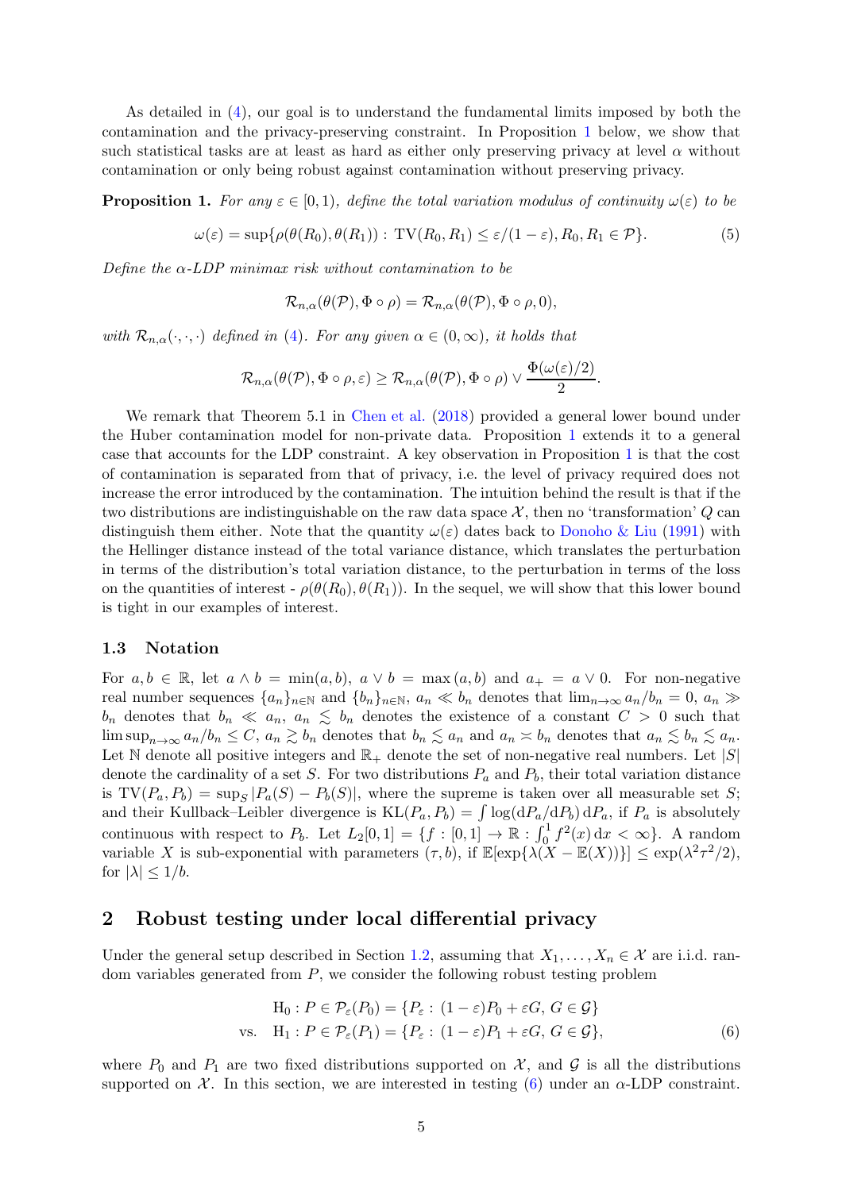As detailed in (4), our goal is to understand the fundamental limits imposed by both the contamination and the privacy-preserving constraint. In Proposition 1 below, we show that such statistical tasks are at least as hard as either only preserving privacy at level $\alpha$ without contamination or only being robust against contamination without preserving privacy.

**Proposition 1.** *For any $\varepsilon \in [0, 1)$, define the total variation modulus of continuity $\omega(\varepsilon)$ to be*

$$\omega(\varepsilon) = \sup\{\rho(\theta(R_0), \theta(R_1)) : \mathrm{TV}(R_0, R_1) \leq \varepsilon/(1-\varepsilon), R_0, R_1 \in \mathcal{P}\}. \tag{5}$$

*Define the $\alpha$-LDP minimax risk without contamination to be*

$$\mathcal{R}_{n,\alpha}(\theta(\mathcal{P}), \Phi \circ \rho) = \mathcal{R}_{n,\alpha}(\theta(\mathcal{P}), \Phi \circ \rho, 0),$$

*with $\mathcal{R}_{n,\alpha}(\cdot, \cdot, \cdot)$ defined in (4). For any given $\alpha \in (0, \infty)$, it holds that*

$$\mathcal{R}_{n,\alpha}(\theta(\mathcal{P}), \Phi \circ \rho, \varepsilon) \geq \mathcal{R}_{n,\alpha}(\theta(\mathcal{P}), \Phi \circ \rho) \vee \frac{\Phi(\omega(\varepsilon)/2)}{2}.$$

We remark that Theorem 5.1 in Chen et al. (2018) provided a general lower bound under the Huber contamination model for non-private data. Proposition 1 extends it to a general case that accounts for the LDP constraint. A key observation in Proposition 1 is that the cost of contamination is separated from that of privacy, i.e. the level of privacy required does not increase the error introduced by the contamination. The intuition behind the result is that if the two distributions are indistinguishable on the raw data space $\mathcal{X}$, then no 'transformation' $Q$ can distinguish them either. Note that the quantity $\omega(\varepsilon)$ dates back to Donoho & Liu (1991) with the Hellinger distance instead of the total variance distance, which translates the perturbation in terms of the distribution's total variation distance, to the perturbation in terms of the loss on the quantities of interest - $\rho(\theta(R_0), \theta(R_1))$. In the sequel, we will show that this lower bound is tight in our examples of interest.

### 1.3 Notation

For $a, b \in \mathbb{R}$, let $a \wedge b = \min(a, b)$, $a \vee b = \max(a, b)$ and $a_+ = a \vee 0$. For non-negative real number sequences $\{a_n\}_{n\in\mathbb{N}}$ and $\{b_n\}_{n\in\mathbb{N}}$, $a_n \ll b_n$ denotes that $\lim_{n\to\infty} a_n/b_n = 0$, $a_n \gg b_n$ denotes that $b_n \ll a_n$, $a_n \lesssim b_n$ denotes the existence of a constant $C > 0$ such that $\limsup_{n\to\infty} a_n/b_n \leq C$, $a_n \gtrsim b_n$ denotes that $b_n \lesssim a_n$ and $a_n \asymp b_n$ denotes that $a_n \lesssim b_n \lesssim a_n$. Let $\mathbb{N}$ denote all positive integers and $\mathbb{R}_+$ denote the set of non-negative real numbers. Let $|S|$ denote the cardinality of a set $S$. For two distributions $P_a$ and $P_b$, their total variation distance is $\mathrm{TV}(P_a, P_b) = \sup_S |P_a(S) - P_b(S)|$, where the supreme is taken over all measurable set $S$; and their Kullback–Leibler divergence is $\mathrm{KL}(P_a, P_b) = \int \log(\mathrm{d}P_a/\mathrm{d}P_b)\,\mathrm{d}P_a$, if $P_a$ is absolutely continuous with respect to $P_b$. Let $L_2[0, 1] = \{f : [0, 1] \to \mathbb{R} : \int_0^1 f^2(x)\,\mathrm{d}x < \infty\}$. A random variable $X$ is sub-exponential with parameters $(\tau, b)$, if $\mathbb{E}[\exp\{\lambda(X - \mathbb{E}(X))\}] \leq \exp(\lambda^2\tau^2/2)$, for $|\lambda| \leq 1/b$.

## 2 Robust testing under local differential privacy

Under the general setup described in Section 1.2, assuming that $X_1, \ldots, X_n \in \mathcal{X}$ are i.i.d. random variables generated from $P$, we consider the following robust testing problem

$$\begin{aligned} &\mathrm{H}_0 : P \in \mathcal{P}_\varepsilon(P_0) = \{P_\varepsilon : (1-\varepsilon)P_0 + \varepsilon G, G \in \mathcal{G}\} \\ \text{vs.}\quad &\mathrm{H}_1 : P \in \mathcal{P}_\varepsilon(P_1) = \{P_\varepsilon : (1-\varepsilon)P_1 + \varepsilon G, G \in \mathcal{G}\}, \end{aligned} \tag{6}$$

where $P_0$ and $P_1$ are two fixed distributions supported on $\mathcal{X}$, and $\mathcal{G}$ is all the distributions supported on $\mathcal{X}$. In this section, we are interested in testing (6) under an $\alpha$-LDP constraint.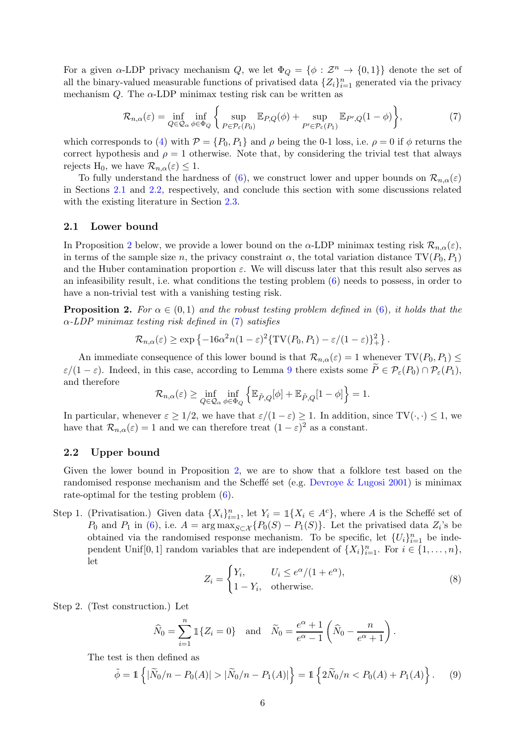For a given $\alpha$-LDP privacy mechanism $Q$, we let $\Phi_Q = \{\phi : \mathcal{Z}^n \to \{0,1\}\}$ denote the set of all the binary-valued measurable functions of privatised data $\{Z_i\}_{i=1}^n$ generated via the privacy mechanism $Q$. The $\alpha$-LDP minimax testing risk can be written as

$$\mathcal{R}_{n,\alpha}(\varepsilon) = \inf_{Q \in \mathcal{Q}_\alpha} \inf_{\phi \in \Phi_Q} \left\{ \sup_{P \in \mathcal{P}_\varepsilon(P_0)} \mathbb{E}_{P,Q}(\phi) + \sup_{P' \in \mathcal{P}_\varepsilon(P_1)} \mathbb{E}_{P',Q}(1-\phi) \right\}, \tag{7}$$

which corresponds to (4) with $\mathcal{P} = \{P_0, P_1\}$ and $\rho$ being the 0-1 loss, i.e. $\rho = 0$ if $\phi$ returns the correct hypothesis and $\rho = 1$ otherwise. Note that, by considering the trivial test that always rejects $\mathrm{H}_0$, we have $\mathcal{R}_{n,\alpha}(\varepsilon) \le 1$.

To fully understand the hardness of (6), we construct lower and upper bounds on $\mathcal{R}_{n,\alpha}(\varepsilon)$ in Sections 2.1 and 2.2, respectively, and conclude this section with some discussions related with the existing literature in Section 2.3.

## 2.1 Lower bound

In Proposition 2 below, we provide a lower bound on the $\alpha$-LDP minimax testing risk $\mathcal{R}_{n,\alpha}(\varepsilon)$, in terms of the sample size $n$, the privacy constraint $\alpha$, the total variation distance $\mathrm{TV}(P_0, P_1)$ and the Huber contamination proportion $\varepsilon$. We will discuss later that this result also serves as an infeasibility result, i.e. what conditions the testing problem (6) needs to possess, in order to have a non-trivial test with a vanishing testing risk.

**Proposition 2.** *For $\alpha \in (0,1)$ and the robust testing problem defined in (6), it holds that the $\alpha$-LDP minimax testing risk defined in (7) satisfies*

$$\mathcal{R}_{n,\alpha}(\varepsilon) \ge \exp\left\{-16\alpha^2 n(1-\varepsilon)^2\{\mathrm{TV}(P_0,P_1) - \varepsilon/(1-\varepsilon)\}_+^2\right\}.$$

An immediate consequence of this lower bound is that $\mathcal{R}_{n,\alpha}(\varepsilon) = 1$ whenever $\mathrm{TV}(P_0, P_1) \le \varepsilon/(1-\varepsilon)$. Indeed, in this case, according to Lemma 9 there exists some $\widetilde{P} \in \mathcal{P}_\varepsilon(P_0) \cap \mathcal{P}_\varepsilon(P_1)$, and therefore

$$\mathcal{R}_{n,\alpha}(\varepsilon) \ge \inf_{Q \in \mathcal{Q}_\alpha} \inf_{\phi \in \Phi_Q} \left\{ \mathbb{E}_{\tilde{P},Q}[\phi] + \mathbb{E}_{\tilde{P},Q}[1-\phi] \right\} = 1.$$

In particular, whenever $\varepsilon \ge 1/2$, we have that $\varepsilon/(1-\varepsilon) \ge 1$. In addition, since $\mathrm{TV}(\cdot,\cdot) \le 1$, we have that $\mathcal{R}_{n,\alpha}(\varepsilon) = 1$ and we can therefore treat $(1-\varepsilon)^2$ as a constant.

## 2.2 Upper bound

Given the lower bound in Proposition 2, we are to show that a folklore test based on the randomised response mechanism and the Scheffé set (e.g. Devroye & Lugosi 2001) is minimax rate-optimal for the testing problem (6).

Step 1. (Privatisation.) Given data $\{X_i\}_{i=1}^n$, let $Y_i = \mathbb{1}\{X_i \in A^c\}$, where $A$ is the Scheffé set of $P_0$ and $P_1$ in (6), i.e. $A = \arg\max_{S \subset \mathcal{X}}\{P_0(S) - P_1(S)\}$. Let the privatised data $Z_i$'s be obtained via the randomised response mechanism. To be specific, let $\{U_i\}_{i=1}^n$ be independent $\mathrm{Unif}[0,1]$ random variables that are independent of $\{X_i\}_{i=1}^n$. For $i \in \{1,\dots,n\}$, let

$$Z_i = \begin{cases} Y_i, & U_i \le e^\alpha/(1+e^\alpha), \\ 1 - Y_i, & \text{otherwise}. \end{cases} \tag{8}$$

Step 2. (Test construction.) Let

$$\widehat{N}_0 = \sum_{i=1}^n \mathbb{1}\{Z_i = 0\} \quad \text{and} \quad \widetilde{N}_0 = \frac{e^\alpha + 1}{e^\alpha - 1}\left(\widehat{N}_0 - \frac{n}{e^\alpha + 1}\right).$$

The test is then defined as

$$\tilde{\phi} = \mathbb{1}\left\{|\widetilde{N}_0/n - P_0(A)| > |\widetilde{N}_0/n - P_1(A)|\right\} = \mathbb{1}\left\{2\widetilde{N}_0/n < P_0(A) + P_1(A)\right\}. \tag{9}$$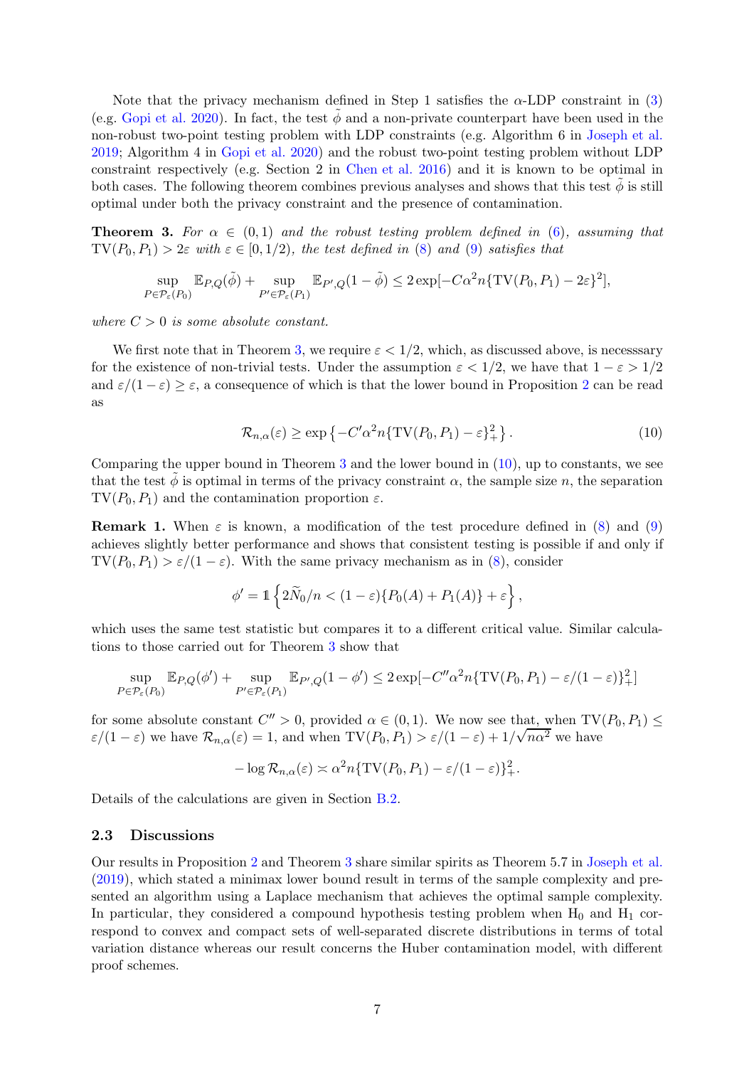Note that the privacy mechanism defined in Step 1 satisfies the $\alpha$-LDP constraint in (3) (e.g. Gopi et al. 2020). In fact, the test $\tilde{\phi}$ and a non-private counterpart have been used in the non-robust two-point testing problem with LDP constraints (e.g. Algorithm 6 in Joseph et al. 2019; Algorithm 4 in Gopi et al. 2020) and the robust two-point testing problem without LDP constraint respectively (e.g. Section 2 in Chen et al. 2016) and it is known to be optimal in both cases. The following theorem combines previous analyses and shows that this test $\tilde{\phi}$ is still optimal under both the privacy constraint and the presence of contamination.

**Theorem 3.** *For $\alpha \in (0, 1)$ and the robust testing problem defined in (6), assuming that $\mathrm{TV}(P_0, P_1) > 2\varepsilon$ with $\varepsilon \in [0, 1/2)$, the test defined in (8) and (9) satisfies that*

$$\sup_{P \in \mathcal{P}_\varepsilon(P_0)} \mathbb{E}_{P,Q}(\tilde{\phi}) + \sup_{P' \in \mathcal{P}_\varepsilon(P_1)} \mathbb{E}_{P',Q}(1 - \tilde{\phi}) \leq 2 \exp[-C\alpha^2 n \{\mathrm{TV}(P_0, P_1) - 2\varepsilon\}^2],$$

*where $C > 0$ is some absolute constant.*

We first note that in Theorem 3, we require $\varepsilon < 1/2$, which, as discussed above, is necesssary for the existence of non-trivial tests. Under the assumption $\varepsilon < 1/2$, we have that $1 - \varepsilon > 1/2$ and $\varepsilon/(1 - \varepsilon) \geq \varepsilon$, a consequence of which is that the lower bound in Proposition 2 can be read as

$$\mathcal{R}_{n,\alpha}(\varepsilon) \geq \exp\left\{-C'\alpha^2 n \{\mathrm{TV}(P_0, P_1) - \varepsilon\}_+^2\right\}. \tag{10}$$

Comparing the upper bound in Theorem 3 and the lower bound in (10), up to constants, we see that the test $\tilde{\phi}$ is optimal in terms of the privacy constraint $\alpha$, the sample size $n$, the separation $\mathrm{TV}(P_0, P_1)$ and the contamination proportion $\varepsilon$.

**Remark 1.** When $\varepsilon$ is known, a modification of the test procedure defined in (8) and (9) achieves slightly better performance and shows that consistent testing is possible if and only if $\mathrm{TV}(P_0, P_1) > \varepsilon/(1 - \varepsilon)$. With the same privacy mechanism as in (8), consider

$$\phi' = \mathbb{1}\left\{2\widetilde{N}_0/n < (1 - \varepsilon)\{P_0(A) + P_1(A)\} + \varepsilon\right\},$$

which uses the same test statistic but compares it to a different critical value. Similar calculations to those carried out for Theorem 3 show that

$$\sup_{P \in \mathcal{P}_\varepsilon(P_0)} \mathbb{E}_{P,Q}(\phi') + \sup_{P' \in \mathcal{P}_\varepsilon(P_1)} \mathbb{E}_{P',Q}(1 - \phi') \leq 2 \exp[-C''\alpha^2 n \{\mathrm{TV}(P_0, P_1) - \varepsilon/(1 - \varepsilon)\}_+^2]$$

for some absolute constant $C'' > 0$, provided $\alpha \in (0, 1)$. We now see that, when $\mathrm{TV}(P_0, P_1) \leq \varepsilon/(1 - \varepsilon)$ we have $\mathcal{R}_{n,\alpha}(\varepsilon) = 1$, and when $\mathrm{TV}(P_0, P_1) > \varepsilon/(1 - \varepsilon) + 1/\sqrt{n\alpha^2}$ we have

$$-\log \mathcal{R}_{n,\alpha}(\varepsilon) \asymp \alpha^2 n \{\mathrm{TV}(P_0, P_1) - \varepsilon/(1 - \varepsilon)\}_+^2.$$

Details of the calculations are given in Section B.2.

### 2.3 Discussions

Our results in Proposition 2 and Theorem 3 share similar spirits as Theorem 5.7 in Joseph et al. (2019), which stated a minimax lower bound result in terms of the sample complexity and presented an algorithm using a Laplace mechanism that achieves the optimal sample complexity. In particular, they considered a compound hypothesis testing problem when $\mathrm{H}_0$ and $\mathrm{H}_1$ correspond to convex and compact sets of well-separated discrete distributions in terms of total variation distance whereas our result concerns the Huber contamination model, with different proof schemes.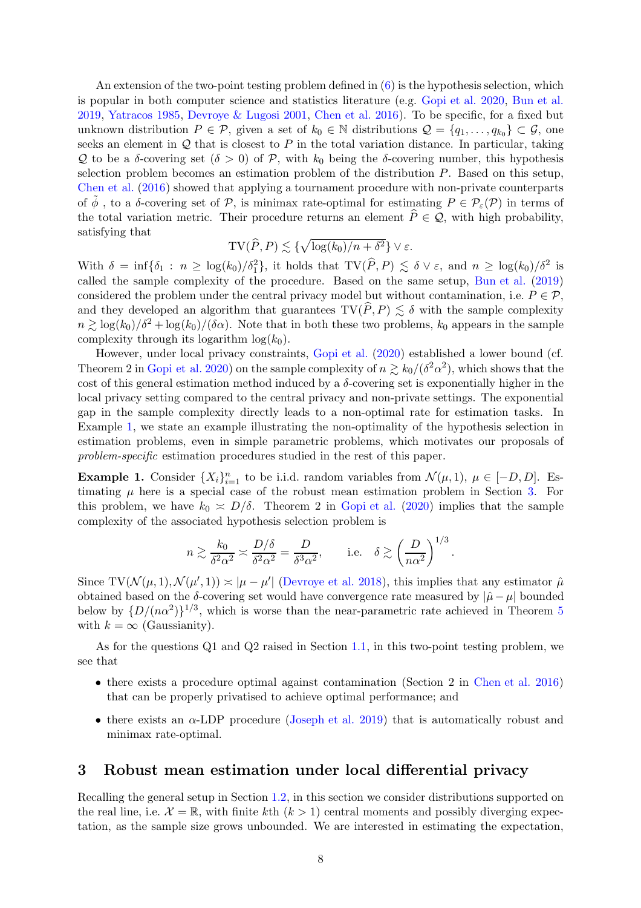An extension of the two-point testing problem defined in (6) is the hypothesis selection, which is popular in both computer science and statistics literature (e.g. Gopi et al. 2020, Bun et al. 2019, Yatracos 1985, Devroye & Lugosi 2001, Chen et al. 2016). To be specific, for a fixed but unknown distribution $P \in \mathcal{P}$, given a set of $k_0 \in \mathbb{N}$ distributions $\mathcal{Q} = \{q_1, \ldots, q_{k_0}\} \subset \mathcal{G}$, one seeks an element in $\mathcal{Q}$ that is closest to $P$ in the total variation distance. In particular, taking $\mathcal{Q}$ to be a $\delta$-covering set ($\delta > 0$) of $\mathcal{P}$, with $k_0$ being the $\delta$-covering number, this hypothesis selection problem becomes an estimation problem of the distribution $P$. Based on this setup, Chen et al. (2016) showed that applying a tournament procedure with non-private counterparts of $\tilde{\phi}$ , to a $\delta$-covering set of $\mathcal{P}$, is minimax rate-optimal for estimating $P \in \mathcal{P}_\varepsilon(\mathcal{P})$ in terms of the total variation metric. Their procedure returns an element $\widehat{P} \in \mathcal{Q}$, with high probability, satisfying that

$$\mathrm{TV}(\widehat{P}, P) \lesssim \{\sqrt{\log(k_0)/n + \delta^2}\} \vee \varepsilon.$$

With $\delta = \inf\{\delta_1 : n \geq \log(k_0)/\delta_1^2\}$, it holds that $\mathrm{TV}(\widehat{P}, P) \lesssim \delta \vee \varepsilon$, and $n \geq \log(k_0)/\delta^2$ is called the sample complexity of the procedure. Based on the same setup, Bun et al. (2019) considered the problem under the central privacy model but without contamination, i.e. $P \in \mathcal{P}$, and they developed an algorithm that guarantees $\mathrm{TV}(\widehat{P}, P) \lesssim \delta$ with the sample complexity $n \gtrsim \log(k_0)/\delta^2 + \log(k_0)/(\delta\alpha)$. Note that in both these two problems, $k_0$ appears in the sample complexity through its logarithm $\log(k_0)$.

However, under local privacy constraints, Gopi et al. (2020) established a lower bound (cf. Theorem 2 in Gopi et al. 2020) on the sample complexity of $n \gtrsim k_0/(\delta^2\alpha^2)$, which shows that the cost of this general estimation method induced by a $\delta$-covering set is exponentially higher in the local privacy setting compared to the central privacy and non-private settings. The exponential gap in the sample complexity directly leads to a non-optimal rate for estimation tasks. In Example 1, we state an example illustrating the non-optimality of the hypothesis selection in estimation problems, even in simple parametric problems, which motivates our proposals of *problem-specific* estimation procedures studied in the rest of this paper.

**Example 1.** Consider $\{X_i\}_{i=1}^n$ to be i.i.d. random variables from $\mathcal{N}(\mu, 1)$, $\mu \in [-D, D]$. Estimating $\mu$ here is a special case of the robust mean estimation problem in Section 3. For this problem, we have $k_0 \asymp D/\delta$. Theorem 2 in Gopi et al. (2020) implies that the sample complexity of the associated hypothesis selection problem is

$$n \gtrsim \frac{k_0}{\delta^2\alpha^2} \asymp \frac{D/\delta}{\delta^2\alpha^2} = \frac{D}{\delta^3\alpha^2}, \qquad \text{i.e.} \quad \delta \gtrsim \left(\frac{D}{n\alpha^2}\right)^{1/3}.$$

Since $\mathrm{TV}(\mathcal{N}(\mu, 1), \mathcal{N}(\mu', 1)) \asymp |\mu - \mu'|$ (Devroye et al. 2018), this implies that any estimator $\hat{\mu}$ obtained based on the $\delta$-covering set would have convergence rate measured by $|\hat{\mu} - \mu|$ bounded below by $\{D/(n\alpha^2)\}^{1/3}$, which is worse than the near-parametric rate achieved in Theorem 5 with $k = \infty$ (Gaussianity).

As for the questions Q1 and Q2 raised in Section 1.1, in this two-point testing problem, we see that

- there exists a procedure optimal against contamination (Section 2 in Chen et al. 2016) that can be properly privatised to achieve optimal performance; and
- there exists an $\alpha$-LDP procedure (Joseph et al. 2019) that is automatically robust and minimax rate-optimal.

## 3 Robust mean estimation under local differential privacy

Recalling the general setup in Section 1.2, in this section we consider distributions supported on the real line, i.e. $\mathcal{X} = \mathbb{R}$, with finite $k$th ($k > 1$) central moments and possibly diverging expectation, as the sample size grows unbounded. We are interested in estimating the expectation,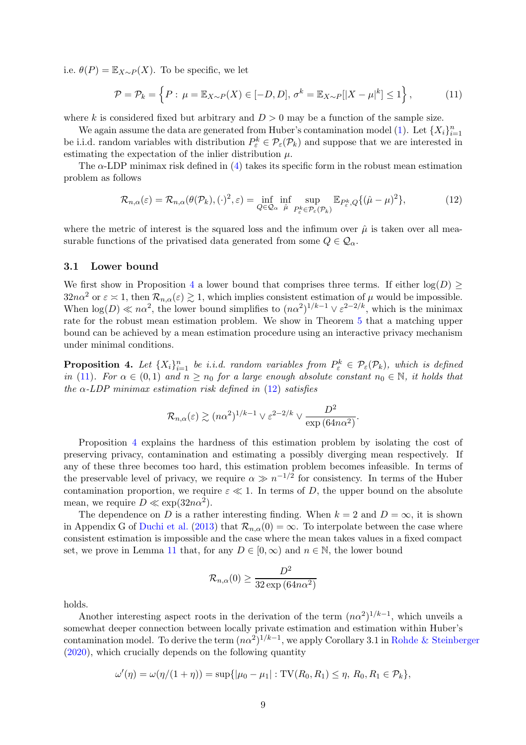i.e. $\theta(P) = \mathbb{E}_{X\sim P}(X)$. To be specific, we let

$$\mathcal{P} = \mathcal{P}_k = \left\{ P : \mu = \mathbb{E}_{X\sim P}(X) \in [-D, D], \, \sigma^k = \mathbb{E}_{X\sim P}[|X-\mu|^k] \leq 1 \right\}, \tag{11}$$

where $k$ is considered fixed but arbitrary and $D > 0$ may be a function of the sample size.

We again assume the data are generated from Huber's contamination model (1). Let $\{X_i\}_{i=1}^n$ be i.i.d. random variables with distribution $P_\varepsilon^k \in \mathcal{P}_\varepsilon(\mathcal{P}_k)$ and suppose that we are interested in estimating the expectation of the inlier distribution $\mu$.

The $\alpha$-LDP minimax risk defined in (4) takes its specific form in the robust mean estimation problem as follows

$$\mathcal{R}_{n,\alpha}(\varepsilon) = \mathcal{R}_{n,\alpha}(\theta(\mathcal{P}_k), (\cdot)^2, \varepsilon) = \inf_{Q\in\mathcal{Q}_\alpha} \inf_{\hat{\mu}} \sup_{P_\varepsilon^k \in \mathcal{P}_\varepsilon(\mathcal{P}_k)} \mathbb{E}_{P_\varepsilon^k, Q}\{(\hat{\mu} - \mu)^2\}, \tag{12}$$

where the metric of interest is the squared loss and the infimum over $\hat{\mu}$ is taken over all measurable functions of the privatised data generated from some $Q \in \mathcal{Q}_\alpha$.

### 3.1 Lower bound

We first show in Proposition 4 a lower bound that comprises three terms. If either $\log(D) \geq 32n\alpha^2$ or $\varepsilon \asymp 1$, then $\mathcal{R}_{n,\alpha}(\varepsilon) \gtrsim 1$, which implies consistent estimation of $\mu$ would be impossible. When $\log(D) \ll n\alpha^2$, the lower bound simplifies to $(n\alpha^2)^{1/k-1} \vee \varepsilon^{2-2/k}$, which is the minimax rate for the robust mean estimation problem. We show in Theorem 5 that a matching upper bound can be achieved by a mean estimation procedure using an interactive privacy mechanism under minimal conditions.

**Proposition 4.** *Let $\{X_i\}_{i=1}^n$ be i.i.d. random variables from $P_\varepsilon^k \in \mathcal{P}_\varepsilon(\mathcal{P}_k)$, which is defined in (11). For $\alpha \in (0, 1)$ and $n \geq n_0$ for a large enough absolute constant $n_0 \in \mathbb{N}$, it holds that the $\alpha$-LDP minimax estimation risk defined in (12) satisfies*

$$\mathcal{R}_{n,\alpha}(\varepsilon) \gtrsim (n\alpha^2)^{1/k-1} \vee \varepsilon^{2-2/k} \vee \frac{D^2}{\exp(64n\alpha^2)}.$$

Proposition 4 explains the hardness of this estimation problem by isolating the cost of preserving privacy, contamination and estimating a possibly diverging mean respectively. If any of these three becomes too hard, this estimation problem becomes infeasible. In terms of the preservable level of privacy, we require $\alpha \gg n^{-1/2}$ for consistency. In terms of the Huber contamination proportion, we require $\varepsilon \ll 1$. In terms of $D$, the upper bound on the absolute mean, we require $D \ll \exp(32n\alpha^2)$.

The dependence on $D$ is a rather interesting finding. When $k = 2$ and $D = \infty$, it is shown in Appendix G of Duchi et al. (2013) that $\mathcal{R}_{n,\alpha}(0) = \infty$. To interpolate between the case where consistent estimation is impossible and the case where the mean takes values in a fixed compact set, we prove in Lemma 11 that, for any $D \in [0, \infty)$ and $n \in \mathbb{N}$, the lower bound

$$\mathcal{R}_{n,\alpha}(0) \geq \frac{D^2}{32 \exp(64n\alpha^2)}$$

holds.

Another interesting aspect roots in the derivation of the term $(n\alpha^2)^{1/k-1}$, which unveils a somewhat deeper connection between locally private estimation and estimation within Huber's contamination model. To derive the term $(n\alpha^2)^{1/k-1}$, we apply Corollary 3.1 in Rohde & Steinberger (2020), which crucially depends on the following quantity

$$\omega'(\eta) = \omega(\eta/(1+\eta)) = \sup\{|\mu_0 - \mu_1| : \mathrm{TV}(R_0, R_1) \leq \eta, \, R_0, R_1 \in \mathcal{P}_k\},$$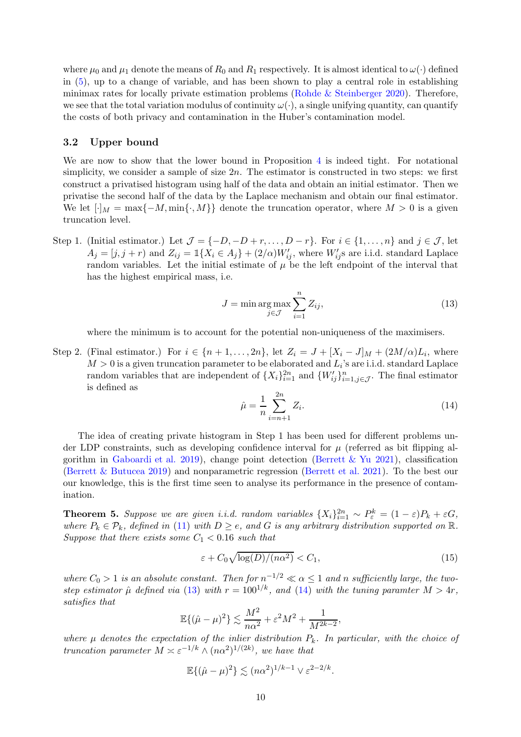where $\mu_0$ and $\mu_1$ denote the means of $R_0$ and $R_1$ respectively. It is almost identical to $\omega(\cdot)$ defined in (5), up to a change of variable, and has been shown to play a central role in establishing minimax rates for locally private estimation problems (Rohde & Steinberger 2020). Therefore, we see that the total variation modulus of continuity $\omega(\cdot)$, a single unifying quantity, can quantify the costs of both privacy and contamination in the Huber's contamination model.

### 3.2 Upper bound

We are now to show that the lower bound in Proposition 4 is indeed tight. For notational simplicity, we consider a sample of size $2n$. The estimator is constructed in two steps: we first construct a privatised histogram using half of the data and obtain an initial estimator. Then we privatise the second half of the data by the Laplace mechanism and obtain our final estimator. We let $[\cdot]_M = \max\{-M, \min\{\cdot, M\}\}$ denote the truncation operator, where $M > 0$ is a given truncation level.

Step 1. (Initial estimator.) Let $\mathcal{J} = \{-D, -D+r, \ldots, D-r\}$. For $i \in \{1, \ldots, n\}$ and $j \in \mathcal{J}$, let $A_j = [j, j+r)$ and $Z_{ij} = \mathbb{1}\{X_i \in A_j\} + (2/\alpha)W'_{ij}$, where $W'_{ij}$s are i.i.d. standard Laplace random variables. Let the initial estimate of $\mu$ be the left endpoint of the interval that has the highest empirical mass, i.e.

$$J = \min \arg\max_{j \in \mathcal{J}} \sum_{i=1}^{n} Z_{ij}, \tag{13}$$

where the minimum is to account for the potential non-uniqueness of the maximisers.

Step 2. (Final estimator.) For $i \in \{n+1, \ldots, 2n\}$, let $Z_i = J + [X_i - J]_M + (2M/\alpha)L_i$, where $M > 0$ is a given truncation parameter to be elaborated and $L_i$'s are i.i.d. standard Laplace random variables that are independent of $\{X_i\}_{i=1}^{2n}$ and $\{W'_{ij}\}_{i=1, j\in\mathcal{J}}^{n}$. The final estimator is defined as

$$\hat{\mu} = \frac{1}{n} \sum_{i=n+1}^{2n} Z_i. \tag{14}$$

The idea of creating private histogram in Step 1 has been used for different problems under LDP constraints, such as developing confidence interval for $\mu$ (referred as bit flipping algorithm in Gaboardi et al. 2019), change point detection (Berrett & Yu 2021), classification (Berrett & Butucea 2019) and nonparametric regression (Berrett et al. 2021). To the best our our knowledge, this is the first time seen to analyse its performance in the presence of contamination.

**Theorem 5.** *Suppose we are given i.i.d. random variables $\{X_i\}_{i=1}^{2n} \sim P_\varepsilon^k = (1-\varepsilon)P_k + \varepsilon G$, where $P_k \in \mathcal{P}_k$, defined in (11) with $D \geq e$, and $G$ is any arbitrary distribution supported on $\mathbb{R}$. Suppose that there exists some $C_1 < 0.16$ such that*

$$\varepsilon + C_0\sqrt{\log(D)/(n\alpha^2)} < C_1, \tag{15}$$

*where $C_0 > 1$ is an absolute constant. Then for $n^{-1/2} \ll \alpha \leq 1$ and $n$ sufficiently large, the two-step estimator $\hat{\mu}$ defined via (13) with $r = 100^{1/k}$, and (14) with the tuning paramter $M > 4r$, satisfies that*

$$\mathbb{E}\{(\hat{\mu} - \mu)^2\} \lesssim \frac{M^2}{n\alpha^2} + \varepsilon^2 M^2 + \frac{1}{M^{2k-2}},$$

*where $\mu$ denotes the expectation of the inlier distribution $P_k$. In particular, with the choice of truncation parameter $M \asymp \varepsilon^{-1/k} \wedge (n\alpha^2)^{1/(2k)}$, we have that*

$$\mathbb{E}\{(\hat{\mu} - \mu)^2\} \lesssim (n\alpha^2)^{1/k-1} \vee \varepsilon^{2-2/k}.$$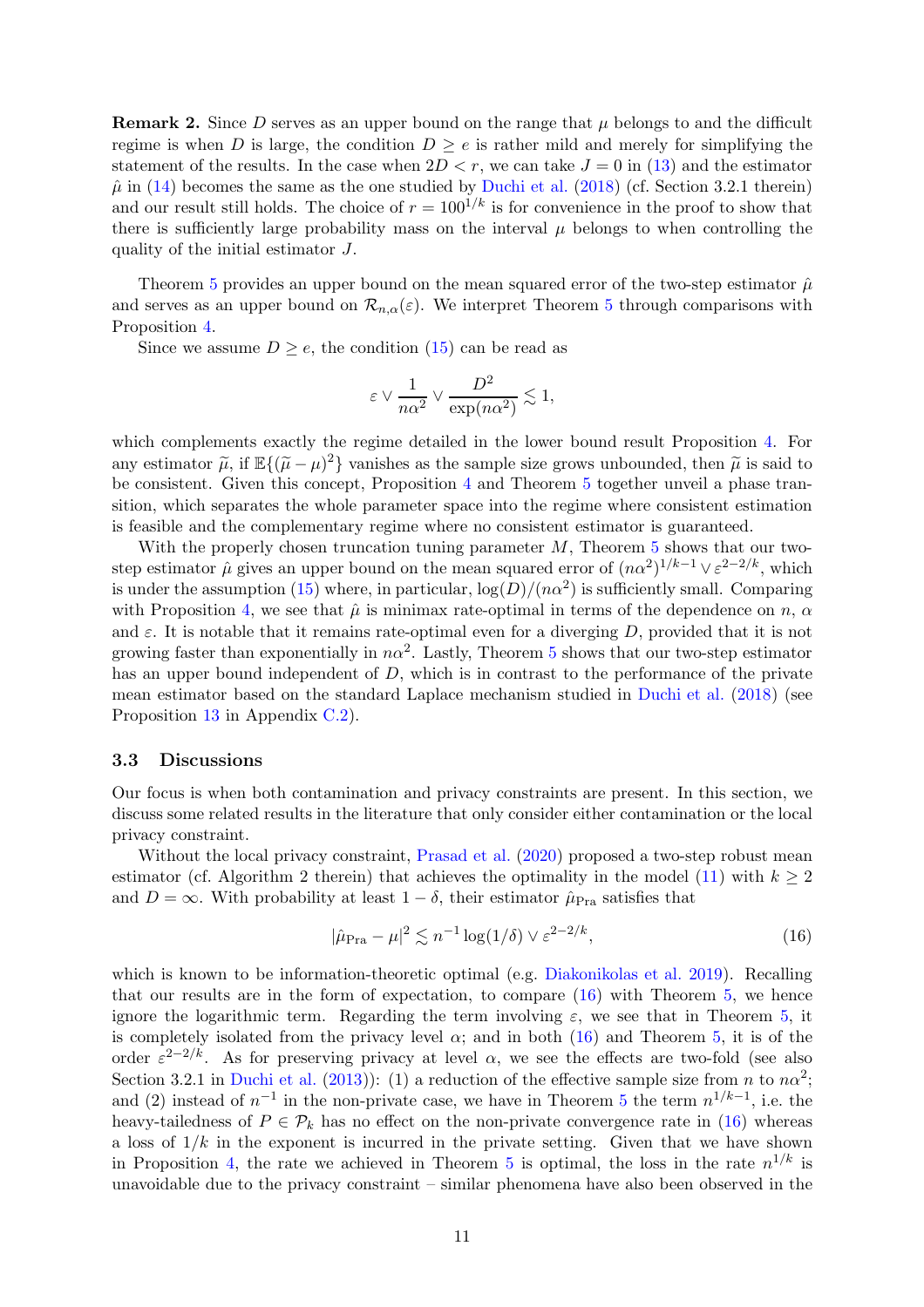**Remark 2.** Since $D$ serves as an upper bound on the range that $\mu$ belongs to and the difficult regime is when $D$ is large, the condition $D \geq e$ is rather mild and merely for simplifying the statement of the results. In the case when $2D < r$, we can take $J = 0$ in (13) and the estimator $\hat{\mu}$ in (14) becomes the same as the one studied by Duchi et al. (2018) (cf. Section 3.2.1 therein) and our result still holds. The choice of $r = 100^{1/k}$ is for convenience in the proof to show that there is sufficiently large probability mass on the interval $\mu$ belongs to when controlling the quality of the initial estimator $J$.

Theorem 5 provides an upper bound on the mean squared error of the two-step estimator $\hat{\mu}$ and serves as an upper bound on $\mathcal{R}_{n,\alpha}(\varepsilon)$. We interpret Theorem 5 through comparisons with Proposition 4.

Since we assume $D \geq e$, the condition (15) can be read as

$$\varepsilon \vee \frac{1}{n\alpha^2} \vee \frac{D^2}{\exp(n\alpha^2)} \lesssim 1,$$

which complements exactly the regime detailed in the lower bound result Proposition 4. For any estimator $\widetilde{\mu}$, if $\mathbb{E}\{(\widetilde{\mu} - \mu)^2\}$ vanishes as the sample size grows unbounded, then $\widetilde{\mu}$ is said to be consistent. Given this concept, Proposition 4 and Theorem 5 together unveil a phase transition, which separates the whole parameter space into the regime where consistent estimation is feasible and the complementary regime where no consistent estimator is guaranteed.

With the properly chosen truncation tuning parameter $M$, Theorem 5 shows that our two-step estimator $\hat{\mu}$ gives an upper bound on the mean squared error of $(n\alpha^2)^{1/k-1} \vee \varepsilon^{2-2/k}$, which is under the assumption (15) where, in particular, $\log(D)/(n\alpha^2)$ is sufficiently small. Comparing with Proposition 4, we see that $\hat{\mu}$ is minimax rate-optimal in terms of the dependence on $n$, $\alpha$ and $\varepsilon$. It is notable that it remains rate-optimal even for a diverging $D$, provided that it is not growing faster than exponentially in $n\alpha^2$. Lastly, Theorem 5 shows that our two-step estimator has an upper bound independent of $D$, which is in contrast to the performance of the private mean estimator based on the standard Laplace mechanism studied in Duchi et al. (2018) (see Proposition 13 in Appendix C.2).

### 3.3 Discussions

Our focus is when both contamination and privacy constraints are present. In this section, we discuss some related results in the literature that only consider either contamination or the local privacy constraint.

Without the local privacy constraint, Prasad et al. (2020) proposed a two-step robust mean estimator (cf. Algorithm 2 therein) that achieves the optimality in the model (11) with $k \geq 2$ and $D = \infty$. With probability at least $1 - \delta$, their estimator $\hat{\mu}_{\mathrm{Pra}}$ satisfies that

$$|\hat{\mu}_{\mathrm{Pra}} - \mu|^2 \lesssim n^{-1} \log(1/\delta) \vee \varepsilon^{2-2/k}, \tag{16}$$

which is known to be information-theoretic optimal (e.g. Diakonikolas et al. 2019). Recalling that our results are in the form of expectation, to compare (16) with Theorem 5, we hence ignore the logarithmic term. Regarding the term involving $\varepsilon$, we see that in Theorem 5, it is completely isolated from the privacy level $\alpha$; and in both (16) and Theorem 5, it is of the order $\varepsilon^{2-2/k}$. As for preserving privacy at level $\alpha$, we see the effects are two-fold (see also Section 3.2.1 in Duchi et al. (2013)): (1) a reduction of the effective sample size from $n$ to $n\alpha^2$; and (2) instead of $n^{-1}$ in the non-private case, we have in Theorem 5 the term $n^{1/k-1}$, i.e. the heavy-tailedness of $P \in \mathcal{P}_k$ has no effect on the non-private convergence rate in (16) whereas a loss of $1/k$ in the exponent is incurred in the private setting. Given that we have shown in Proposition 4, the rate we achieved in Theorem 5 is optimal, the loss in the rate $n^{1/k}$ is unavoidable due to the privacy constraint – similar phenomena have also been observed in the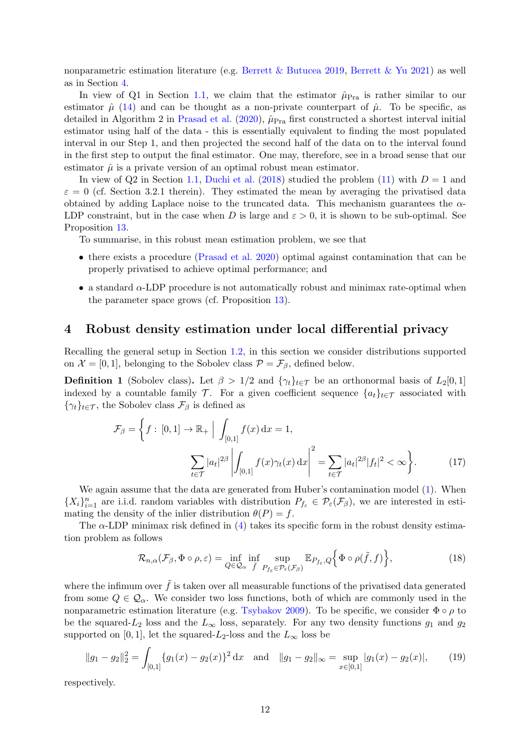nonparametric estimation literature (e.g. Berrett & Butucea 2019, Berrett & Yu 2021) as well as in Section 4.

In view of Q1 in Section 1.1, we claim that the estimator $\hat{\mu}_{\mathrm{Pra}}$ is rather similar to our estimator $\hat{\mu}$ (14) and can be thought as a non-private counterpart of $\hat{\mu}$. To be specific, as detailed in Algorithm 2 in Prasad et al. (2020), $\hat{\mu}_{\mathrm{Pra}}$ first constructed a shortest interval initial estimator using half of the data - this is essentially equivalent to finding the most populated interval in our Step 1, and then projected the second half of the data on to the interval found in the first step to output the final estimator. One may, therefore, see in a broad sense that our estimator $\hat{\mu}$ is a private version of an optimal robust mean estimator.

In view of Q2 in Section 1.1, Duchi et al. (2018) studied the problem (11) with $D = 1$ and $\varepsilon = 0$ (cf. Section 3.2.1 therein). They estimated the mean by averaging the privatised data obtained by adding Laplace noise to the truncated data. This mechanism guarantees the $\alpha$-LDP constraint, but in the case when $D$ is large and $\varepsilon > 0$, it is shown to be sub-optimal. See Proposition 13.

To summarise, in this robust mean estimation problem, we see that

- there exists a procedure (Prasad et al. 2020) optimal against contamination that can be properly privatised to achieve optimal performance; and
- a standard $\alpha$-LDP procedure is not automatically robust and minimax rate-optimal when the parameter space grows (cf. Proposition 13).

## 4 Robust density estimation under local differential privacy

Recalling the general setup in Section 1.2, in this section we consider distributions supported on $\mathcal{X} = [0, 1]$, belonging to the Sobolev class $\mathcal{P} = \mathcal{F}_\beta$, defined below.

**Definition 1** (Sobolev class). Let $\beta > 1/2$ and $\{\gamma_t\}_{t\in\mathcal{T}}$ be an orthonormal basis of $L_2[0, 1]$ indexed by a countable family $\mathcal{T}$. For a given coefficient sequence $\{a_t\}_{t\in\mathcal{T}}$ associated with $\{\gamma_t\}_{t\in\mathcal{T}}$, the Sobolev class $\mathcal{F}_\beta$ is defined as

$$\mathcal{F}_\beta = \bigg\{ f:\, [0,1] \to \mathbb{R}_+ \,\Big|\, \int_{[0,1]} f(x)\,\mathrm{d}x = 1, \\ \sum_{t\in\mathcal{T}} |a_t|^{2\beta} \left| \int_{[0,1]} f(x)\gamma_t(x)\,\mathrm{d}x \right|^2 = \sum_{t\in\mathcal{T}} |a_t|^{2\beta} |f_t|^2 < \infty \bigg\}. \tag{17}$$

We again assume that the data are generated from Huber's contamination model (1). When $\{X_i\}_{i=1}^n$ are i.i.d. random variables with distribution $P_{f_\varepsilon} \in \mathcal{P}_\varepsilon(\mathcal{F}_\beta)$, we are interested in estimating the density of the inlier distribution $\theta(P) = f$.

The $\alpha$-LDP minimax risk defined in (4) takes its specific form in the robust density estimation problem as follows

$$\mathcal{R}_{n,\alpha}(\mathcal{F}_\beta, \Phi\circ\rho, \varepsilon) = \inf_{Q\in\mathcal{Q}_\alpha} \inf_{\tilde{f}} \sup_{P_{f_\varepsilon}\in\mathcal{P}_\varepsilon(\mathcal{F}_\beta)} \mathbb{E}_{P_{f_\varepsilon},Q}\Big\{ \Phi\circ\rho(\tilde{f}, f) \Big\}, \tag{18}$$

where the infimum over $\tilde{f}$ is taken over all measurable functions of the privatised data generated from some $Q \in \mathcal{Q}_\alpha$. We consider two loss functions, both of which are commonly used in the nonparametric estimation literature (e.g. Tsybakov 2009). To be specific, we consider $\Phi\circ\rho$ to be the squared-$L_2$ loss and the $L_\infty$ loss, separately. For any two density functions $g_1$ and $g_2$ supported on $[0, 1]$, let the squared-$L_2$-loss and the $L_\infty$ loss be

$$\|g_1 - g_2\|_2^2 = \int_{[0,1]} \{g_1(x) - g_2(x)\}^2\,\mathrm{d}x \quad \text{and} \quad \|g_1 - g_2\|_\infty = \sup_{x\in[0,1]} |g_1(x) - g_2(x)|, \tag{19}$$

respectively.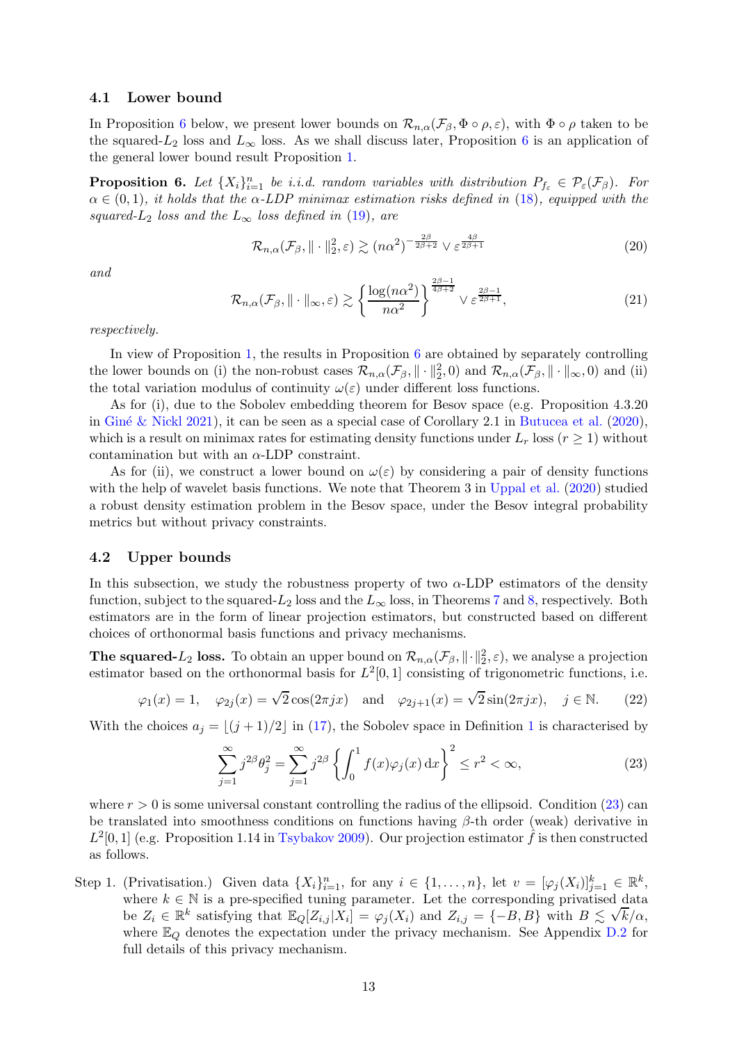### 4.1 Lower bound

In Proposition 6 below, we present lower bounds on $\mathcal{R}_{n,\alpha}(\mathcal{F}_\beta, \Phi \circ \rho, \varepsilon)$, with $\Phi \circ \rho$ taken to be the squared-$L_2$ loss and $L_\infty$ loss. As we shall discuss later, Proposition 6 is an application of the general lower bound result Proposition 1.

**Proposition 6.** *Let $\{X_i\}_{i=1}^n$ be i.i.d. random variables with distribution $P_{f_\varepsilon} \in \mathcal{P}_\varepsilon(\mathcal{F}_\beta)$. For $\alpha \in (0,1)$, it holds that the $\alpha$-LDP minimax estimation risks defined in (18), equipped with the squared-$L_2$ loss and the $L_\infty$ loss defined in (19), are*

$$\mathcal{R}_{n,\alpha}(\mathcal{F}_\beta, \|\cdot\|_2^2, \varepsilon) \gtrsim (n\alpha^2)^{-\frac{2\beta}{2\beta+2}} \vee \varepsilon^{\frac{4\beta}{2\beta+1}} \tag{20}$$

*and*

$$\mathcal{R}_{n,\alpha}(\mathcal{F}_\beta, \|\cdot\|_\infty, \varepsilon) \gtrsim \left\{\frac{\log(n\alpha^2)}{n\alpha^2}\right\}^{\frac{2\beta-1}{4\beta+2}} \vee \varepsilon^{\frac{2\beta-1}{2\beta+1}}, \tag{21}$$

*respectively.*

In view of Proposition 1, the results in Proposition 6 are obtained by separately controlling the lower bounds on (i) the non-robust cases $\mathcal{R}_{n,\alpha}(\mathcal{F}_\beta, \|\cdot\|_2^2, 0)$ and $\mathcal{R}_{n,\alpha}(\mathcal{F}_\beta, \|\cdot\|_\infty, 0)$ and (ii) the total variation modulus of continuity $\omega(\varepsilon)$ under different loss functions.

As for (i), due to the Sobolev embedding theorem for Besov space (e.g. Proposition 4.3.20 in Giné & Nickl 2021), it can be seen as a special case of Corollary 2.1 in Butucea et al. (2020), which is a result on minimax rates for estimating density functions under $L_r$ loss ($r \geq 1$) without contamination but with an $\alpha$-LDP constraint.

As for (ii), we construct a lower bound on $\omega(\varepsilon)$ by considering a pair of density functions with the help of wavelet basis functions. We note that Theorem 3 in Uppal et al. (2020) studied a robust density estimation problem in the Besov space, under the Besov integral probability metrics but without privacy constraints.

### 4.2 Upper bounds

In this subsection, we study the robustness property of two $\alpha$-LDP estimators of the density function, subject to the squared-$L_2$ loss and the $L_\infty$ loss, in Theorems 7 and 8, respectively. Both estimators are in the form of linear projection estimators, but constructed based on different choices of orthonormal basis functions and privacy mechanisms.

**The squared-$L_2$ loss.** To obtain an upper bound on $\mathcal{R}_{n,\alpha}(\mathcal{F}_\beta, \|\cdot\|_2^2, \varepsilon)$, we analyse a projection estimator based on the orthonormal basis for $L^2[0,1]$ consisting of trigonometric functions, i.e.

$$\varphi_1(x) = 1, \quad \varphi_{2j}(x) = \sqrt{2}\cos(2\pi jx) \quad \text{and} \quad \varphi_{2j+1}(x) = \sqrt{2}\sin(2\pi jx), \quad j \in \mathbb{N}. \tag{22}$$

With the choices $a_j = \lfloor (j+1)/2 \rfloor$ in (17), the Sobolev space in Definition 1 is characterised by

$$\sum_{j=1}^\infty j^{2\beta}\theta_j^2 = \sum_{j=1}^\infty j^{2\beta}\left\{\int_0^1 f(x)\varphi_j(x)\,\mathrm{d}x\right\}^2 \leq r^2 < \infty, \tag{23}$$

where $r > 0$ is some universal constant controlling the radius of the ellipsoid. Condition (23) can be translated into smoothness conditions on functions having $\beta$-th order (weak) derivative in $L^2[0,1]$ (e.g. Proposition 1.14 in Tsybakov 2009). Our projection estimator $\hat{f}$ is then constructed as follows.

Step 1. (Privatisation.) Given data $\{X_i\}_{i=1}^n$, for any $i \in \{1, \ldots, n\}$, let $v = [\varphi_j(X_i)]_{j=1}^k \in \mathbb{R}^k$, where $k \in \mathbb{N}$ is a pre-specified tuning parameter. Let the corresponding privatised data be $Z_i \in \mathbb{R}^k$ satisfying that $\mathbb{E}_Q[Z_{i,j}|X_i] = \varphi_j(X_i)$ and $Z_{i,j} = \{-B, B\}$ with $B \lesssim \sqrt{k}/\alpha$, where $\mathbb{E}_Q$ denotes the expectation under the privacy mechanism. See Appendix D.2 for full details of this privacy mechanism.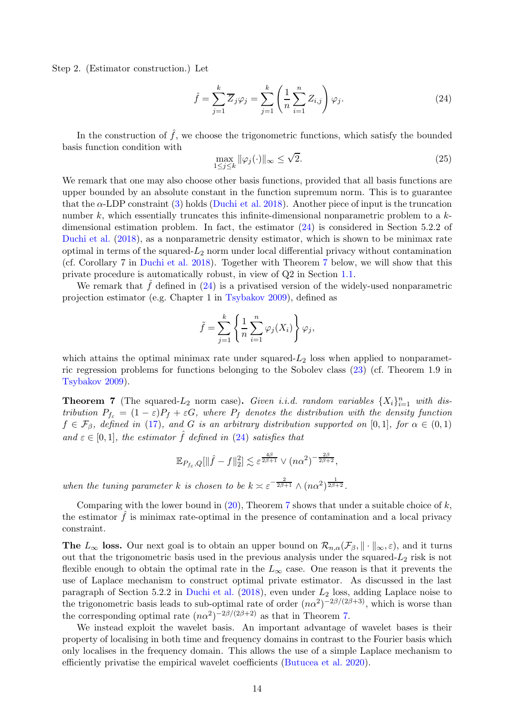Step 2. (Estimator construction.) Let

$$
\hat{f} = \sum_{j=1}^{k} \overline{Z}_j \varphi_j = \sum_{j=1}^{k} \left( \frac{1}{n} \sum_{i=1}^{n} Z_{i,j} \right) \varphi_j. \tag{24}
$$

In the construction of $\hat{f}$, we choose the trigonometric functions, which satisfy the bounded basis function condition with

$$
\max_{1 \le j \le k} \|\varphi_j(\cdot)\|_\infty \le \sqrt{2}. \tag{25}
$$

We remark that one may also choose other basis functions, provided that all basis functions are upper bounded by an absolute constant in the function supremum norm. This is to guarantee that the $\alpha$-LDP constraint (3) holds (Duchi et al. 2018). Another piece of input is the truncation number $k$, which essentially truncates this infinite-dimensional nonparametric problem to a $k$-dimensional estimation problem. In fact, the estimator (24) is considered in Section 5.2.2 of Duchi et al. (2018), as a nonparametric density estimator, which is shown to be minimax rate optimal in terms of the squared-$L_2$ norm under local differential privacy without contamination (cf. Corollary 7 in Duchi et al. 2018). Together with Theorem 7 below, we will show that this private procedure is automatically robust, in view of Q2 in Section 1.1.

We remark that $\hat{f}$ defined in (24) is a privatised version of the widely-used nonparametric projection estimator (e.g. Chapter 1 in Tsybakov 2009), defined as

$$
\tilde{f} = \sum_{j=1}^{k} \left\{ \frac{1}{n} \sum_{i=1}^{n} \varphi_j(X_i) \right\} \varphi_j,
$$

which attains the optimal minimax rate under squared-$L_2$ loss when applied to nonparametric regression problems for functions belonging to the Sobolev class (23) (cf. Theorem 1.9 in Tsybakov 2009).

**Theorem 7** (The squared-$L_2$ norm case)**.** *Given i.i.d. random variables $\{X_i\}_{i=1}^n$ with distribution $P_{f_\varepsilon} = (1-\varepsilon)P_f + \varepsilon G$, where $P_f$ denotes the distribution with the density function $f \in \mathcal{F}_\beta$, defined in (17), and $G$ is an arbitrary distribution supported on $[0,1]$, for $\alpha \in (0,1)$ and $\varepsilon \in [0,1]$, the estimator $\hat{f}$ defined in (24) satisfies that*

$$
\mathbb{E}_{P_{f_\varepsilon},Q}[\|\hat{f} - f\|_2^2] \lesssim \varepsilon^{\frac{4\beta}{2\beta+1}} \vee (n\alpha^2)^{-\frac{2\beta}{2\beta+2}},
$$

*when the tuning parameter $k$ is chosen to be $k \asymp \varepsilon^{-\frac{2}{2\beta+1}} \wedge (n\alpha^2)^{\frac{1}{2\beta+2}}$.*

Comparing with the lower bound in (20), Theorem 7 shows that under a suitable choice of $k$, the estimator $\hat{f}$ is minimax rate-optimal in the presence of contamination and a local privacy constraint.

**The $L_\infty$ loss.** Our next goal is to obtain an upper bound on $\mathcal{R}_{n,\alpha}(\mathcal{F}_\beta, \|\cdot\|_\infty, \varepsilon)$, and it turns out that the trigonometric basis used in the previous analysis under the squared-$L_2$ risk is not flexible enough to obtain the optimal rate in the $L_\infty$ case. One reason is that it prevents the use of Laplace mechanism to construct optimal private estimator. As discussed in the last paragraph of Section 5.2.2 in Duchi et al. (2018), even under $L_2$ loss, adding Laplace noise to the trigonometric basis leads to sub-optimal rate of order $(n\alpha^2)^{-2\beta/(2\beta+3)}$, which is worse than the corresponding optimal rate $(n\alpha^2)^{-2\beta/(2\beta+2)}$ as that in Theorem 7.

We instead exploit the wavelet basis. An important advantage of wavelet bases is their property of localising in both time and frequency domains in contrast to the Fourier basis which only localises in the frequency domain. This allows the use of a simple Laplace mechanism to efficiently privatise the empirical wavelet coefficients (Butucea et al. 2020).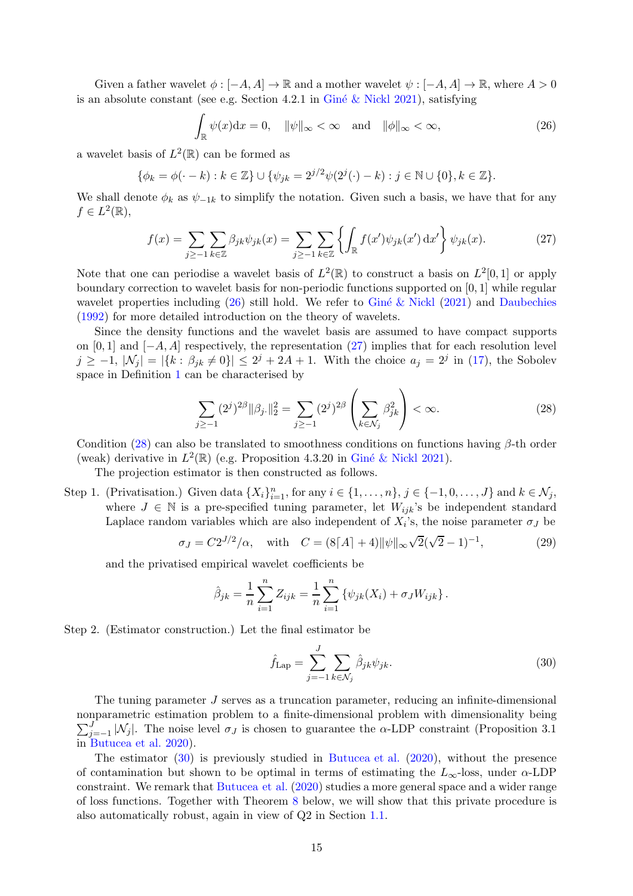Given a father wavelet $\phi : [-A, A] \to \mathbb{R}$ and a mother wavelet $\psi : [-A, A] \to \mathbb{R}$, where $A > 0$ is an absolute constant (see e.g. Section 4.2.1 in Giné & Nickl 2021), satisfying

$$\int_{\mathbb{R}} \psi(x) \mathrm{d}x = 0, \quad \|\psi\|_\infty < \infty \quad \text{and} \quad \|\phi\|_\infty < \infty, \tag{26}$$

a wavelet basis of $L^2(\mathbb{R})$ can be formed as

$$\{\phi_k = \phi(\cdot - k) : k \in \mathbb{Z}\} \cup \{\psi_{jk} = 2^{j/2}\psi(2^j(\cdot) - k) : j \in \mathbb{N} \cup \{0\}, k \in \mathbb{Z}\}.$$

We shall denote $\phi_k$ as $\psi_{-1k}$ to simplify the notation. Given such a basis, we have that for any $f \in L^2(\mathbb{R})$,

$$f(x) = \sum_{j \geq -1} \sum_{k \in \mathbb{Z}} \beta_{jk}\psi_{jk}(x) = \sum_{j \geq -1} \sum_{k \in \mathbb{Z}} \left\{ \int_{\mathbb{R}} f(x')\psi_{jk}(x')\, \mathrm{d}x' \right\} \psi_{jk}(x). \tag{27}$$

Note that one can periodise a wavelet basis of $L^2(\mathbb{R})$ to construct a basis on $L^2[0, 1]$ or apply boundary correction to wavelet basis for non-periodic functions supported on $[0, 1]$ while regular wavelet properties including (26) still hold. We refer to Giné & Nickl (2021) and Daubechies (1992) for more detailed introduction on the theory of wavelets.

Since the density functions and the wavelet basis are assumed to have compact supports on $[0, 1]$ and $[-A, A]$ respectively, the representation (27) implies that for each resolution level $j \geq -1$, $|\mathcal{N}_j| = |\{k : \beta_{jk} \neq 0\}| \leq 2^j + 2A + 1$. With the choice $a_j = 2^j$ in (17), the Sobolev space in Definition 1 can be characterised by

$$\sum_{j \geq -1} (2^j)^{2\beta} \|\beta_{j\cdot}\|_2^2 = \sum_{j \geq -1} (2^j)^{2\beta} \left( \sum_{k \in \mathcal{N}_j} \beta_{jk}^2 \right) < \infty. \tag{28}$$

Condition (28) can also be translated to smoothness conditions on functions having $\beta$-th order (weak) derivative in $L^2(\mathbb{R})$ (e.g. Proposition 4.3.20 in Giné & Nickl 2021).

The projection estimator is then constructed as follows.

Step 1. (Privatisation.) Given data $\{X_i\}_{i=1}^n$, for any $i \in \{1, \ldots, n\}$, $j \in \{-1, 0, \ldots, J\}$ and $k \in \mathcal{N}_j$, where $J \in \mathbb{N}$ is a pre-specified tuning parameter, let $W_{ijk}$'s be independent standard Laplace random variables which are also independent of $X_i$'s, the noise parameter $\sigma_J$ be

$$\sigma_J = C2^{J/2}/\alpha, \quad \text{with} \quad C = (8\lceil A \rceil + 4)\|\psi\|_\infty \sqrt{2}(\sqrt{2} - 1)^{-1}, \tag{29}$$

and the privatised empirical wavelet coefficients be

$$\hat{\beta}_{jk} = \frac{1}{n} \sum_{i=1}^n Z_{ijk} = \frac{1}{n} \sum_{i=1}^n \{\psi_{jk}(X_i) + \sigma_J W_{ijk}\}.$$

Step 2. (Estimator construction.) Let the final estimator be

$$\hat{f}_{\mathrm{Lap}} = \sum_{j=-1}^{J} \sum_{k \in \mathcal{N}_j} \hat{\beta}_{jk}\psi_{jk}. \tag{30}$$

The tuning parameter $J$ serves as a truncation parameter, reducing an infinite-dimensional nonparametric estimation problem to a finite-dimensional problem with dimensionality being $\sum_{j=-1}^{J} |\mathcal{N}_j|$. The noise level $\sigma_J$ is chosen to guarantee the $\alpha$-LDP constraint (Proposition 3.1 in Butucea et al. 2020).

The estimator (30) is previously studied in Butucea et al. (2020), without the presence of contamination but shown to be optimal in terms of estimating the $L_\infty$-loss, under $\alpha$-LDP constraint. We remark that Butucea et al. (2020) studies a more general space and a wider range of loss functions. Together with Theorem 8 below, we will show that this private procedure is also automatically robust, again in view of Q2 in Section 1.1.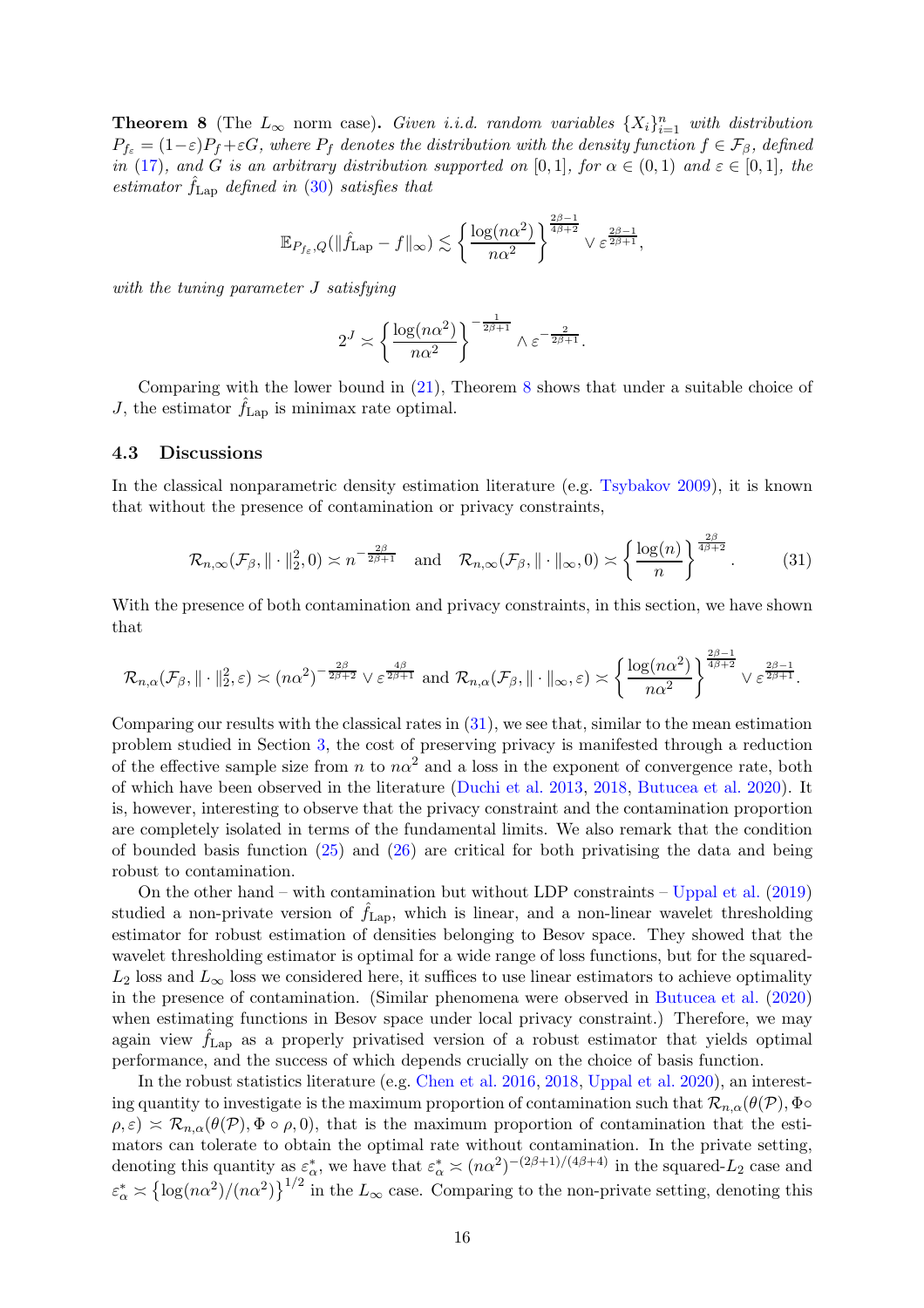**Theorem 8** (The $L_\infty$ norm case)**.** *Given i.i.d. random variables $\{X_i\}_{i=1}^n$ with distribution $P_{f_\varepsilon} = (1-\varepsilon)P_f + \varepsilon G$, where $P_f$ denotes the distribution with the density function $f \in \mathcal{F}_\beta$, defined in (17), and $G$ is an arbitrary distribution supported on $[0,1]$, for $\alpha \in (0,1)$ and $\varepsilon \in [0,1]$, the estimator $\hat{f}_{\mathrm{Lap}}$ defined in (30) satisfies that*

$$\mathbb{E}_{P_{f_\varepsilon},Q}(\|\hat{f}_{\mathrm{Lap}} - f\|_\infty) \lesssim \left\{\frac{\log(n\alpha^2)}{n\alpha^2}\right\}^{\frac{2\beta-1}{4\beta+2}} \vee \varepsilon^{\frac{2\beta-1}{2\beta+1}},$$

*with the tuning parameter $J$ satisfying*

$$2^J \asymp \left\{\frac{\log(n\alpha^2)}{n\alpha^2}\right\}^{-\frac{1}{2\beta+1}} \wedge \varepsilon^{-\frac{2}{2\beta+1}}.$$

Comparing with the lower bound in (21), Theorem 8 shows that under a suitable choice of $J$, the estimator $\hat{f}_{\mathrm{Lap}}$ is minimax rate optimal.

### 4.3 Discussions

In the classical nonparametric density estimation literature (e.g. Tsybakov 2009), it is known that without the presence of contamination or privacy constraints,

$$\mathcal{R}_{n,\infty}(\mathcal{F}_\beta, \|\cdot\|_2^2, 0) \asymp n^{-\frac{2\beta}{2\beta+1}} \quad \text{and} \quad \mathcal{R}_{n,\infty}(\mathcal{F}_\beta, \|\cdot\|_\infty, 0) \asymp \left\{\frac{\log(n)}{n}\right\}^{\frac{2\beta}{4\beta+2}}. \tag{31}$$

With the presence of both contamination and privacy constraints, in this section, we have shown that

$$\mathcal{R}_{n,\alpha}(\mathcal{F}_\beta, \|\cdot\|_2^2, \varepsilon) \asymp (n\alpha^2)^{-\frac{2\beta}{2\beta+2}} \vee \varepsilon^{\frac{4\beta}{2\beta+1}} \text{ and } \mathcal{R}_{n,\alpha}(\mathcal{F}_\beta, \|\cdot\|_\infty, \varepsilon) \asymp \left\{\frac{\log(n\alpha^2)}{n\alpha^2}\right\}^{\frac{2\beta-1}{4\beta+2}} \vee \varepsilon^{\frac{2\beta-1}{2\beta+1}}.$$

Comparing our results with the classical rates in (31), we see that, similar to the mean estimation problem studied in Section 3, the cost of preserving privacy is manifested through a reduction of the effective sample size from $n$ to $n\alpha^2$ and a loss in the exponent of convergence rate, both of which have been observed in the literature (Duchi et al. 2013, 2018, Butucea et al. 2020). It is, however, interesting to observe that the privacy constraint and the contamination proportion are completely isolated in terms of the fundamental limits. We also remark that the condition of bounded basis function (25) and (26) are critical for both privatising the data and being robust to contamination.

On the other hand – with contamination but without LDP constraints – Uppal et al. (2019) studied a non-private version of $\hat{f}_{\mathrm{Lap}}$, which is linear, and a non-linear wavelet thresholding estimator for robust estimation of densities belonging to Besov space. They showed that the wavelet thresholding estimator is optimal for a wide range of loss functions, but for the squared-$L_2$ loss and $L_\infty$ loss we considered here, it suffices to use linear estimators to achieve optimality in the presence of contamination. (Similar phenomena were observed in Butucea et al. (2020) when estimating functions in Besov space under local privacy constraint.) Therefore, we may again view $\hat{f}_{\mathrm{Lap}}$ as a properly privatised version of a robust estimator that yields optimal performance, and the success of which depends crucially on the choice of basis function.

In the robust statistics literature (e.g. Chen et al. 2016, 2018, Uppal et al. 2020), an interesting quantity to investigate is the maximum proportion of contamination such that $\mathcal{R}_{n,\alpha}(\theta(\mathcal{P}), \Phi \circ \rho, \varepsilon) \asymp \mathcal{R}_{n,\alpha}(\theta(\mathcal{P}), \Phi \circ \rho, 0)$, that is the maximum proportion of contamination that the estimators can tolerate to obtain the optimal rate without contamination. In the private setting, denoting this quantity as $\varepsilon^*_\alpha$, we have that $\varepsilon^*_\alpha \asymp (n\alpha^2)^{-(2\beta+1)/(4\beta+4)}$ in the squared-$L_2$ case and $\varepsilon^*_\alpha \asymp \{\log(n\alpha^2)/(n\alpha^2)\}^{1/2}$ in the $L_\infty$ case. Comparing to the non-private setting, denoting this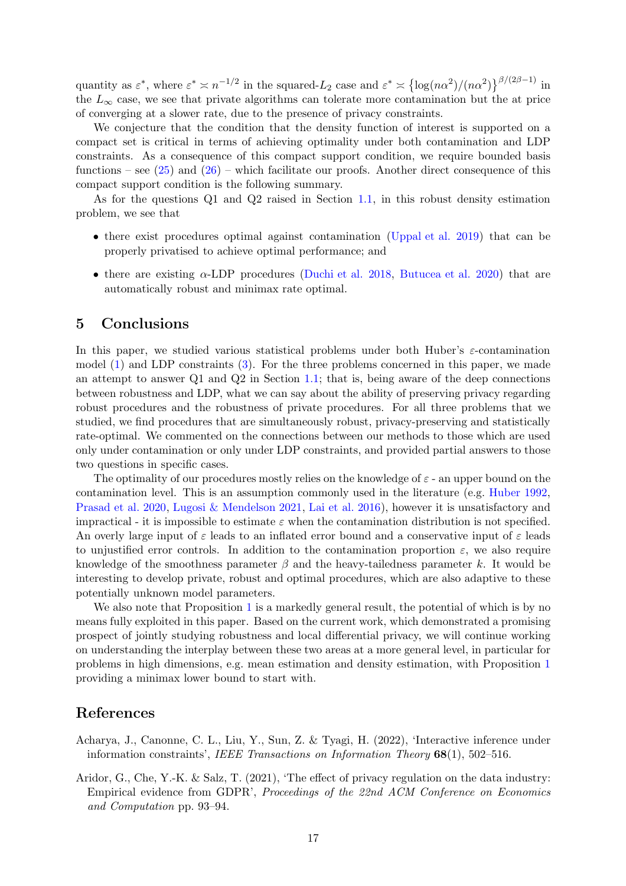quantity as $\varepsilon^*$, where $\varepsilon^* \asymp n^{-1/2}$ in the squared-$L_2$ case and $\varepsilon^* \asymp \{\log(n\alpha^2)/(n\alpha^2)\}^{\beta/(2\beta-1)}$ in the $L_\infty$ case, we see that private algorithms can tolerate more contamination but the at price of converging at a slower rate, due to the presence of privacy constraints.

We conjecture that the condition that the density function of interest is supported on a compact set is critical in terms of achieving optimality under both contamination and LDP constraints. As a consequence of this compact support condition, we require bounded basis functions – see (25) and (26) – which facilitate our proofs. Another direct consequence of this compact support condition is the following summary.

As for the questions Q1 and Q2 raised in Section 1.1, in this robust density estimation problem, we see that

- there exist procedures optimal against contamination (Uppal et al. 2019) that can be properly privatised to achieve optimal performance; and
- there are existing $\alpha$-LDP procedures (Duchi et al. 2018, Butucea et al. 2020) that are automatically robust and minimax rate optimal.

## 5 Conclusions

In this paper, we studied various statistical problems under both Huber's $\varepsilon$-contamination model (1) and LDP constraints (3). For the three problems concerned in this paper, we made an attempt to answer Q1 and Q2 in Section 1.1; that is, being aware of the deep connections between robustness and LDP, what we can say about the ability of preserving privacy regarding robust procedures and the robustness of private procedures. For all three problems that we studied, we find procedures that are simultaneously robust, privacy-preserving and statistically rate-optimal. We commented on the connections between our methods to those which are used only under contamination or only under LDP constraints, and provided partial answers to those two questions in specific cases.

The optimality of our procedures mostly relies on the knowledge of $\varepsilon$ - an upper bound on the contamination level. This is an assumption commonly used in the literature (e.g. Huber 1992, Prasad et al. 2020, Lugosi & Mendelson 2021, Lai et al. 2016), however it is unsatisfactory and impractical - it is impossible to estimate $\varepsilon$ when the contamination distribution is not specified. An overly large input of $\varepsilon$ leads to an inflated error bound and a conservative input of $\varepsilon$ leads to unjustified error controls. In addition to the contamination proportion $\varepsilon$, we also require knowledge of the smoothness parameter $\beta$ and the heavy-tailedness parameter $k$. It would be interesting to develop private, robust and optimal procedures, which are also adaptive to these potentially unknown model parameters.

We also note that Proposition 1 is a markedly general result, the potential of which is by no means fully exploited in this paper. Based on the current work, which demonstrated a promising prospect of jointly studying robustness and local differential privacy, we will continue working on understanding the interplay between these two areas at a more general level, in particular for problems in high dimensions, e.g. mean estimation and density estimation, with Proposition 1 providing a minimax lower bound to start with.

## References

Acharya, J., Canonne, C. L., Liu, Y., Sun, Z. & Tyagi, H. (2022), 'Interactive inference under information constraints', *IEEE Transactions on Information Theory* **68**(1), 502–516.

Aridor, G., Che, Y.-K. & Salz, T. (2021), 'The effect of privacy regulation on the data industry: Empirical evidence from GDPR', *Proceedings of the 22nd ACM Conference on Economics and Computation* pp. 93–94.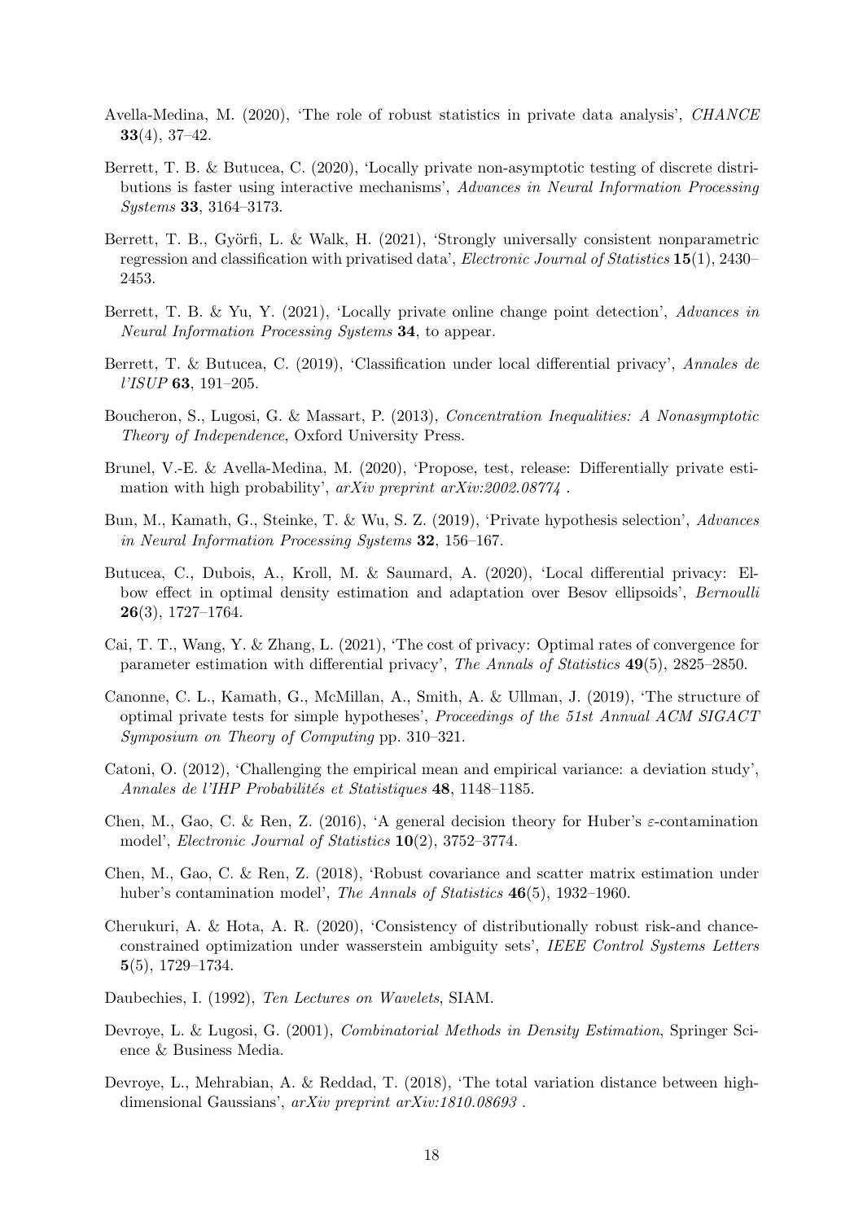Avella-Medina, M. (2020), 'The role of robust statistics in private data analysis', *CHANCE* **33**(4), 37–42.

Berrett, T. B. & Butucea, C. (2020), 'Locally private non-asymptotic testing of discrete distributions is faster using interactive mechanisms', *Advances in Neural Information Processing Systems* **33**, 3164–3173.

Berrett, T. B., Györfi, L. & Walk, H. (2021), 'Strongly universally consistent nonparametric regression and classification with privatised data', *Electronic Journal of Statistics* **15**(1), 2430–2453.

Berrett, T. B. & Yu, Y. (2021), 'Locally private online change point detection', *Advances in Neural Information Processing Systems* **34**, to appear.

Berrett, T. & Butucea, C. (2019), 'Classification under local differential privacy', *Annales de l'ISUP* **63**, 191–205.

Boucheron, S., Lugosi, G. & Massart, P. (2013), *Concentration Inequalities: A Nonasymptotic Theory of Independence*, Oxford University Press.

Brunel, V.-E. & Avella-Medina, M. (2020), 'Propose, test, release: Differentially private estimation with high probability', *arXiv preprint arXiv:2002.08774* .

Bun, M., Kamath, G., Steinke, T. & Wu, S. Z. (2019), 'Private hypothesis selection', *Advances in Neural Information Processing Systems* **32**, 156–167.

Butucea, C., Dubois, A., Kroll, M. & Saumard, A. (2020), 'Local differential privacy: Elbow effect in optimal density estimation and adaptation over Besov ellipsoids', *Bernoulli* **26**(3), 1727–1764.

Cai, T. T., Wang, Y. & Zhang, L. (2021), 'The cost of privacy: Optimal rates of convergence for parameter estimation with differential privacy', *The Annals of Statistics* **49**(5), 2825–2850.

Canonne, C. L., Kamath, G., McMillan, A., Smith, A. & Ullman, J. (2019), 'The structure of optimal private tests for simple hypotheses', *Proceedings of the 51st Annual ACM SIGACT Symposium on Theory of Computing* pp. 310–321.

Catoni, O. (2012), 'Challenging the empirical mean and empirical variance: a deviation study', *Annales de l'IHP Probabilités et Statistiques* **48**, 1148–1185.

Chen, M., Gao, C. & Ren, Z. (2016), 'A general decision theory for Huber's $\varepsilon$-contamination model', *Electronic Journal of Statistics* **10**(2), 3752–3774.

Chen, M., Gao, C. & Ren, Z. (2018), 'Robust covariance and scatter matrix estimation under huber's contamination model', *The Annals of Statistics* **46**(5), 1932–1960.

Cherukuri, A. & Hota, A. R. (2020), 'Consistency of distributionally robust risk-and chance-constrained optimization under wasserstein ambiguity sets', *IEEE Control Systems Letters* **5**(5), 1729–1734.

Daubechies, I. (1992), *Ten Lectures on Wavelets*, SIAM.

Devroye, L. & Lugosi, G. (2001), *Combinatorial Methods in Density Estimation*, Springer Science & Business Media.

Devroye, L., Mehrabian, A. & Reddad, T. (2018), 'The total variation distance between high-dimensional Gaussians', *arXiv preprint arXiv:1810.08693* .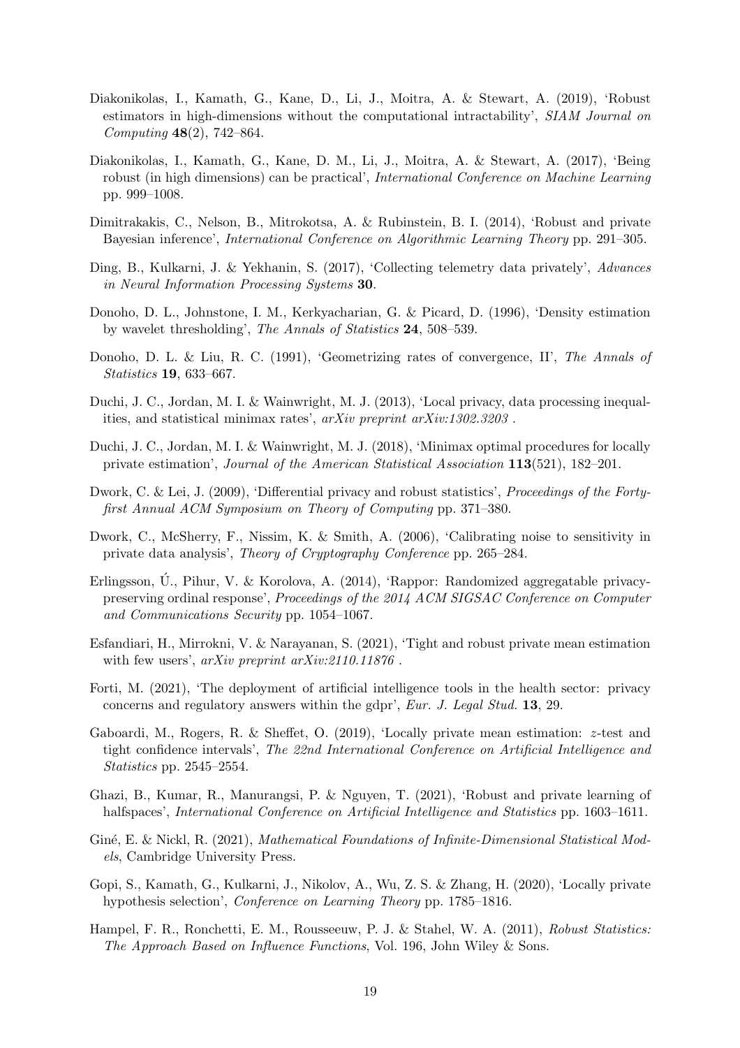Diakonikolas, I., Kamath, G., Kane, D., Li, J., Moitra, A. & Stewart, A. (2019), 'Robust estimators in high-dimensions without the computational intractability', *SIAM Journal on Computing* **48**(2), 742–864.

Diakonikolas, I., Kamath, G., Kane, D. M., Li, J., Moitra, A. & Stewart, A. (2017), 'Being robust (in high dimensions) can be practical', *International Conference on Machine Learning* pp. 999–1008.

Dimitrakakis, C., Nelson, B., Mitrokotsa, A. & Rubinstein, B. I. (2014), 'Robust and private Bayesian inference', *International Conference on Algorithmic Learning Theory* pp. 291–305.

Ding, B., Kulkarni, J. & Yekhanin, S. (2017), 'Collecting telemetry data privately', *Advances in Neural Information Processing Systems* **30**.

Donoho, D. L., Johnstone, I. M., Kerkyacharian, G. & Picard, D. (1996), 'Density estimation by wavelet thresholding', *The Annals of Statistics* **24**, 508–539.

Donoho, D. L. & Liu, R. C. (1991), 'Geometrizing rates of convergence, II', *The Annals of Statistics* **19**, 633–667.

Duchi, J. C., Jordan, M. I. & Wainwright, M. J. (2013), 'Local privacy, data processing inequalities, and statistical minimax rates', *arXiv preprint arXiv:1302.3203* .

Duchi, J. C., Jordan, M. I. & Wainwright, M. J. (2018), 'Minimax optimal procedures for locally private estimation', *Journal of the American Statistical Association* **113**(521), 182–201.

Dwork, C. & Lei, J. (2009), 'Differential privacy and robust statistics', *Proceedings of the Forty-first Annual ACM Symposium on Theory of Computing* pp. 371–380.

Dwork, C., McSherry, F., Nissim, K. & Smith, A. (2006), 'Calibrating noise to sensitivity in private data analysis', *Theory of Cryptography Conference* pp. 265–284.

Erlingsson, Ú., Pihur, V. & Korolova, A. (2014), 'Rappor: Randomized aggregatable privacy-preserving ordinal response', *Proceedings of the 2014 ACM SIGSAC Conference on Computer and Communications Security* pp. 1054–1067.

Esfandiari, H., Mirrokni, V. & Narayanan, S. (2021), 'Tight and robust private mean estimation with few users', *arXiv preprint arXiv:2110.11876* .

Forti, M. (2021), 'The deployment of artificial intelligence tools in the health sector: privacy concerns and regulatory answers within the gdpr', *Eur. J. Legal Stud.* **13**, 29.

Gaboardi, M., Rogers, R. & Sheffet, O. (2019), 'Locally private mean estimation: $z$-test and tight confidence intervals', *The 22nd International Conference on Artificial Intelligence and Statistics* pp. 2545–2554.

Ghazi, B., Kumar, R., Manurangsi, P. & Nguyen, T. (2021), 'Robust and private learning of halfspaces', *International Conference on Artificial Intelligence and Statistics* pp. 1603–1611.

Giné, E. & Nickl, R. (2021), *Mathematical Foundations of Infinite-Dimensional Statistical Models*, Cambridge University Press.

Gopi, S., Kamath, G., Kulkarni, J., Nikolov, A., Wu, Z. S. & Zhang, H. (2020), 'Locally private hypothesis selection', *Conference on Learning Theory* pp. 1785–1816.

Hampel, F. R., Ronchetti, E. M., Rousseeuw, P. J. & Stahel, W. A. (2011), *Robust Statistics: The Approach Based on Influence Functions*, Vol. 196, John Wiley & Sons.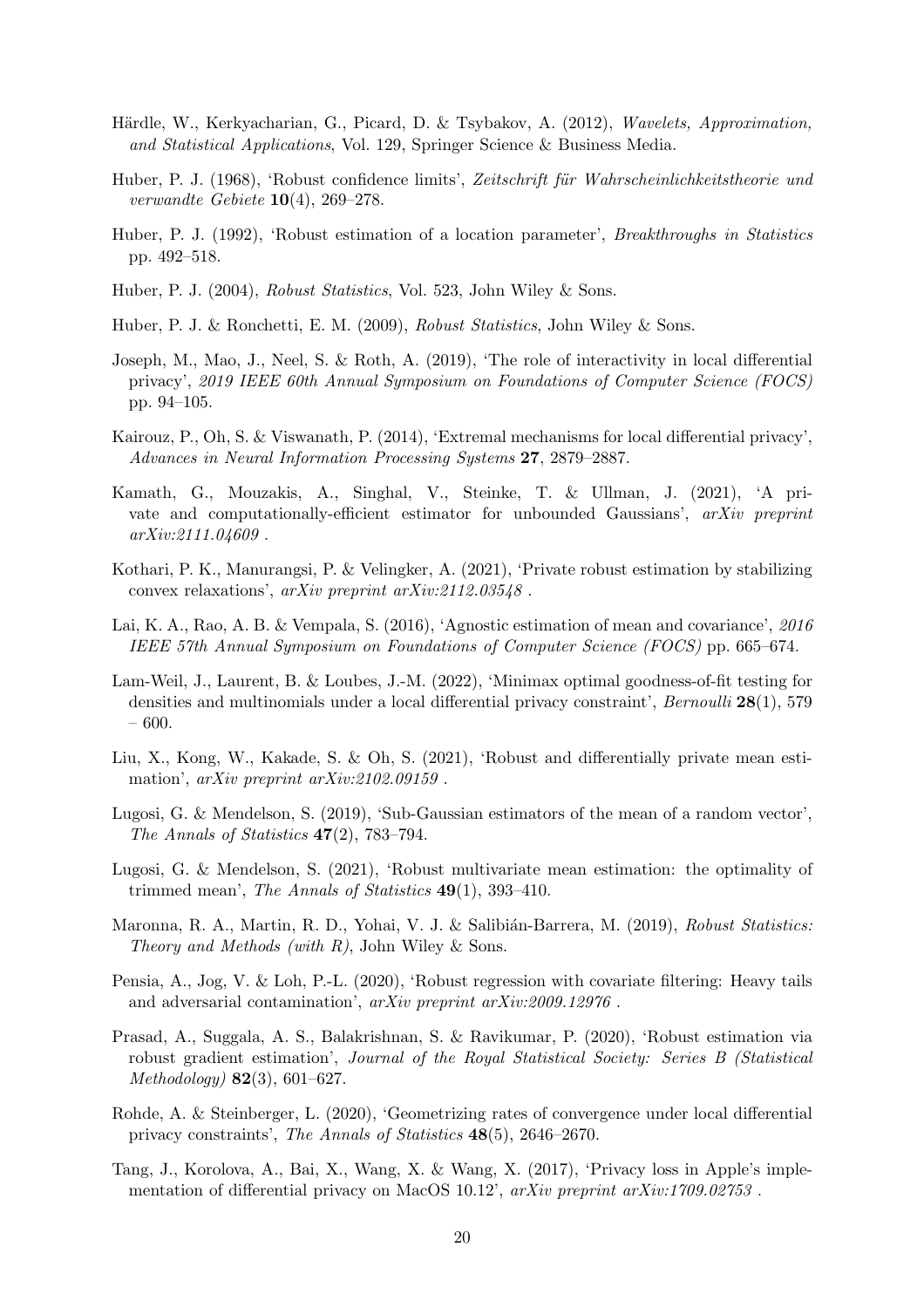Härdle, W., Kerkyacharian, G., Picard, D. & Tsybakov, A. (2012), *Wavelets, Approximation, and Statistical Applications*, Vol. 129, Springer Science & Business Media.

Huber, P. J. (1968), 'Robust confidence limits', *Zeitschrift für Wahrscheinlichkeitstheorie und verwandte Gebiete* **10**(4), 269–278.

Huber, P. J. (1992), 'Robust estimation of a location parameter', *Breakthroughs in Statistics* pp. 492–518.

Huber, P. J. (2004), *Robust Statistics*, Vol. 523, John Wiley & Sons.

Huber, P. J. & Ronchetti, E. M. (2009), *Robust Statistics*, John Wiley & Sons.

Joseph, M., Mao, J., Neel, S. & Roth, A. (2019), 'The role of interactivity in local differential privacy', *2019 IEEE 60th Annual Symposium on Foundations of Computer Science (FOCS)* pp. 94–105.

Kairouz, P., Oh, S. & Viswanath, P. (2014), 'Extremal mechanisms for local differential privacy', *Advances in Neural Information Processing Systems* **27**, 2879–2887.

Kamath, G., Mouzakis, A., Singhal, V., Steinke, T. & Ullman, J. (2021), 'A private and computationally-efficient estimator for unbounded Gaussians', *arXiv preprint arXiv:2111.04609* .

Kothari, P. K., Manurangsi, P. & Velingker, A. (2021), 'Private robust estimation by stabilizing convex relaxations', *arXiv preprint arXiv:2112.03548* .

Lai, K. A., Rao, A. B. & Vempala, S. (2016), 'Agnostic estimation of mean and covariance', *2016 IEEE 57th Annual Symposium on Foundations of Computer Science (FOCS)* pp. 665–674.

Lam-Weil, J., Laurent, B. & Loubes, J.-M. (2022), 'Minimax optimal goodness-of-fit testing for densities and multinomials under a local differential privacy constraint', *Bernoulli* **28**(1), 579 – 600.

Liu, X., Kong, W., Kakade, S. & Oh, S. (2021), 'Robust and differentially private mean estimation', *arXiv preprint arXiv:2102.09159* .

Lugosi, G. & Mendelson, S. (2019), 'Sub-Gaussian estimators of the mean of a random vector', *The Annals of Statistics* **47**(2), 783–794.

Lugosi, G. & Mendelson, S. (2021), 'Robust multivariate mean estimation: the optimality of trimmed mean', *The Annals of Statistics* **49**(1), 393–410.

Maronna, R. A., Martin, R. D., Yohai, V. J. & Salibián-Barrera, M. (2019), *Robust Statistics: Theory and Methods (with R)*, John Wiley & Sons.

Pensia, A., Jog, V. & Loh, P.-L. (2020), 'Robust regression with covariate filtering: Heavy tails and adversarial contamination', *arXiv preprint arXiv:2009.12976* .

Prasad, A., Suggala, A. S., Balakrishnan, S. & Ravikumar, P. (2020), 'Robust estimation via robust gradient estimation', *Journal of the Royal Statistical Society: Series B (Statistical Methodology)* **82**(3), 601–627.

Rohde, A. & Steinberger, L. (2020), 'Geometrizing rates of convergence under local differential privacy constraints', *The Annals of Statistics* **48**(5), 2646–2670.

Tang, J., Korolova, A., Bai, X., Wang, X. & Wang, X. (2017), 'Privacy loss in Apple's implementation of differential privacy on MacOS 10.12', *arXiv preprint arXiv:1709.02753* .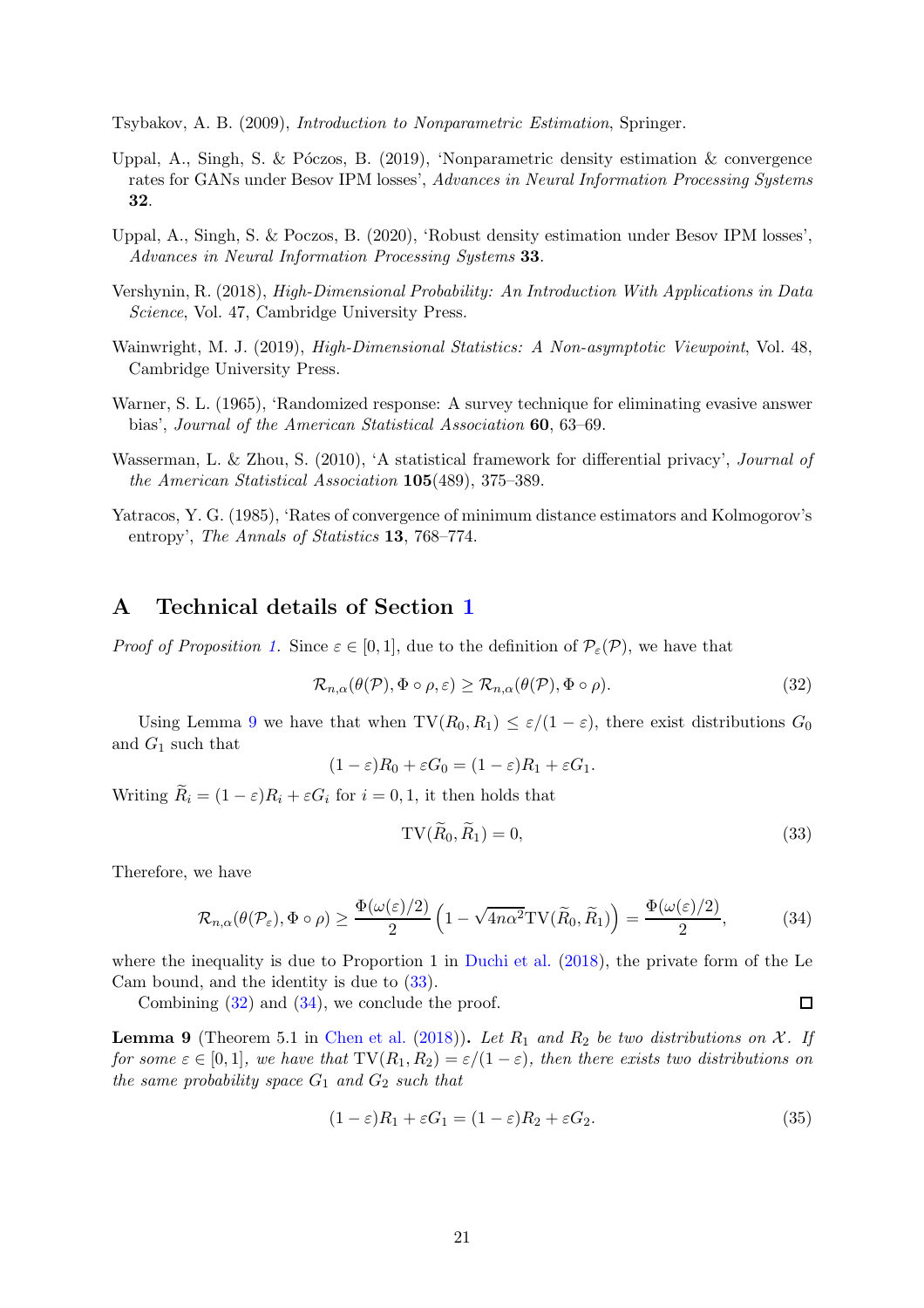Tsybakov, A. B. (2009), *Introduction to Nonparametric Estimation*, Springer.

Uppal, A., Singh, S. & Póczos, B. (2019), 'Nonparametric density estimation & convergence rates for GANs under Besov IPM losses', *Advances in Neural Information Processing Systems* **32**.

Uppal, A., Singh, S. & Poczos, B. (2020), 'Robust density estimation under Besov IPM losses', *Advances in Neural Information Processing Systems* **33**.

Vershynin, R. (2018), *High-Dimensional Probability: An Introduction With Applications in Data Science*, Vol. 47, Cambridge University Press.

Wainwright, M. J. (2019), *High-Dimensional Statistics: A Non-asymptotic Viewpoint*, Vol. 48, Cambridge University Press.

Warner, S. L. (1965), 'Randomized response: A survey technique for eliminating evasive answer bias', *Journal of the American Statistical Association* **60**, 63–69.

Wasserman, L. & Zhou, S. (2010), 'A statistical framework for differential privacy', *Journal of the American Statistical Association* **105**(489), 375–389.

Yatracos, Y. G. (1985), 'Rates of convergence of minimum distance estimators and Kolmogorov's entropy', *The Annals of Statistics* **13**, 768–774.

## A Technical details of Section 1

*Proof of Proposition 1.* Since $\varepsilon \in [0, 1]$, due to the definition of $\mathcal{P}_\varepsilon(\mathcal{P})$, we have that

$$\mathcal{R}_{n,\alpha}(\theta(\mathcal{P}), \Phi \circ \rho, \varepsilon) \geq \mathcal{R}_{n,\alpha}(\theta(\mathcal{P}), \Phi \circ \rho). \tag{32}$$

Using Lemma 9 we have that when $\mathrm{TV}(R_0, R_1) \leq \varepsilon/(1-\varepsilon)$, there exist distributions $G_0$ and $G_1$ such that

$$(1-\varepsilon)R_0 + \varepsilon G_0 = (1-\varepsilon)R_1 + \varepsilon G_1.$$

Writing $\widetilde{R}_i = (1-\varepsilon)R_i + \varepsilon G_i$ for $i = 0, 1$, it then holds that

$$\mathrm{TV}(\widetilde{R}_0, \widetilde{R}_1) = 0, \tag{33}$$

Therefore, we have

$$\mathcal{R}_{n,\alpha}(\theta(\mathcal{P}_\varepsilon), \Phi \circ \rho) \geq \frac{\Phi(\omega(\varepsilon)/2)}{2}\left(1 - \sqrt{4n\alpha^2 \mathrm{TV}(\widetilde{R}_0, \widetilde{R}_1)}\right) = \frac{\Phi(\omega(\varepsilon)/2)}{2}, \tag{34}$$

where the inequality is due to Proportion 1 in Duchi et al. (2018), the private form of the Le Cam bound, and the identity is due to (33).

Combining (32) and (34), we conclude the proof. $\square$

**Lemma 9** (Theorem 5.1 in Chen et al. (2018))**.** *Let $R_1$ and $R_2$ be two distributions on $\mathcal{X}$. If for some $\varepsilon \in [0, 1]$, we have that $\mathrm{TV}(R_1, R_2) = \varepsilon/(1-\varepsilon)$, then there exists two distributions on the same probability space $G_1$ and $G_2$ such that*

$$(1-\varepsilon)R_1 + \varepsilon G_1 = (1-\varepsilon)R_2 + \varepsilon G_2. \tag{35}$$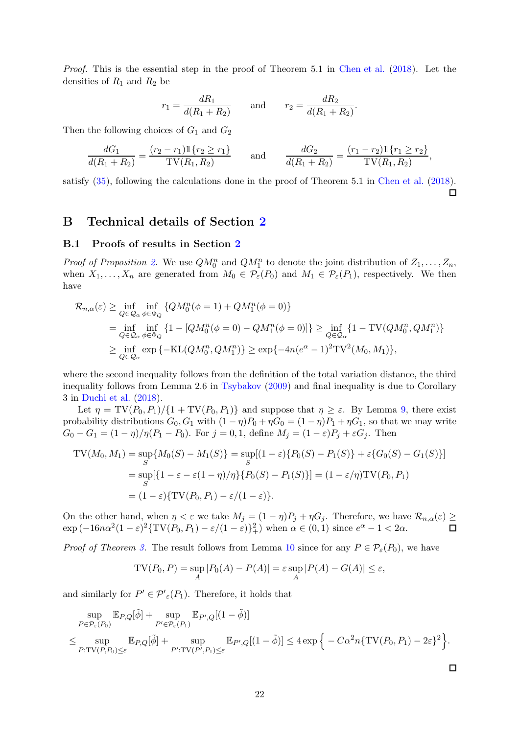*Proof.* This is the essential step in the proof of Theorem 5.1 in Chen et al. (2018). Let the densities of $R_1$ and $R_2$ be

$$r_1 = \frac{dR_1}{d(R_1 + R_2)} \qquad \text{and} \qquad r_2 = \frac{dR_2}{d(R_1 + R_2)}.$$

Then the following choices of $G_1$ and $G_2$

$$\frac{dG_1}{d(R_1 + R_2)} = \frac{(r_2 - r_1)\mathbb{1}\{r_2 \geq r_1\}}{\mathrm{TV}(R_1, R_2)} \qquad \text{and} \qquad \frac{dG_2}{d(R_1 + R_2)} = \frac{(r_1 - r_2)\mathbb{1}\{r_1 \geq r_2\}}{\mathrm{TV}(R_1, R_2)},$$

satisfy (35), following the calculations done in the proof of Theorem 5.1 in Chen et al. (2018). $\square$

# B Technical details of Section 2

## B.1 Proofs of results in Section 2

*Proof of Proposition 2.* We use $QM_0^n$ and $QM_1^n$ to denote the joint distribution of $Z_1, \ldots, Z_n$, when $X_1, \ldots, X_n$ are generated from $M_0 \in \mathcal{P}_\varepsilon(P_0)$ and $M_1 \in \mathcal{P}_\varepsilon(P_1)$, respectively. We then have

$$\begin{aligned}
\mathcal{R}_{n,\alpha}(\varepsilon) &\geq \inf_{Q \in \mathcal{Q}_\alpha} \inf_{\phi \in \Phi_Q} \{QM_0^n(\phi = 1) + QM_1^n(\phi = 0)\} \\
&= \inf_{Q \in \mathcal{Q}_\alpha} \inf_{\phi \in \Phi_Q} \{1 - [QM_0^n(\phi = 0) - QM_1^n(\phi = 0)]\} \geq \inf_{Q \in \mathcal{Q}_\alpha} \{1 - \mathrm{TV}(QM_0^n, QM_1^n)\} \\
&\geq \inf_{Q \in \mathcal{Q}_\alpha} \exp\{-\mathrm{KL}(QM_0^n, QM_1^n)\} \geq \exp\{-4n(e^\alpha - 1)^2 \mathrm{TV}^2(M_0, M_1)\},
\end{aligned}$$

where the second inequality follows from the definition of the total variation distance, the third inequality follows from Lemma 2.6 in Tsybakov (2009) and final inequality is due to Corollary 3 in Duchi et al. (2018).

Let $\eta = \mathrm{TV}(P_0, P_1)/\{1 + \mathrm{TV}(P_0, P_1)\}$ and suppose that $\eta \geq \varepsilon$. By Lemma 9, there exist probability distributions $G_0, G_1$ with $(1-\eta)P_0 + \eta G_0 = (1-\eta)P_1 + \eta G_1$, so that we may write $G_0 - G_1 = (1-\eta)/\eta(P_1 - P_0)$. For $j = 0, 1$, define $M_j = (1-\varepsilon)P_j + \varepsilon G_j$. Then

$$\begin{aligned}
\mathrm{TV}(M_0, M_1) &= \sup_S\{M_0(S) - M_1(S)\} = \sup_S[(1-\varepsilon)\{P_0(S) - P_1(S)\} + \varepsilon\{G_0(S) - G_1(S)\}] \\
&= \sup_S[\{1 - \varepsilon - \varepsilon(1-\eta)/\eta\}\{P_0(S) - P_1(S)\}] = (1 - \varepsilon/\eta)\mathrm{TV}(P_0, P_1) \\
&= (1-\varepsilon)\{\mathrm{TV}(P_0, P_1) - \varepsilon/(1-\varepsilon)\}.
\end{aligned}$$

On the other hand, when $\eta < \varepsilon$ we take $M_j = (1-\eta)P_j + \eta G_j$. Therefore, we have $\mathcal{R}_{n,\alpha}(\varepsilon) \geq \exp(-16n\alpha^2(1-\varepsilon)^2\{\mathrm{TV}(P_0, P_1) - \varepsilon/(1-\varepsilon)\}_+^2)$ when $\alpha \in (0, 1)$ since $e^\alpha - 1 < 2\alpha$. $\square$

*Proof of Theorem 3.* The result follows from Lemma 10 since for any $P \in \mathcal{P}_\varepsilon(P_0)$, we have

$$\mathrm{TV}(P_0, P) = \sup_A |P_0(A) - P(A)| = \varepsilon \sup_A |P(A) - G(A)| \leq \varepsilon,$$

and similarly for $P' \in \mathcal{P}'_\varepsilon(P_1)$. Therefore, it holds that

$$\begin{aligned}
&\sup_{P \in \mathcal{P}_\varepsilon(P_0)} \mathbb{E}_{P,Q}[\tilde{\phi}] + \sup_{P' \in \mathcal{P}_\varepsilon(P_1)} \mathbb{E}_{P',Q}[(1 - \tilde{\phi})] \\
\leq &\sup_{P : \mathrm{TV}(P, P_0) \leq \varepsilon} \mathbb{E}_{P,Q}[\tilde{\phi}] + \sup_{P' : \mathrm{TV}(P', P_1) \leq \varepsilon} \mathbb{E}_{P',Q}[(1 - \tilde{\phi})] \leq 4\exp\Big\{ -C\alpha^2 n\{\mathrm{TV}(P_0, P_1) - 2\varepsilon\}^2 \Big\}.
\end{aligned}$$

$\square$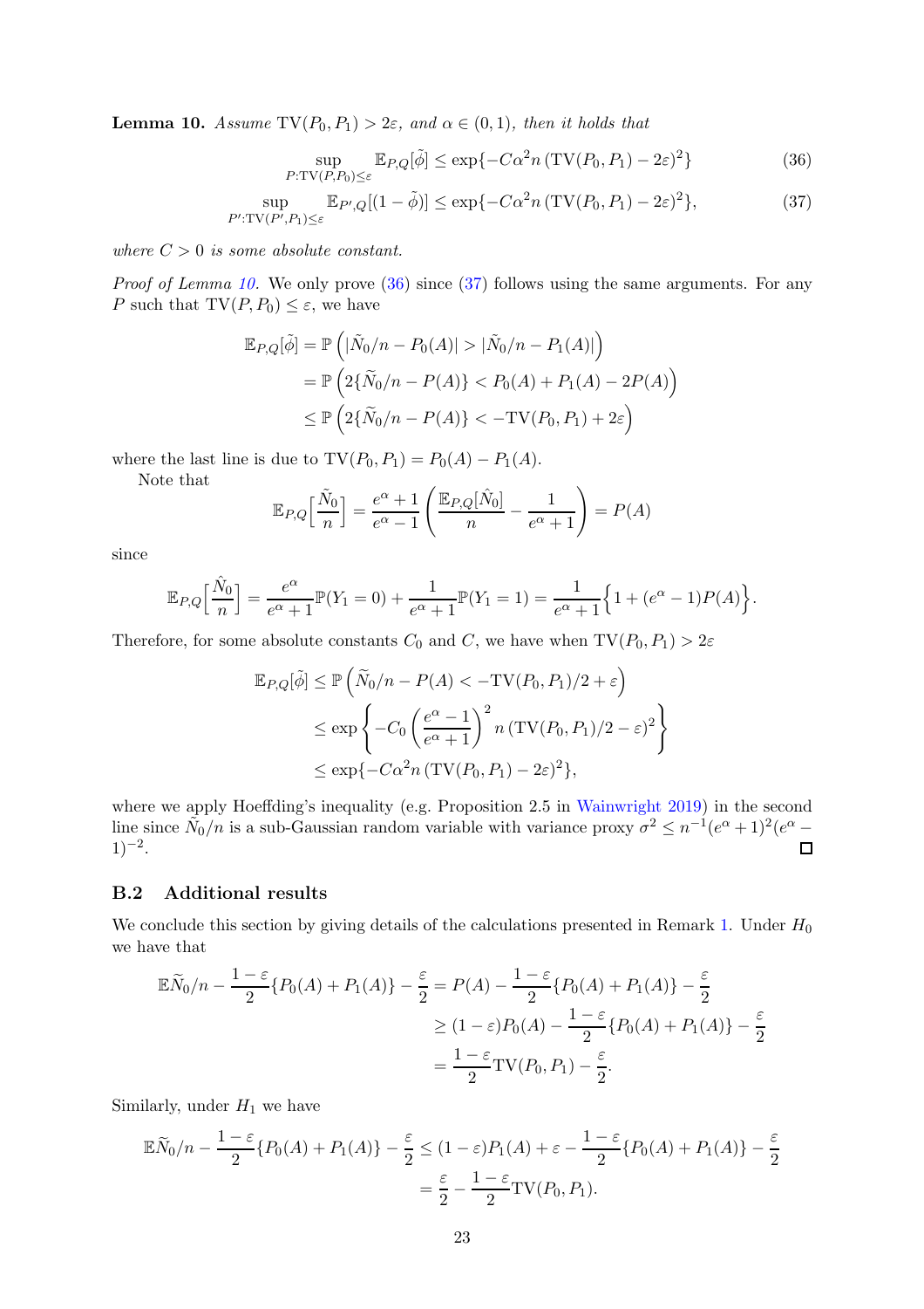**Lemma 10.** *Assume* $\mathrm{TV}(P_0, P_1) > 2\varepsilon$*, and* $\alpha \in (0, 1)$*, then it holds that*

$$\sup_{P:\mathrm{TV}(P,P_0)\leq \varepsilon} \mathbb{E}_{P,Q}[\tilde{\phi}] \leq \exp\{-C\alpha^2 n \left(\mathrm{TV}(P_0, P_1) - 2\varepsilon\right)^2\} \tag{36}$$

$$\sup_{P':\mathrm{TV}(P',P_1)\leq \varepsilon} \mathbb{E}_{P',Q}[(1 - \tilde{\phi})] \leq \exp\{-C\alpha^2 n \left(\mathrm{TV}(P_0, P_1) - 2\varepsilon\right)^2\}, \tag{37}$$

*where* $C > 0$ *is some absolute constant.*

*Proof of Lemma 10.* We only prove (36) since (37) follows using the same arguments. For any $P$ such that $\mathrm{TV}(P, P_0) \leq \varepsilon$, we have

$$\begin{aligned}
\mathbb{E}_{P,Q}[\tilde{\phi}] &= \mathbb{P}\left(|\tilde{N}_0/n - P_0(A)| > |\tilde{N}_0/n - P_1(A)|\right) \\
&= \mathbb{P}\left(2\{\tilde{N}_0/n - P(A)\} < P_0(A) + P_1(A) - 2P(A)\right) \\
&\leq \mathbb{P}\left(2\{\tilde{N}_0/n - P(A)\} < -\mathrm{TV}(P_0, P_1) + 2\varepsilon\right)
\end{aligned}$$

where the last line is due to $\mathrm{TV}(P_0, P_1) = P_0(A) - P_1(A)$.

Note that

$$\mathbb{E}_{P,Q}\Big[\frac{\tilde{N}_0}{n}\Big] = \frac{e^\alpha + 1}{e^\alpha - 1}\left(\frac{\mathbb{E}_{P,Q}[\hat{N}_0]}{n} - \frac{1}{e^\alpha + 1}\right) = P(A)$$

since

$$\mathbb{E}_{P,Q}\Big[\frac{\hat{N}_0}{n}\Big] = \frac{e^\alpha}{e^\alpha + 1}\mathbb{P}(Y_1 = 0) + \frac{1}{e^\alpha + 1}\mathbb{P}(Y_1 = 1) = \frac{1}{e^\alpha + 1}\Big\{1 + (e^\alpha - 1)P(A)\Big\}.$$

Therefore, for some absolute constants $C_0$ and $C$, we have when $\mathrm{TV}(P_0, P_1) > 2\varepsilon$

$$\begin{aligned}
\mathbb{E}_{P,Q}[\tilde{\phi}] &\leq \mathbb{P}\left(\tilde{N}_0/n - P(A) < -\mathrm{TV}(P_0, P_1)/2 + \varepsilon\right) \\
&\leq \exp\left\{-C_0\left(\frac{e^\alpha - 1}{e^\alpha + 1}\right)^2 n \left(\mathrm{TV}(P_0, P_1)/2 - \varepsilon\right)^2\right\} \\
&\leq \exp\{-C\alpha^2 n \left(\mathrm{TV}(P_0, P_1) - 2\varepsilon\right)^2\},
\end{aligned}$$

where we apply Hoeffding's inequality (e.g. Proposition 2.5 in Wainwright 2019) in the second line since $\tilde{N}_0/n$ is a sub-Gaussian random variable with variance proxy $\sigma^2 \leq n^{-1}(e^\alpha + 1)^2(e^\alpha - 1)^{-2}$. ∎

## B.2 Additional results

We conclude this section by giving details of the calculations presented in Remark 1. Under $H_0$ we have that

$$\begin{aligned}
\mathbb{E}\widetilde{N}_0/n - \frac{1 - \varepsilon}{2}\{P_0(A) + P_1(A)\} - \frac{\varepsilon}{2} &= P(A) - \frac{1 - \varepsilon}{2}\{P_0(A) + P_1(A)\} - \frac{\varepsilon}{2} \\
&\geq (1 - \varepsilon)P_0(A) - \frac{1 - \varepsilon}{2}\{P_0(A) + P_1(A)\} - \frac{\varepsilon}{2} \\
&= \frac{1 - \varepsilon}{2}\mathrm{TV}(P_0, P_1) - \frac{\varepsilon}{2}.
\end{aligned}$$

Similarly, under $H_1$ we have

$$\begin{aligned}
\mathbb{E}\widetilde{N}_0/n - \frac{1 - \varepsilon}{2}\{P_0(A) + P_1(A)\} - \frac{\varepsilon}{2} &\leq (1 - \varepsilon)P_1(A) + \varepsilon - \frac{1 - \varepsilon}{2}\{P_0(A) + P_1(A)\} - \frac{\varepsilon}{2} \\
&= \frac{\varepsilon}{2} - \frac{1 - \varepsilon}{2}\mathrm{TV}(P_0, P_1).
\end{aligned}$$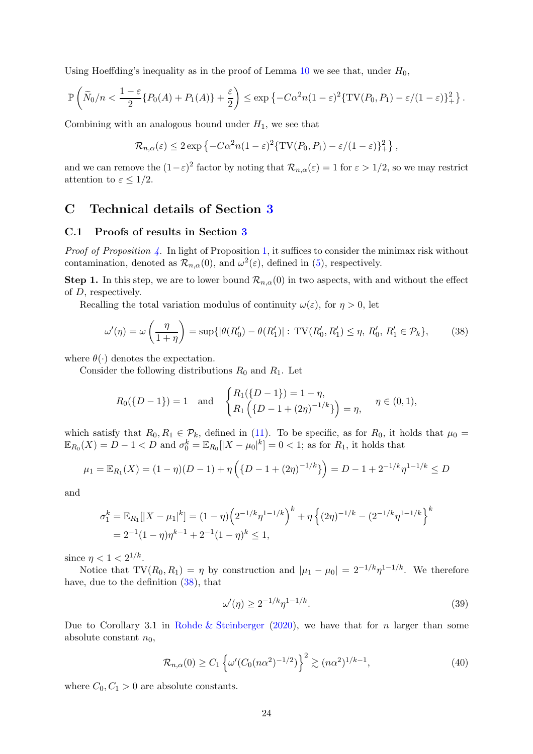Using Hoeffding's inequality as in the proof of Lemma 10 we see that, under $H_0$,

$$\mathbb{P}\left(\widetilde{N}_0/n < \frac{1-\varepsilon}{2}\{P_0(A)+P_1(A)\}+\frac{\varepsilon}{2}\right) \leq \exp\left\{-C\alpha^2 n(1-\varepsilon)^2\{\mathrm{TV}(P_0,P_1)-\varepsilon/(1-\varepsilon)\}_+^2\right\}.$$

Combining with an analogous bound under $H_1$, we see that

$$\mathcal{R}_{n,\alpha}(\varepsilon) \leq 2\exp\left\{-C\alpha^2 n(1-\varepsilon)^2\{\mathrm{TV}(P_0,P_1)-\varepsilon/(1-\varepsilon)\}_+^2\right\},$$

and we can remove the $(1-\varepsilon)^2$ factor by noting that $\mathcal{R}_{n,\alpha}(\varepsilon)=1$ for $\varepsilon > 1/2$, so we may restrict attention to $\varepsilon \leq 1/2$.

# C Technical details of Section 3

## C.1 Proofs of results in Section 3

*Proof of Proposition 4.* In light of Proposition 1, it suffices to consider the minimax risk without contamination, denoted as $\mathcal{R}_{n,\alpha}(0)$, and $\omega^2(\varepsilon)$, defined in (5), respectively.

**Step 1.** In this step, we are to lower bound $\mathcal{R}_{n,\alpha}(0)$ in two aspects, with and without the effect of $D$, respectively.

Recalling the total variation modulus of continuity $\omega(\varepsilon)$, for $\eta > 0$, let

$$\omega'(\eta) = \omega\left(\frac{\eta}{1+\eta}\right) = \sup\{|\theta(R_0')-\theta(R_1')| : \mathrm{TV}(R_0',R_1') \leq \eta,\ R_0',\ R_1' \in \mathcal{P}_k\}, \tag{38}$$

where $\theta(\cdot)$ denotes the expectation.

Consider the following distributions $R_0$ and $R_1$. Let

$$R_0(\{D-1\}) = 1 \quad \text{and} \quad \begin{cases} R_1(\{D-1\}) = 1-\eta, \\ R_1\left(\{D-1+(2\eta)^{-1/k}\}\right) = \eta, \end{cases} \quad \eta \in (0,1),$$

which satisfy that $R_0, R_1 \in \mathcal{P}_k$, defined in (11). To be specific, as for $R_0$, it holds that $\mu_0 = \mathbb{E}_{R_0}(X) = D-1 < D$ and $\sigma_0^k = \mathbb{E}_{R_0}[|X-\mu_0|^k] = 0 < 1$; as for $R_1$, it holds that

$$\mu_1 = \mathbb{E}_{R_1}(X) = (1-\eta)(D-1)+\eta\left(\{D-1+(2\eta)^{-1/k}\}\right) = D-1+2^{-1/k}\eta^{1-1/k} \leq D$$

and

$$\begin{aligned}\sigma_1^k = \mathbb{E}_{R_1}[|X-\mu_1|^k] &= (1-\eta)\left(2^{-1/k}\eta^{1-1/k}\right)^k + \eta\left\{(2\eta)^{-1/k}-(2^{-1/k}\eta^{1-1/k}\right\}^k \\ &= 2^{-1}(1-\eta)\eta^{k-1}+2^{-1}(1-\eta)^k \leq 1,\end{aligned}$$

since $\eta < 1 < 2^{1/k}$.

Notice that $\mathrm{TV}(R_0,R_1) = \eta$ by construction and $|\mu_1-\mu_0| = 2^{-1/k}\eta^{1-1/k}$. We therefore have, due to the definition (38), that

$$\omega'(\eta) \geq 2^{-1/k}\eta^{1-1/k}. \tag{39}$$

Due to Corollary 3.1 in Rohde & Steinberger (2020), we have that for $n$ larger than some absolute constant $n_0$,

$$\mathcal{R}_{n,\alpha}(0) \geq C_1\left\{\omega'(C_0(n\alpha^2)^{-1/2})\right\}^2 \gtrsim (n\alpha^2)^{1/k-1}, \tag{40}$$

where $C_0, C_1 > 0$ are absolute constants.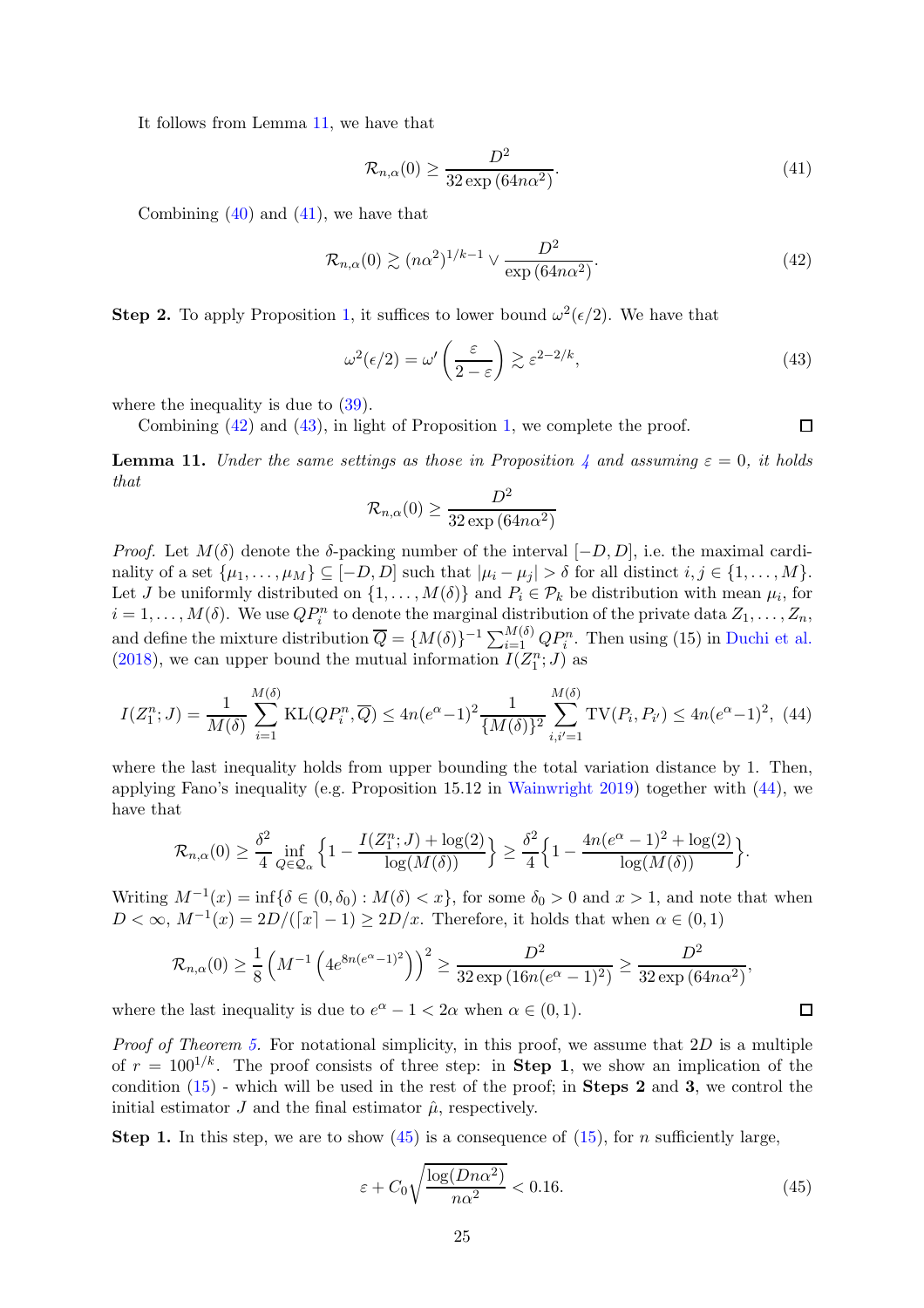It follows from Lemma 11, we have that

$$\mathcal{R}_{n,\alpha}(0) \geq \frac{D^2}{32\exp\left(64n\alpha^2\right)}. \tag{41}$$

Combining (40) and (41), we have that

$$\mathcal{R}_{n,\alpha}(0) \gtrsim (n\alpha^2)^{1/k-1} \vee \frac{D^2}{\exp\left(64n\alpha^2\right)}. \tag{42}$$

**Step 2.** To apply Proposition 1, it suffices to lower bound $\omega^2(\epsilon/2)$. We have that

$$\omega^2(\epsilon/2) = \omega'\left(\frac{\varepsilon}{2-\varepsilon}\right) \gtrsim \varepsilon^{2-2/k}, \tag{43}$$

where the inequality is due to (39).

Combining (42) and (43), in light of Proposition 1, we complete the proof. ∎

**Lemma 11.** *Under the same settings as those in Proposition 4 and assuming $\varepsilon = 0$, it holds that*

$$\mathcal{R}_{n,\alpha}(0) \geq \frac{D^2}{32\exp\left(64n\alpha^2\right)}$$

*Proof.* Let $M(\delta)$ denote the $\delta$-packing number of the interval $[-D, D]$, i.e. the maximal cardinality of a set $\{\mu_1, \ldots, \mu_M\} \subseteq [-D, D]$ such that $|\mu_i - \mu_j| > \delta$ for all distinct $i, j \in \{1, \ldots, M\}$. Let $J$ be uniformly distributed on $\{1, \ldots, M(\delta)\}$ and $P_i \in \mathcal{P}_k$ be distribution with mean $\mu_i$, for $i = 1, \ldots, M(\delta)$. We use $QP_i^n$ to denote the marginal distribution of the private data $Z_1, \ldots, Z_n$, and define the mixture distribution $\overline{Q} = \{M(\delta)\}^{-1}\sum_{i=1}^{M(\delta)} QP_i^n$. Then using (15) in Duchi et al. (2018), we can upper bound the mutual information $I(Z_1^n; J)$ as

$$I(Z_1^n; J) = \frac{1}{M(\delta)}\sum_{i=1}^{M(\delta)} \mathrm{KL}(QP_i^n, \overline{Q}) \leq 4n(e^\alpha - 1)^2 \frac{1}{\{M(\delta)\}^2}\sum_{i,i'=1}^{M(\delta)} \mathrm{TV}(P_i, P_{i'}) \leq 4n(e^\alpha - 1)^2, \tag{44}$$

where the last inequality holds from upper bounding the total variation distance by 1. Then, applying Fano's inequality (e.g. Proposition 15.12 in Wainwright 2019) together with (44), we have that

$$\mathcal{R}_{n,\alpha}(0) \geq \frac{\delta^2}{4}\inf_{Q \in \mathcal{Q}_\alpha}\left\{1 - \frac{I(Z_1^n; J) + \log(2)}{\log(M(\delta))}\right\} \geq \frac{\delta^2}{4}\left\{1 - \frac{4n(e^\alpha - 1)^2 + \log(2)}{\log(M(\delta))}\right\}.$$

Writing $M^{-1}(x) = \inf\{\delta \in (0, \delta_0) : M(\delta) < x\}$, for some $\delta_0 > 0$ and $x > 1$, and note that when $D < \infty$, $M^{-1}(x) = 2D/(\lceil x \rceil - 1) \geq 2D/x$. Therefore, it holds that when $\alpha \in (0, 1)$

$$\mathcal{R}_{n,\alpha}(0) \geq \frac{1}{8}\left(M^{-1}\left(4e^{8n(e^\alpha - 1)^2}\right)\right)^2 \geq \frac{D^2}{32\exp\left(16n(e^\alpha - 1)^2\right)} \geq \frac{D^2}{32\exp\left(64n\alpha^2\right)},$$

where the last inequality is due to $e^\alpha - 1 < 2\alpha$ when $\alpha \in (0, 1)$. ∎

*Proof of Theorem 5.* For notational simplicity, in this proof, we assume that $2D$ is a multiple of $r = 100^{1/k}$. The proof consists of three step: in **Step 1**, we show an implication of the condition (15) - which will be used in the rest of the proof; in **Steps 2** and **3**, we control the initial estimator $J$ and the final estimator $\hat{\mu}$, respectively.

**Step 1.** In this step, we are to show (45) is a consequence of (15), for $n$ sufficiently large,

$$\varepsilon + C_0\sqrt{\frac{\log(Dn\alpha^2)}{n\alpha^2}} < 0.16. \tag{45}$$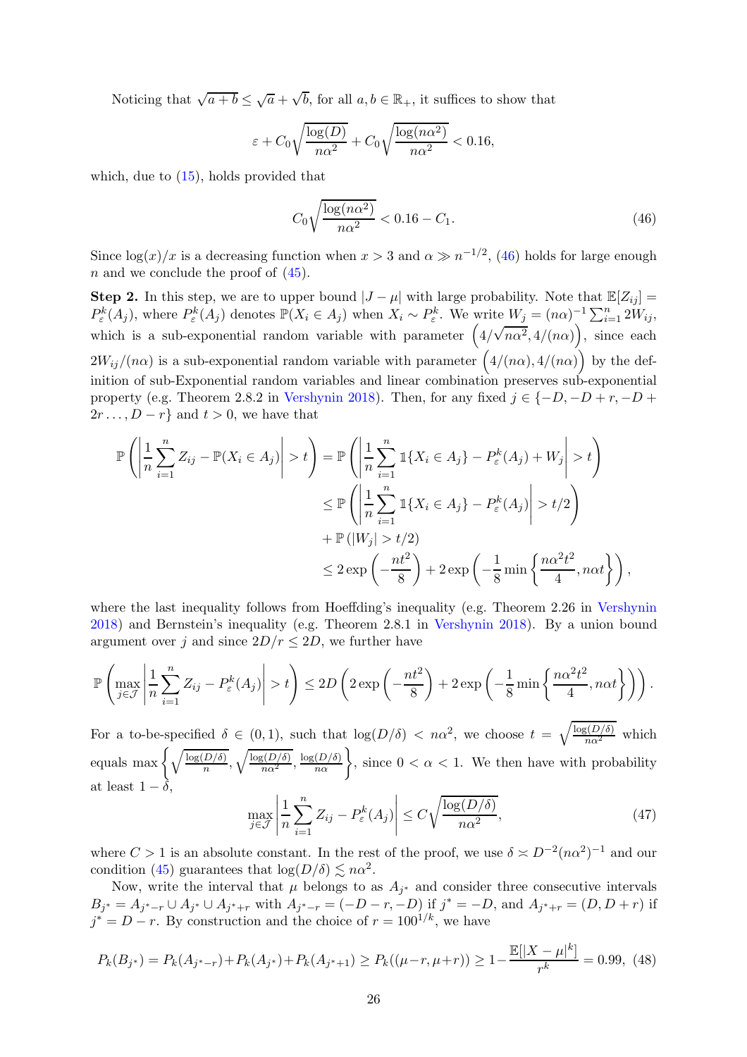Noticing that $\sqrt{a+b} \leq \sqrt{a} + \sqrt{b}$, for all $a, b \in \mathbb{R}_+$, it suffices to show that

$$
\varepsilon + C_0\sqrt{\frac{\log(D)}{n\alpha^2}} + C_0\sqrt{\frac{\log(n\alpha^2)}{n\alpha^2}} < 0.16,
$$

which, due to (15), holds provided that

$$
C_0\sqrt{\frac{\log(n\alpha^2)}{n\alpha^2}} < 0.16 - C_1. \tag{46}
$$

Since $\log(x)/x$ is a decreasing function when $x > 3$ and $\alpha \gg n^{-1/2}$, (46) holds for large enough $n$ and we conclude the proof of (45).

**Step 2.** In this step, we are to upper bound $|J - \mu|$ with large probability. Note that $\mathbb{E}[Z_{ij}] = P_\varepsilon^k(A_j)$, where $P_\varepsilon^k(A_j)$ denotes $\mathbb{P}(X_i \in A_j)$ when $X_i \sim P_\varepsilon^k$. We write $W_j = (n\alpha)^{-1}\sum_{i=1}^n 2W_{ij}$, which is a sub-exponential random variable with parameter $\left(4/\sqrt{n\alpha^2}, 4/(n\alpha)\right)$, since each $2W_{ij}/(n\alpha)$ is a sub-exponential random variable with parameter $\left(4/(n\alpha), 4/(n\alpha)\right)$ by the definition of sub-Exponential random variables and linear combination preserves sub-exponential property (e.g. Theorem 2.8.2 in Vershynin 2018). Then, for any fixed $j \in \{-D, -D+r, -D+2r \ldots, D-r\}$ and $t > 0$, we have that

$$
\begin{aligned}
\mathbb{P}\left(\left|\frac{1}{n}\sum_{i=1}^n Z_{ij} - \mathbb{P}(X_i \in A_j)\right| > t\right) &= \mathbb{P}\left(\left|\frac{1}{n}\sum_{i=1}^n \mathbb{1}\{X_i \in A_j\} - P_\varepsilon^k(A_j) + W_j\right| > t\right) \\
&\leq \mathbb{P}\left(\left|\frac{1}{n}\sum_{i=1}^n \mathbb{1}\{X_i \in A_j\} - P_\varepsilon^k(A_j)\right| > t/2\right) \\
&\quad + \mathbb{P}\left(|W_j| > t/2\right) \\
&\leq 2\exp\left(-\frac{nt^2}{8}\right) + 2\exp\left(-\frac{1}{8}\min\left\{\frac{n\alpha^2t^2}{4}, n\alpha t\right\}\right),
\end{aligned}
$$

where the last inequality follows from Hoeffding's inequality (e.g. Theorem 2.26 in Vershynin 2018) and Bernstein's inequality (e.g. Theorem 2.8.1 in Vershynin 2018). By a union bound argument over $j$ and since $2D/r \leq 2D$, we further have

$$
\mathbb{P}\left(\max_{j\in\mathcal{J}}\left|\frac{1}{n}\sum_{i=1}^n Z_{ij} - P_\varepsilon^k(A_j)\right| > t\right) \leq 2D\left(2\exp\left(-\frac{nt^2}{8}\right) + 2\exp\left(-\frac{1}{8}\min\left\{\frac{n\alpha^2t^2}{4}, n\alpha t\right\}\right)\right).
$$

For a to-be-specified $\delta \in (0,1)$, such that $\log(D/\delta) < n\alpha^2$, we choose $t = \sqrt{\frac{\log(D/\delta)}{n\alpha^2}}$ which equals $\max\left\{\sqrt{\frac{\log(D/\delta)}{n}}, \sqrt{\frac{\log(D/\delta)}{n\alpha^2}}, \frac{\log(D/\delta)}{n\alpha}\right\}$, since $0 < \alpha < 1$. We then have with probability at least $1 - \delta$,

$$
\max_{j\in\mathcal{J}}\left|\frac{1}{n}\sum_{i=1}^n Z_{ij} - P_\varepsilon^k(A_j)\right| \leq C\sqrt{\frac{\log(D/\delta)}{n\alpha^2}}, \tag{47}
$$

where $C > 1$ is an absolute constant. In the rest of the proof, we use $\delta \asymp D^{-2}(n\alpha^2)^{-1}$ and our condition (45) guarantees that $\log(D/\delta) \lesssim n\alpha^2$.

Now, write the interval that $\mu$ belongs to as $A_{j^*}$ and consider three consecutive intervals $B_{j^*} = A_{j^*-r} \cup A_{j^*} \cup A_{j^*+r}$ with $A_{j^*-r} = (-D-r, -D)$ if $j^* = -D$, and $A_{j^*+r} = (D, D+r)$ if $j^* = D - r$. By construction and the choice of $r = 100^{1/k}$, we have

$$
P_k(B_{j^*}) = P_k(A_{j^*-r}) + P_k(A_{j^*}) + P_k(A_{j^*+1}) \geq P_k((\mu - r, \mu + r)) \geq 1 - \frac{\mathbb{E}[|X-\mu|^k]}{r^k} = 0.99, \tag{48}
$$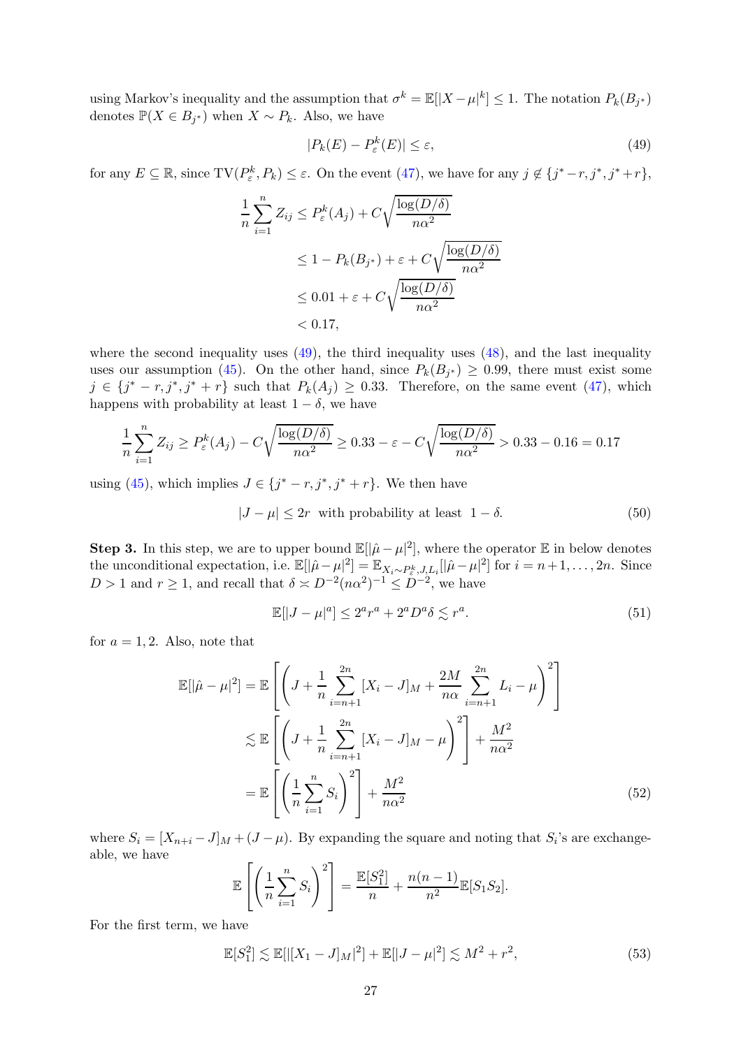using Markov's inequality and the assumption that $\sigma^k = \mathbb{E}[|X-\mu|^k] \le 1$. The notation $P_k(B_{j^*})$ denotes $\mathbb{P}(X \in B_{j^*})$ when $X \sim P_k$. Also, we have

$$|P_k(E) - P^k_\varepsilon(E)| \le \varepsilon, \tag{49}$$

for any $E \subseteq \mathbb{R}$, since $\mathrm{TV}(P^k_\varepsilon, P_k) \le \varepsilon$. On the event (47), we have for any $j \notin \{j^*-r, j^*, j^*+r\}$,

$$\begin{aligned}
\frac{1}{n}\sum_{i=1}^n Z_{ij} &\le P^k_\varepsilon(A_j) + C\sqrt{\frac{\log(D/\delta)}{n\alpha^2}} \\
&\le 1 - P_k(B_{j^*}) + \varepsilon + C\sqrt{\frac{\log(D/\delta)}{n\alpha^2}} \\
&\le 0.01 + \varepsilon + C\sqrt{\frac{\log(D/\delta)}{n\alpha^2}} \\
&< 0.17,
\end{aligned}$$

where the second inequality uses (49), the third inequality uses (48), and the last inequality uses our assumption (45). On the other hand, since $P_k(B_{j^*}) \ge 0.99$, there must exist some $j \in \{j^*-r, j^*, j^*+r\}$ such that $P_k(A_j) \ge 0.33$. Therefore, on the same event (47), which happens with probability at least $1-\delta$, we have

$$\frac{1}{n}\sum_{i=1}^n Z_{ij} \ge P^k_\varepsilon(A_j) - C\sqrt{\frac{\log(D/\delta)}{n\alpha^2}} \ge 0.33 - \varepsilon - C\sqrt{\frac{\log(D/\delta)}{n\alpha^2}} > 0.33 - 0.16 = 0.17$$

using (45), which implies $J \in \{j^*-r, j^*, j^*+r\}$. We then have

$$|J - \mu| \le 2r \;\text{ with probability at least }\; 1-\delta. \tag{50}$$

**Step 3.** In this step, we are to upper bound $\mathbb{E}[|\hat{\mu}-\mu|^2]$, where the operator $\mathbb{E}$ in below denotes the unconditional expectation, i.e. $\mathbb{E}[|\hat{\mu}-\mu|^2] = \mathbb{E}_{X_i \sim P^k_\varepsilon, J, L_i}[|\hat{\mu}-\mu|^2]$ for $i = n+1, \ldots, 2n$. Since $D > 1$ and $r \ge 1$, and recall that $\delta \asymp D^{-2}(n\alpha^2)^{-1} \le D^{-2}$, we have

$$\mathbb{E}[|J-\mu|^a] \le 2^a r^a + 2^a D^a \delta \lesssim r^a. \tag{51}$$

for $a = 1, 2$. Also, note that

$$\begin{aligned}
\mathbb{E}[|\hat{\mu}-\mu|^2] &= \mathbb{E}\left[\left(J + \frac{1}{n}\sum_{i=n+1}^{2n}[X_i - J]_M + \frac{2M}{n\alpha}\sum_{i=n+1}^{2n} L_i - \mu\right)^2\right] \\
&\lesssim \mathbb{E}\left[\left(J + \frac{1}{n}\sum_{i=n+1}^{2n}[X_i - J]_M - \mu\right)^2\right] + \frac{M^2}{n\alpha^2} \\
&= \mathbb{E}\left[\left(\frac{1}{n}\sum_{i=1}^n S_i\right)^2\right] + \frac{M^2}{n\alpha^2}
\end{aligned} \tag{52}$$

where $S_i = [X_{n+i} - J]_M + (J - \mu)$. By expanding the square and noting that $S_i$'s are exchangeable, we have

$$\mathbb{E}\left[\left(\frac{1}{n}\sum_{i=1}^n S_i\right)^2\right] = \frac{\mathbb{E}[S_1^2]}{n} + \frac{n(n-1)}{n^2}\mathbb{E}[S_1 S_2].$$

For the first term, we have

$$\mathbb{E}[S_1^2] \lesssim \mathbb{E}[|[X_1 - J]_M|^2] + \mathbb{E}[|J-\mu|^2] \lesssim M^2 + r^2, \tag{53}$$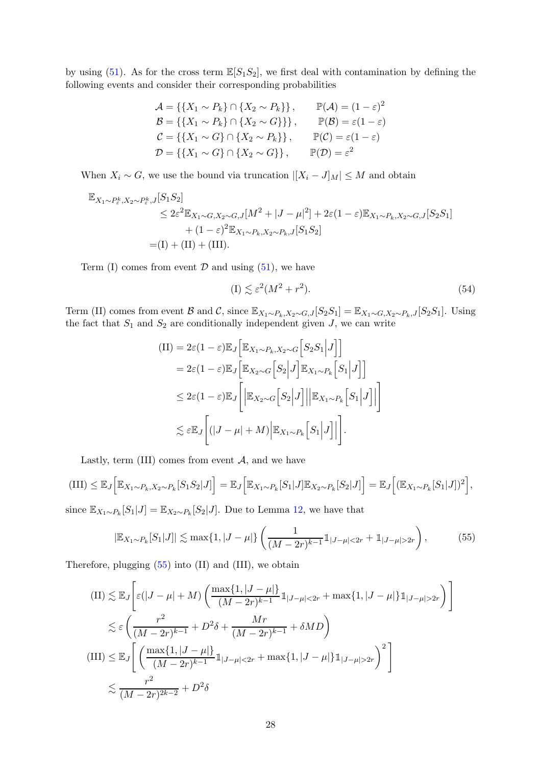by using (51). As for the cross term $\mathbb{E}[S_1 S_2]$, we first deal with contamination by defining the following events and consider their corresponding probabilities

$$
\begin{aligned}
\mathcal{A} &= \{\{X_1 \sim P_k\} \cap \{X_2 \sim P_k\}\}, \qquad \mathbb{P}(\mathcal{A}) = (1-\varepsilon)^2 \\
\mathcal{B} &= \{\{X_1 \sim P_k\} \cap \{X_2 \sim G\}\}\}, \qquad \mathbb{P}(\mathcal{B}) = \varepsilon(1-\varepsilon) \\
\mathcal{C} &= \{\{X_1 \sim G\} \cap \{X_2 \sim P_k\}\}, \qquad \mathbb{P}(\mathcal{C}) = \varepsilon(1-\varepsilon) \\
\mathcal{D} &= \{\{X_1 \sim G\} \cap \{X_2 \sim G\}\}, \qquad \mathbb{P}(\mathcal{D}) = \varepsilon^2
\end{aligned}
$$

When $X_i \sim G$, we use the bound via truncation $|[X_i - J]_M| \leq M$ and obtain

$$
\begin{aligned}
&\mathbb{E}_{X_1 \sim P_\varepsilon^k, X_2 \sim P_\varepsilon^k, J}[S_1 S_2] \\
&\qquad \leq 2\varepsilon^2 \mathbb{E}_{X_1 \sim G, X_2 \sim G, J}[M^2 + |J-\mu|^2] + 2\varepsilon(1-\varepsilon)\mathbb{E}_{X_1 \sim P_k, X_2 \sim G, J}[S_2 S_1] \\
&\qquad\quad + (1-\varepsilon)^2 \mathbb{E}_{X_1 \sim P_k, X_2 \sim P_k, J}[S_1 S_2] \\
&= \text{(I)} + \text{(II)} + \text{(III)}.
\end{aligned}
$$

Term (I) comes from event $\mathcal{D}$ and using (51), we have

$$
\text{(I)} \lesssim \varepsilon^2 (M^2 + r^2). \tag{54}
$$

Term (II) comes from event $\mathcal{B}$ and $\mathcal{C}$, since $\mathbb{E}_{X_1 \sim P_k, X_2 \sim G, J}[S_2 S_1] = \mathbb{E}_{X_1 \sim G, X_2 \sim P_k, J}[S_2 S_1]$. Using the fact that $S_1$ and $S_2$ are conditionally independent given $J$, we can write

$$
\begin{aligned}
\text{(II)} &= 2\varepsilon(1-\varepsilon)\mathbb{E}_J\Big[\mathbb{E}_{X_1 \sim P_k, X_2 \sim G}\Big[S_2 S_1 \Big| J\Big]\Big] \\
&= 2\varepsilon(1-\varepsilon)\mathbb{E}_J\Big[\mathbb{E}_{X_2 \sim G}\Big[S_2 \Big| J\Big]\mathbb{E}_{X_1 \sim P_k}\Big[S_1 \Big| J\Big]\Big] \\
&\leq 2\varepsilon(1-\varepsilon)\mathbb{E}_J\Bigg[\Big|\mathbb{E}_{X_2 \sim G}\Big[S_2 \Big| J\Big]\Big|\Big|\mathbb{E}_{X_1 \sim P_k}\Big[S_1 \Big| J\Big]\Big|\Bigg] \\
&\lesssim \varepsilon \mathbb{E}_J\Bigg[(|J-\mu| + M)\Big|\mathbb{E}_{X_1 \sim P_k}\Big[S_1 \Big| J\Big]\Big|\Bigg].
\end{aligned}
$$

Lastly, term (III) comes from event $\mathcal{A}$, and we have

$$
\text{(III)} \leq \mathbb{E}_J\Big[\mathbb{E}_{X_1 \sim P_k, X_2 \sim P_k}[S_1 S_2 | J]\Big] = \mathbb{E}_J\Big[\mathbb{E}_{X_1 \sim P_k}[S_1 | J]\mathbb{E}_{X_2 \sim P_k}[S_2 | J]\Big] = \mathbb{E}_J\Big[(\mathbb{E}_{X_1 \sim P_k}[S_1 | J])^2\Big],
$$

since $\mathbb{E}_{X_1 \sim P_k}[S_1 | J] = \mathbb{E}_{X_2 \sim P_k}[S_2 | J]$. Due to Lemma 12, we have that

$$
|\mathbb{E}_{X_1 \sim P_k}[S_1 | J]| \lesssim \max\{1, |J-\mu|\}\left(\frac{1}{(M-2r)^{k-1}}\mathbb{1}_{|J-\mu|<2r} + \mathbb{1}_{|J-\mu|>2r}\right), \tag{55}
$$

Therefore, plugging (55) into (II) and (III), we obtain

$$
\begin{aligned}
\text{(II)} &\lesssim \mathbb{E}_J\left[\varepsilon(|J-\mu| + M)\left(\frac{\max\{1, |J-\mu|\}}{(M-2r)^{k-1}}\mathbb{1}_{|J-\mu|<2r} + \max\{1, |J-\mu|\}\mathbb{1}_{|J-\mu|>2r}\right)\right] \\
&\lesssim \varepsilon\left(\frac{r^2}{(M-2r)^{k-1}} + D^2\delta + \frac{Mr}{(M-2r)^{k-1}} + \delta M D\right) \\
\text{(III)} &\leq \mathbb{E}_J\left[\left(\frac{\max\{1, |J-\mu|\}}{(M-2r)^{k-1}}\mathbb{1}_{|J-\mu|<2r} + \max\{1, |J-\mu|\}\mathbb{1}_{|J-\mu|>2r}\right)^2\right] \\
&\lesssim \frac{r^2}{(M-2r)^{2k-2}} + D^2\delta
\end{aligned}
$$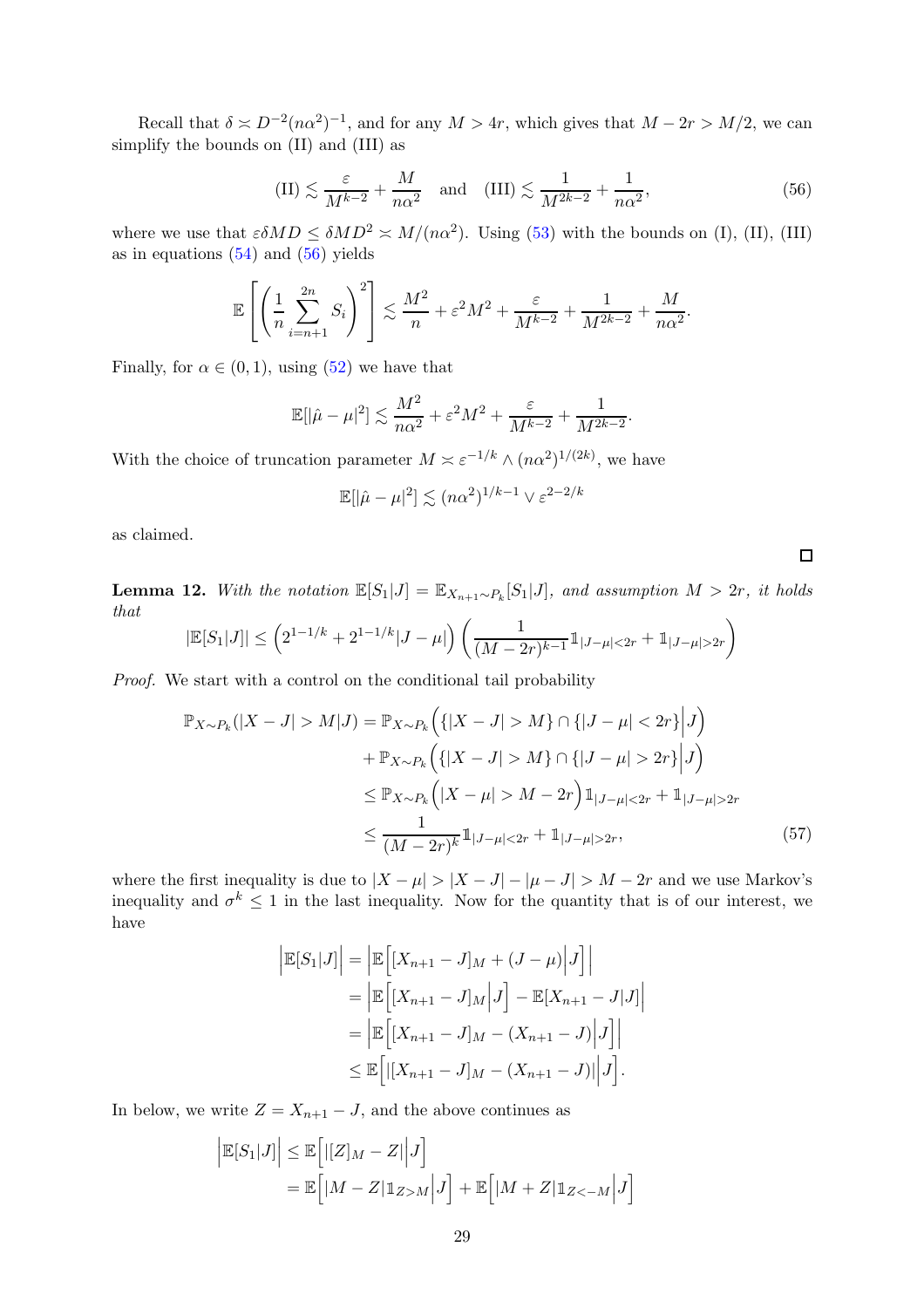Recall that $\delta \asymp D^{-2}(n\alpha^2)^{-1}$, and for any $M > 4r$, which gives that $M - 2r > M/2$, we can simplify the bounds on (II) and (III) as

$$
\text{(II)} \lesssim \frac{\varepsilon}{M^{k-2}} + \frac{M}{n\alpha^2} \quad \text{and} \quad \text{(III)} \lesssim \frac{1}{M^{2k-2}} + \frac{1}{n\alpha^2}, \tag{56}
$$

where we use that $\varepsilon\delta M D \leq \delta M D^2 \asymp M/(n\alpha^2)$. Using (53) with the bounds on (I), (II), (III) as in equations (54) and (56) yields

$$
\mathbb{E}\left[\left(\frac{1}{n}\sum_{i=n+1}^{2n} S_i\right)^2\right] \lesssim \frac{M^2}{n} + \varepsilon^2 M^2 + \frac{\varepsilon}{M^{k-2}} + \frac{1}{M^{2k-2}} + \frac{M}{n\alpha^2}.
$$

Finally, for $\alpha \in (0,1)$, using (52) we have that

$$
\mathbb{E}[|\hat{\mu} - \mu|^2] \lesssim \frac{M^2}{n\alpha^2} + \varepsilon^2 M^2 + \frac{\varepsilon}{M^{k-2}} + \frac{1}{M^{2k-2}}.
$$

With the choice of truncation parameter $M \asymp \varepsilon^{-1/k} \wedge (n\alpha^2)^{1/(2k)}$, we have

$$
\mathbb{E}[|\hat{\mu} - \mu|^2] \lesssim (n\alpha^2)^{1/k-1} \vee \varepsilon^{2-2/k}
$$

as claimed. □

**Lemma 12.** *With the notation $\mathbb{E}[S_1|J] = \mathbb{E}_{X_{n+1}\sim P_k}[S_1|J]$, and assumption $M > 2r$, it holds that*

$$
|\mathbb{E}[S_1|J]| \leq \left(2^{1-1/k} + 2^{1-1/k}|J-\mu|\right)\left(\frac{1}{(M-2r)^{k-1}}\mathbb{1}_{|J-\mu|<2r} + \mathbb{1}_{|J-\mu|>2r}\right)
$$

*Proof.* We start with a control on the conditional tail probability

$$
\begin{aligned}
\mathbb{P}_{X\sim P_k}(|X-J| > M|J) &= \mathbb{P}_{X\sim P_k}\Big(\{|X-J|>M\}\cap\{|J-\mu|<2r\}\Big|J\Big) \\
&\quad + \mathbb{P}_{X\sim P_k}\Big(\{|X-J|>M\}\cap\{|J-\mu|>2r\}\Big|J\Big) \\
&\leq \mathbb{P}_{X\sim P_k}\Big(|X-\mu|>M-2r\Big)\mathbb{1}_{|J-\mu|<2r} + \mathbb{1}_{|J-\mu|>2r} \\
&\leq \frac{1}{(M-2r)^k}\mathbb{1}_{|J-\mu|<2r} + \mathbb{1}_{|J-\mu|>2r},
\end{aligned} \tag{57}
$$

where the first inequality is due to $|X-\mu| > |X-J| - |\mu - J| > M - 2r$ and we use Markov's inequality and $\sigma^k \leq 1$ in the last inequality. Now for the quantity that is of our interest, we have

$$
\begin{aligned}
\Big|\mathbb{E}[S_1|J]\Big| &= \Big|\mathbb{E}\Big[[X_{n+1}-J]_M + (J-\mu)\Big|J\Big]\Big| \\
&= \Big|\mathbb{E}\Big[[X_{n+1}-J]_M\Big|J\Big] - \mathbb{E}[X_{n+1}-J|J]\Big| \\
&= \Big|\mathbb{E}\Big[[X_{n+1}-J]_M - (X_{n+1}-J)\Big|J\Big]\Big| \\
&\leq \mathbb{E}\Big[|[X_{n+1}-J]_M - (X_{n+1}-J)|\Big|J\Big].
\end{aligned}
$$

In below, we write $Z = X_{n+1} - J$, and the above continues as

$$
\begin{aligned}
\Big|\mathbb{E}[S_1|J]\Big| &\leq \mathbb{E}\Big[|[Z]_M - Z|\Big|J\Big] \\
&= \mathbb{E}\Big[|M-Z|\mathbb{1}_{Z>M}\Big|J\Big] + \mathbb{E}\Big[|M+Z|\mathbb{1}_{Z<-M}\Big|J\Big]
\end{aligned}
$$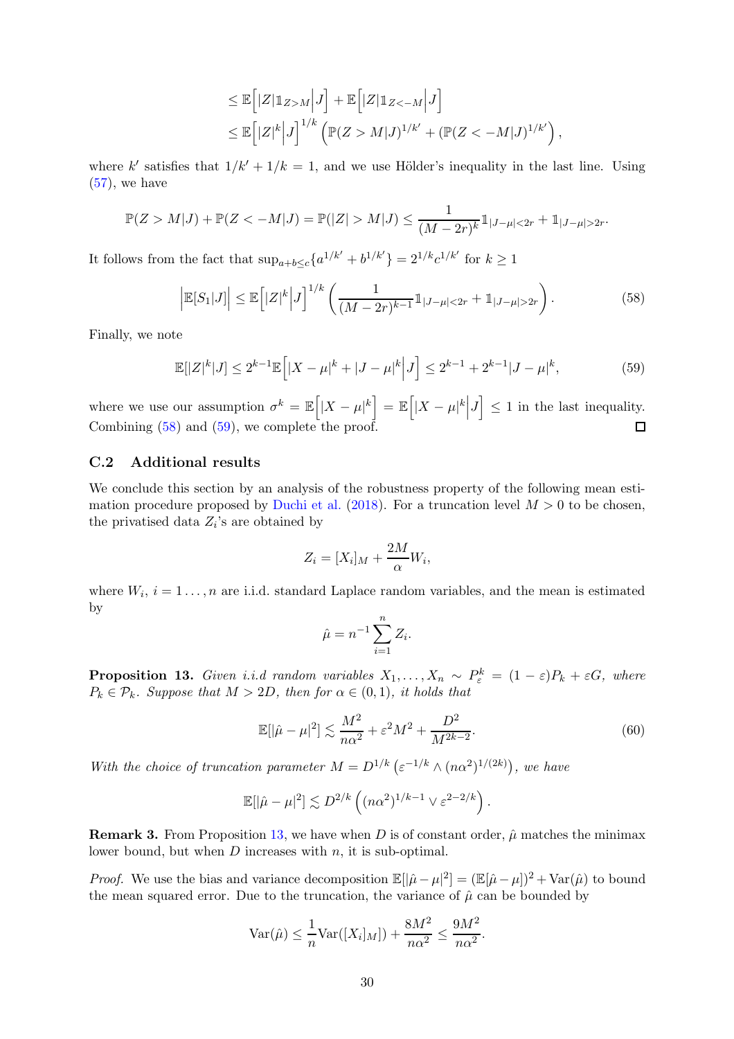$$\leq \mathbb{E}\Big[|Z|\mathbb{1}_{Z>M}\Big|J\Big] + \mathbb{E}\Big[|Z|\mathbb{1}_{Z<-M}\Big|J\Big]$$

$$\leq \mathbb{E}\Big[|Z|^k\Big|J\Big]^{1/k}\left(\mathbb{P}(Z>M|J)^{1/k'} + (\mathbb{P}(Z<-M|J)^{1/k'}\right),$$

where $k'$ satisfies that $1/k' + 1/k = 1$, and we use Hölder's inequality in the last line. Using (57), we have

$$\mathbb{P}(Z>M|J) + \mathbb{P}(Z<-M|J) = \mathbb{P}(|Z|>M|J) \leq \frac{1}{(M-2r)^k}\mathbb{1}_{|J-\mu|<2r} + \mathbb{1}_{|J-\mu|>2r}.$$

It follows from the fact that $\sup_{a+b\leq c}\{a^{1/k'} + b^{1/k'}\} = 2^{1/k}c^{1/k'}$ for $k \geq 1$

$$\Big|\mathbb{E}[S_1|J]\Big| \leq \mathbb{E}\Big[|Z|^k\Big|J\Big]^{1/k}\left(\frac{1}{(M-2r)^{k-1}}\mathbb{1}_{|J-\mu|<2r} + \mathbb{1}_{|J-\mu|>2r}\right). \tag{58}$$

Finally, we note

$$\mathbb{E}[|Z|^k|J] \leq 2^{k-1}\mathbb{E}\Big[|X-\mu|^k + |J-\mu|^k\Big|J\Big] \leq 2^{k-1} + 2^{k-1}|J-\mu|^k, \tag{59}$$

where we use our assumption $\sigma^k = \mathbb{E}\Big[|X-\mu|^k\Big] = \mathbb{E}\Big[|X-\mu|^k\Big|J\Big] \leq 1$ in the last inequality. Combining (58) and (59), we complete the proof. ◻

### C.2 Additional results

We conclude this section by an analysis of the robustness property of the following mean estimation procedure proposed by Duchi et al. (2018). For a truncation level $M > 0$ to be chosen, the privatised data $Z_i$'s are obtained by

$$Z_i = [X_i]_M + \frac{2M}{\alpha}W_i,$$

where $W_i$, $i = 1\dots,n$ are i.i.d. standard Laplace random variables, and the mean is estimated by

$$\hat{\mu} = n^{-1}\sum_{i=1}^n Z_i.$$

**Proposition 13.** *Given i.i.d random variables $X_1,\dots,X_n \sim P_\varepsilon^k = (1-\varepsilon)P_k + \varepsilon G$, where $P_k \in \mathcal{P}_k$. Suppose that $M > 2D$, then for $\alpha \in (0,1)$, it holds that*

$$\mathbb{E}[|\hat{\mu} - \mu|^2] \lesssim \frac{M^2}{n\alpha^2} + \varepsilon^2 M^2 + \frac{D^2}{M^{2k-2}}. \tag{60}$$

*With the choice of truncation parameter $M = D^{1/k}\left(\varepsilon^{-1/k} \wedge (n\alpha^2)^{1/(2k)}\right)$, we have*

$$\mathbb{E}[|\hat{\mu} - \mu|^2] \lesssim D^{2/k}\left((n\alpha^2)^{1/k-1} \vee \varepsilon^{2-2/k}\right).$$

**Remark 3.** From Proposition 13, we have when $D$ is of constant order, $\hat{\mu}$ matches the minimax lower bound, but when $D$ increases with $n$, it is sub-optimal.

*Proof.* We use the bias and variance decomposition $\mathbb{E}[|\hat{\mu} - \mu|^2] = (\mathbb{E}[\hat{\mu} - \mu])^2 + \mathrm{Var}(\hat{\mu})$ to bound the mean squared error. Due to the truncation, the variance of $\hat{\mu}$ can be bounded by

$$\mathrm{Var}(\hat{\mu}) \leq \frac{1}{n}\mathrm{Var}([X_i]_M) + \frac{8M^2}{n\alpha^2} \leq \frac{9M^2}{n\alpha^2}.$$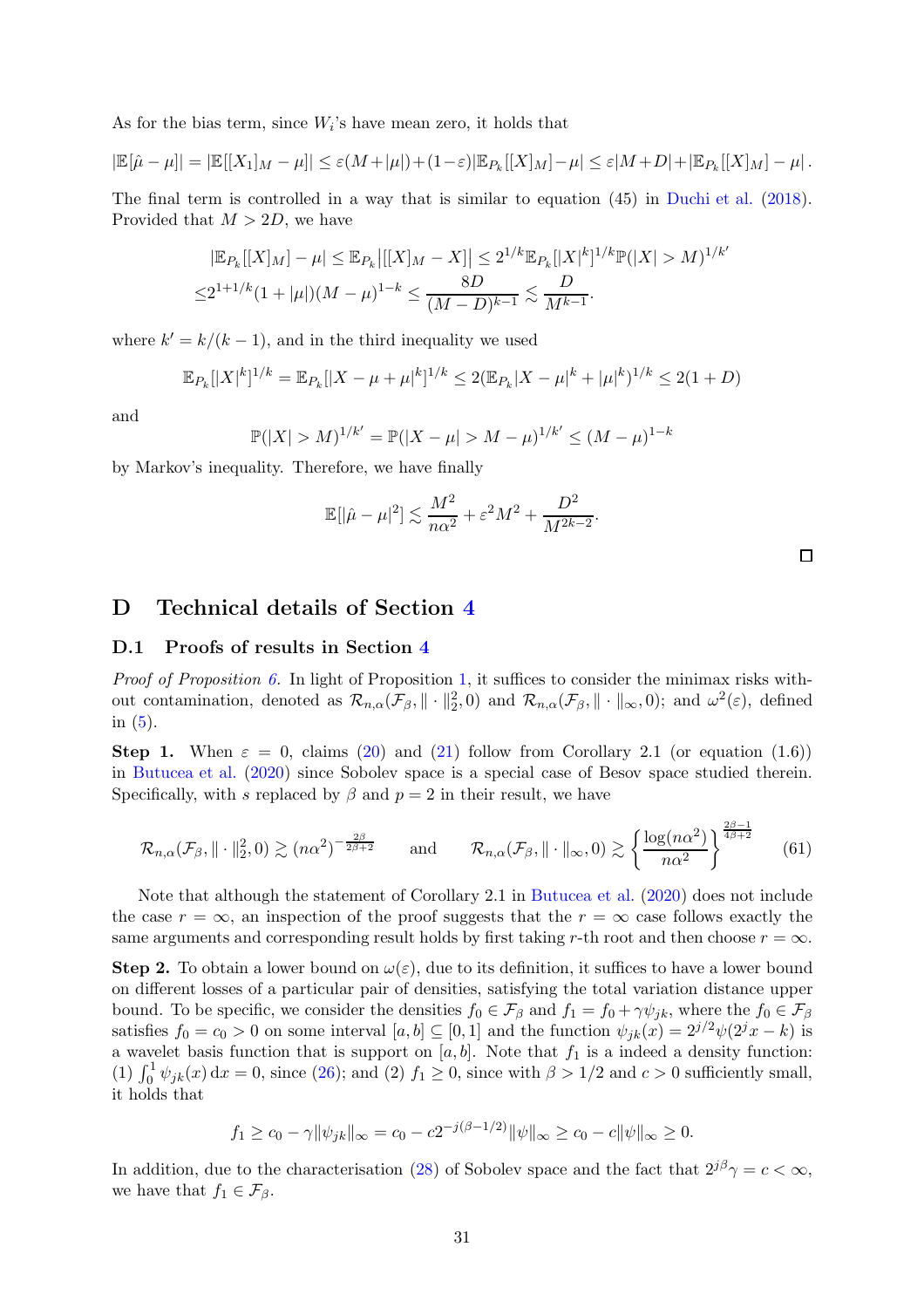As for the bias term, since $W_i$'s have mean zero, it holds that

$$|\mathbb{E}[\hat{\mu} - \mu]| = |\mathbb{E}[[X_1]_M - \mu]| \leq \varepsilon(M + |\mu|) + (1-\varepsilon)|\mathbb{E}_{P_k}[[X]_M] - \mu| \leq \varepsilon|M + D| + |\mathbb{E}_{P_k}[[X]_M] - \mu|.$$

The final term is controlled in a way that is similar to equation (45) in Duchi et al. (2018). Provided that $M > 2D$, we have

$$\begin{aligned}
&|\mathbb{E}_{P_k}[[X]_M] - \mu| \leq \mathbb{E}_{P_k}\big|[[X]_M - X]\big| \leq 2^{1/k}\mathbb{E}_{P_k}[|X|^k]^{1/k}\mathbb{P}(|X| > M)^{1/k'} \\
\leq &2^{1+1/k}(1 + |\mu|)(M - \mu)^{1-k} \leq \frac{8D}{(M-D)^{k-1}} \lesssim \frac{D}{M^{k-1}}.
\end{aligned}$$

where $k' = k/(k-1)$, and in the third inequality we used

$$\mathbb{E}_{P_k}[|X|^k]^{1/k} = \mathbb{E}_{P_k}[|X - \mu + \mu|^k]^{1/k} \leq 2(\mathbb{E}_{P_k}|X - \mu|^k + |\mu|^k)^{1/k} \leq 2(1 + D)$$

and

$$\mathbb{P}(|X| > M)^{1/k'} = \mathbb{P}(|X - \mu| > M - \mu)^{1/k'} \leq (M - \mu)^{1-k}$$

by Markov's inequality. Therefore, we have finally

$$\mathbb{E}[|\hat{\mu} - \mu|^2] \lesssim \frac{M^2}{n\alpha^2} + \varepsilon^2 M^2 + \frac{D^2}{M^{2k-2}}.$$

□

# D Technical details of Section 4

## D.1 Proofs of results in Section 4

*Proof of Proposition 6.* In light of Proposition 1, it suffices to consider the minimax risks without contamination, denoted as $\mathcal{R}_{n,\alpha}(\mathcal{F}_\beta, \|\cdot\|_2^2, 0)$ and $\mathcal{R}_{n,\alpha}(\mathcal{F}_\beta, \|\cdot\|_\infty, 0)$; and $\omega^2(\varepsilon)$, defined in (5).

**Step 1.** When $\varepsilon = 0$, claims (20) and (21) follow from Corollary 2.1 (or equation (1.6)) in Butucea et al. (2020) since Sobolev space is a special case of Besov space studied therein. Specifically, with $s$ replaced by $\beta$ and $p = 2$ in their result, we have

$$\mathcal{R}_{n,\alpha}(\mathcal{F}_\beta, \|\cdot\|_2^2, 0) \gtrsim (n\alpha^2)^{-\frac{2\beta}{2\beta+2}} \qquad \text{and} \qquad \mathcal{R}_{n,\alpha}(\mathcal{F}_\beta, \|\cdot\|_\infty, 0) \gtrsim \left\{\frac{\log(n\alpha^2)}{n\alpha^2}\right\}^{\frac{2\beta-1}{4\beta+2}} \tag{61}$$

Note that although the statement of Corollary 2.1 in Butucea et al. (2020) does not include the case $r = \infty$, an inspection of the proof suggests that the $r = \infty$ case follows exactly the same arguments and corresponding result holds by first taking $r$-th root and then choose $r = \infty$.

**Step 2.** To obtain a lower bound on $\omega(\varepsilon)$, due to its definition, it suffices to have a lower bound on different losses of a particular pair of densities, satisfying the total variation distance upper bound. To be specific, we consider the densities $f_0 \in \mathcal{F}_\beta$ and $f_1 = f_0 + \gamma\psi_{jk}$, where the $f_0 \in \mathcal{F}_\beta$ satisfies $f_0 = c_0 > 0$ on some interval $[a, b] \subseteq [0, 1]$ and the function $\psi_{jk}(x) = 2^{j/2}\psi(2^j x - k)$ is a wavelet basis function that is support on $[a, b]$. Note that $f_1$ is a indeed a density function: (1) $\int_0^1 \psi_{jk}(x)\,\mathrm{d}x = 0$, since (26); and (2) $f_1 \geq 0$, since with $\beta > 1/2$ and $c > 0$ sufficiently small, it holds that

$$f_1 \geq c_0 - \gamma\|\psi_{jk}\|_\infty = c_0 - c2^{-j(\beta-1/2)}\|\psi\|_\infty \geq c_0 - c\|\psi\|_\infty \geq 0.$$

In addition, due to the characterisation (28) of Sobolev space and the fact that $2^{j\beta}\gamma = c < \infty$, we have that $f_1 \in \mathcal{F}_\beta$.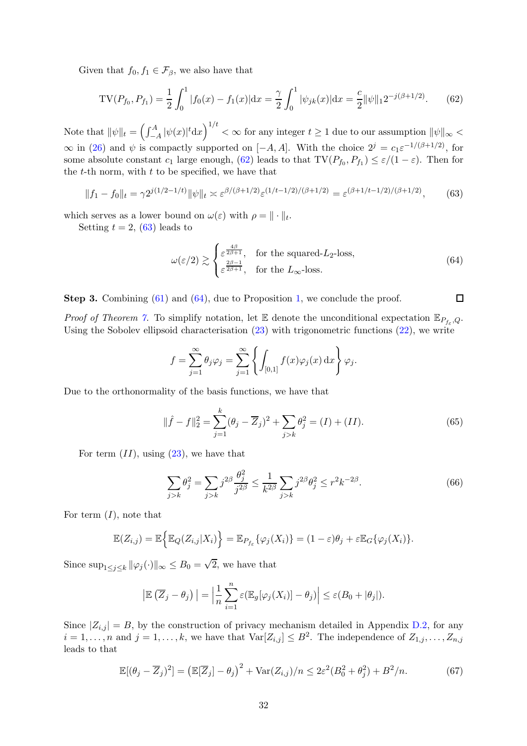Given that $f_0, f_1 \in \mathcal{F}_\beta$, we also have that

$$\mathrm{TV}(P_{f_0}, P_{f_1}) = \frac{1}{2}\int_0^1 |f_0(x) - f_1(x)|\mathrm{d}x = \frac{\gamma}{2}\int_0^1 |\psi_{jk}(x)|\mathrm{d}x = \frac{c}{2}\|\psi\|_1 2^{-j(\beta+1/2)}. \tag{62}$$

Note that $\|\psi\|_t = \left(\int_{-A}^{A} |\psi(x)|^t \mathrm{d}x\right)^{1/t} < \infty$ for any integer $t \geq 1$ due to our assumption $\|\psi\|_\infty < \infty$ in (26) and $\psi$ is compactly supported on $[-A, A]$. With the choice $2^j = c_1 \varepsilon^{-1/(\beta+1/2)}$, for some absolute constant $c_1$ large enough, (62) leads to that $\mathrm{TV}(P_{f_0}, P_{f_1}) \leq \varepsilon/(1-\varepsilon)$. Then for the $t$-th norm, with $t$ to be specified, we have that

$$\|f_1 - f_0\|_t = \gamma 2^{j(1/2-1/t)}\|\psi\|_t \asymp \varepsilon^{\beta/(\beta+1/2)}\varepsilon^{(1/t-1/2)/(\beta+1/2)} = \varepsilon^{(\beta+1/t-1/2)/(\beta+1/2)}, \tag{63}$$

which serves as a lower bound on $\omega(\varepsilon)$ with $\rho = \|\cdot\|_t$.

Setting $t = 2$, (63) leads to

$$\omega(\varepsilon/2) \gtrsim \begin{cases} \varepsilon^{\frac{4\beta}{2\beta+1}}, & \text{for the squared-}L_2\text{-loss}, \\ \varepsilon^{\frac{2\beta-1}{2\beta+1}}, & \text{for the } L_\infty\text{-loss}. \end{cases} \tag{64}$$

**Step 3.** Combining (61) and (64), due to Proposition 1, we conclude the proof. $\square$

*Proof of Theorem 7.* To simplify notation, let $\mathbb{E}$ denote the unconditional expectation $\mathbb{E}_{P_{f_\varepsilon},Q}$. Using the Sobolev ellipsoid characterisation (23) with trigonometric functions (22), we write

$$f = \sum_{j=1}^{\infty} \theta_j \varphi_j = \sum_{j=1}^{\infty}\left\{\int_{[0,1]} f(x)\varphi_j(x)\,\mathrm{d}x\right\}\varphi_j.$$

Due to the orthonormality of the basis functions, we have that

$$\|\hat{f} - f\|_2^2 = \sum_{j=1}^{k}(\theta_j - \overline{Z}_j)^2 + \sum_{j>k}\theta_j^2 = (I) + (II). \tag{65}$$

For term $(II)$, using (23), we have that

$$\sum_{j>k}\theta_j^2 = \sum_{j>k} j^{2\beta}\frac{\theta_j^2}{j^{2\beta}} \leq \frac{1}{k^{2\beta}}\sum_{j>k} j^{2\beta}\theta_j^2 \leq r^2 k^{-2\beta}. \tag{66}$$

For term $(I)$, note that

$$\mathbb{E}(Z_{i,j}) = \mathbb{E}\Big\{\mathbb{E}_Q(Z_{i,j}|X_i)\Big\} = \mathbb{E}_{P_{f_\varepsilon}}\{\varphi_j(X_i)\} = (1-\varepsilon)\theta_j + \varepsilon\mathbb{E}_G\{\varphi_j(X_i)\}.$$

Since $\sup_{1\leq j\leq k}\|\varphi_j(\cdot)\|_\infty \leq B_0 = \sqrt{2}$, we have that

$$\left|\mathbb{E}\left(\overline{Z}_j - \theta_j\right)\right| = \left|\frac{1}{n}\sum_{i=1}^{n}\varepsilon(\mathbb{E}_g[\varphi_j(X_i)] - \theta_j)\right| \leq \varepsilon(B_0 + |\theta_j|).$$

Since $|Z_{i,j}| = B$, by the construction of privacy mechanism detailed in Appendix D.2, for any $i = 1, \ldots, n$ and $j = 1, \ldots, k$, we have that $\mathrm{Var}[Z_{i,j}] \leq B^2$. The independence of $Z_{1,j}, \ldots, Z_{n,j}$ leads to that

$$\mathbb{E}[(\theta_j - \overline{Z}_j)^2] = \left(\mathbb{E}[\overline{Z}_j] - \theta_j\right)^2 + \mathrm{Var}(Z_{i,j})/n \leq 2\varepsilon^2(B_0^2 + \theta_j^2) + B^2/n. \tag{67}$$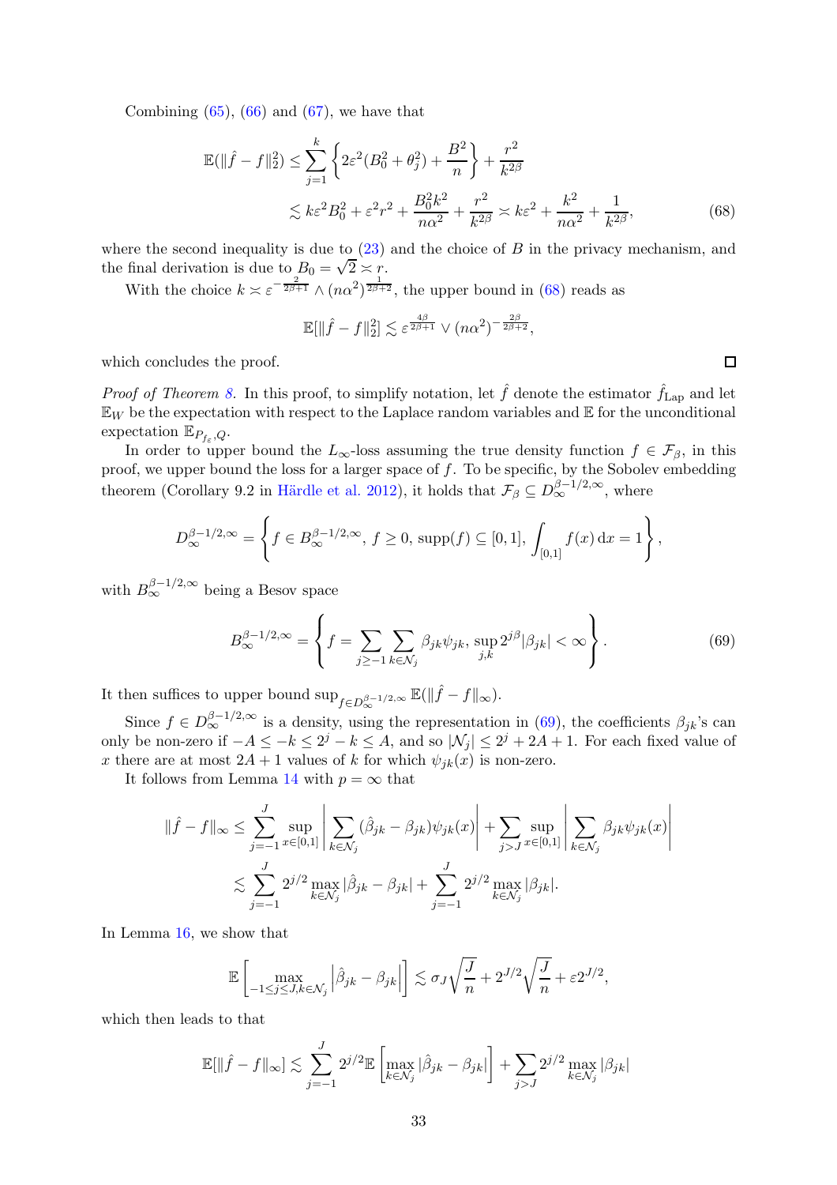Combining (65), (66) and (67), we have that

$$\mathbb{E}(\|\hat{f}-f\|_2^2) \leq \sum_{j=1}^{k}\left\{2\varepsilon^2(B_0^2+\theta_j^2)+\frac{B^2}{n}\right\}+\frac{r^2}{k^{2\beta}}$$
$$\lesssim k\varepsilon^2 B_0^2+\varepsilon^2 r^2+\frac{B_0^2 k^2}{n\alpha^2}+\frac{r^2}{k^{2\beta}} \asymp k\varepsilon^2+\frac{k^2}{n\alpha^2}+\frac{1}{k^{2\beta}}, \tag{68}$$

where the second inequality is due to (23) and the choice of $B$ in the privacy mechanism, and the final derivation is due to $B_0 = \sqrt{2} \asymp r$.

With the choice $k \asymp \varepsilon^{-\frac{2}{2\beta+1}} \wedge (n\alpha^2)^{\frac{1}{2\beta+2}}$, the upper bound in (68) reads as

$$\mathbb{E}[\|\hat{f}-f\|_2^2] \lesssim \varepsilon^{\frac{4\beta}{2\beta+1}} \vee (n\alpha^2)^{-\frac{2\beta}{2\beta+2}},$$

which concludes the proof. □

*Proof of Theorem 8.* In this proof, to simplify notation, let $\hat{f}$ denote the estimator $\hat{f}_{\mathrm{Lap}}$ and let $\mathbb{E}_W$ be the expectation with respect to the Laplace random variables and $\mathbb{E}$ for the unconditional expectation $\mathbb{E}_{P_{f_\varepsilon},Q}$.

In order to upper bound the $L_\infty$-loss assuming the true density function $f \in \mathcal{F}_\beta$, in this proof, we upper bound the loss for a larger space of $f$. To be specific, by the Sobolev embedding theorem (Corollary 9.2 in Härdle et al. 2012), it holds that $\mathcal{F}_\beta \subseteq D_\infty^{\beta-1/2,\infty}$, where

$$D_\infty^{\beta-1/2,\infty} = \left\{f \in B_\infty^{\beta-1/2,\infty},\, f\geq 0,\, \mathrm{supp}(f)\subseteq[0,1],\, \int_{[0,1]} f(x)\,\mathrm{d}x = 1\right\},$$

with $B_\infty^{\beta-1/2,\infty}$ being a Besov space

$$B_\infty^{\beta-1/2,\infty} = \left\{f = \sum_{j\geq -1}\sum_{k\in\mathcal{N}_j}\beta_{jk}\psi_{jk},\, \sup_{j,k} 2^{j\beta}|\beta_{jk}| < \infty\right\}. \tag{69}$$

It then suffices to upper bound $\sup_{f\in D_\infty^{\beta-1/2,\infty}} \mathbb{E}(\|\hat{f}-f\|_\infty)$.

Since $f \in D_\infty^{\beta-1/2,\infty}$ is a density, using the representation in (69), the coefficients $\beta_{jk}$'s can only be non-zero if $-A \leq -k \leq 2^j - k \leq A$, and so $|\mathcal{N}_j| \leq 2^j + 2A + 1$. For each fixed value of $x$ there are at most $2A+1$ values of $k$ for which $\psi_{jk}(x)$ is non-zero.

It follows from Lemma 14 with $p = \infty$ that

$$\|\hat{f}-f\|_\infty \leq \sum_{j=-1}^{J}\sup_{x\in[0,1]}\left|\sum_{k\in\mathcal{N}_j}(\hat{\beta}_{jk}-\beta_{jk})\psi_{jk}(x)\right| + \sum_{j>J}\sup_{x\in[0,1]}\left|\sum_{k\in\mathcal{N}_j}\beta_{jk}\psi_{jk}(x)\right|$$
$$\lesssim \sum_{j=-1}^{J} 2^{j/2}\max_{k\in\mathcal{N}_j}|\hat{\beta}_{jk}-\beta_{jk}| + \sum_{j=-1}^{J} 2^{j/2}\max_{k\in\mathcal{N}_j}|\beta_{jk}|.$$

In Lemma 16, we show that

$$\mathbb{E}\left[\max_{-1\leq j\leq J, k\in\mathcal{N}_j}\left|\hat{\beta}_{jk}-\beta_{jk}\right|\right] \lesssim \sigma_J\sqrt{\frac{J}{n}} + 2^{J/2}\sqrt{\frac{J}{n}} + \varepsilon 2^{J/2},$$

which then leads to that

$$\mathbb{E}[\|\hat{f}-f\|_\infty] \lesssim \sum_{j=-1}^{J} 2^{j/2}\mathbb{E}\left[\max_{k\in\mathcal{N}_j}|\hat{\beta}_{jk}-\beta_{jk}|\right] + \sum_{j>J} 2^{j/2}\max_{k\in\mathcal{N}_j}|\beta_{jk}|$$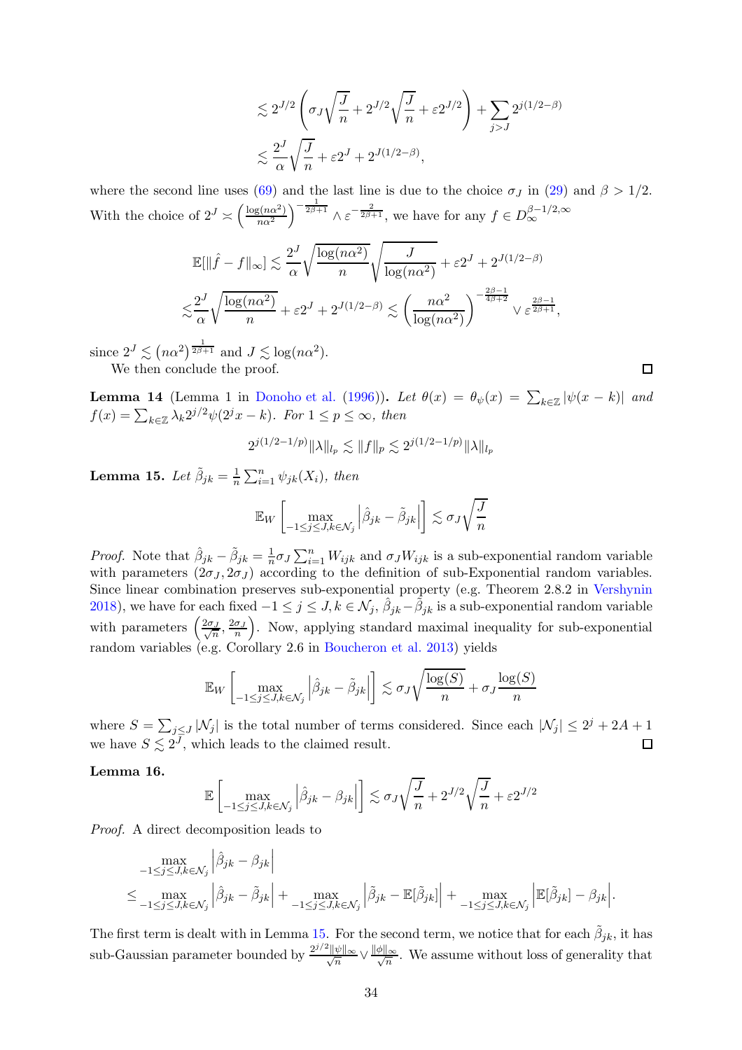$$
\begin{aligned}
&\lesssim 2^{J/2}\left(\sigma_J\sqrt{\frac{J}{n}} + 2^{J/2}\sqrt{\frac{J}{n}} + \varepsilon 2^{J/2}\right) + \sum_{j>J} 2^{j(1/2-\beta)} \\
&\lesssim \frac{2^J}{\alpha}\sqrt{\frac{J}{n}} + \varepsilon 2^J + 2^{J(1/2-\beta)},
\end{aligned}
$$

where the second line uses (69) and the last line is due to the choice $\sigma_J$ in (29) and $\beta > 1/2$. With the choice of $2^J \asymp \left(\frac{\log(n\alpha^2)}{n\alpha^2}\right)^{-\frac{1}{2\beta+1}} \wedge \varepsilon^{-\frac{2}{2\beta+1}}$, we have for any $f \in D_\infty^{\beta-1/2,\infty}$

$$
\begin{aligned}
&\mathbb{E}[\|\hat{f} - f\|_\infty] \lesssim \frac{2^J}{\alpha}\sqrt{\frac{\log(n\alpha^2)}{n}}\sqrt{\frac{J}{\log(n\alpha^2)}} + \varepsilon 2^J + 2^{J(1/2-\beta)} \\
\lesssim &\frac{2^J}{\alpha}\sqrt{\frac{\log(n\alpha^2)}{n}} + \varepsilon 2^J + 2^{J(1/2-\beta)} \lesssim \left(\frac{n\alpha^2}{\log(n\alpha^2)}\right)^{-\frac{2\beta-1}{4\beta+2}} \vee \varepsilon^{\frac{2\beta-1}{2\beta+1}},
\end{aligned}
$$

since $2^J \lesssim \left(n\alpha^2\right)^{\frac{1}{2\beta+1}}$ and $J \lesssim \log(n\alpha^2)$.

We then conclude the proof. ∎

**Lemma 14** (Lemma 1 in Donoho et al. (1996))**.** *Let $\theta(x) = \theta_\psi(x) = \sum_{k\in\mathbb{Z}} |\psi(x-k)|$ and $f(x) = \sum_{k\in\mathbb{Z}} \lambda_k 2^{j/2}\psi(2^j x - k)$. For $1 \le p \le \infty$, then*

$$
2^{j(1/2-1/p)}\|\lambda\|_{l_p} \lesssim \|f\|_p \lesssim 2^{j(1/2-1/p)}\|\lambda\|_{l_p}
$$

**Lemma 15.** *Let $\tilde{\beta}_{jk} = \frac{1}{n}\sum_{i=1}^n \psi_{jk}(X_i)$, then*

$$
\mathbb{E}_W\left[\max_{-1\le j\le J, k\in\mathcal{N}_j}\left|\hat{\beta}_{jk} - \tilde{\beta}_{jk}\right|\right] \lesssim \sigma_J\sqrt{\frac{J}{n}}
$$

*Proof.* Note that $\hat{\beta}_{jk} - \tilde{\beta}_{jk} = \frac{1}{n}\sigma_J\sum_{i=1}^n W_{ijk}$ and $\sigma_J W_{ijk}$ is a sub-exponential random variable with parameters $(2\sigma_J, 2\sigma_J)$ according to the definition of sub-Exponential random variables. Since linear combination preserves sub-exponential property (e.g. Theorem 2.8.2 in Vershynin 2018), we have for each fixed $-1 \le j \le J, k \in \mathcal{N}_j$, $\hat{\beta}_{jk} - \tilde{\beta}_{jk}$ is a sub-exponential random variable with parameters $\left(\frac{2\sigma_J}{\sqrt{n}}, \frac{2\sigma_J}{n}\right)$. Now, applying standard maximal inequality for sub-exponential random variables (e.g. Corollary 2.6 in Boucheron et al. 2013) yields

$$
\mathbb{E}_W\left[\max_{-1\le j\le J, k\in\mathcal{N}_j}\left|\hat{\beta}_{jk} - \tilde{\beta}_{jk}\right|\right] \lesssim \sigma_J\sqrt{\frac{\log(S)}{n}} + \sigma_J\frac{\log(S)}{n}
$$

where $S = \sum_{j\le J}|\mathcal{N}_j|$ is the total number of terms considered. Since each $|\mathcal{N}_j| \le 2^j + 2A + 1$ we have $S \lesssim 2^J$, which leads to the claimed result. ∎

**Lemma 16.**

$$
\mathbb{E}\left[\max_{-1\le j\le J, k\in\mathcal{N}_j}\left|\hat{\beta}_{jk} - \beta_{jk}\right|\right] \lesssim \sigma_J\sqrt{\frac{J}{n}} + 2^{J/2}\sqrt{\frac{J}{n}} + \varepsilon 2^{J/2}
$$

*Proof.* A direct decomposition leads to

$$
\begin{aligned}
&\max_{-1\le j\le J, k\in\mathcal{N}_j}\left|\hat{\beta}_{jk} - \beta_{jk}\right| \\
\le &\max_{-1\le j\le J, k\in\mathcal{N}_j}\left|\hat{\beta}_{jk} - \tilde{\beta}_{jk}\right| + \max_{-1\le j\le J, k\in\mathcal{N}_j}\left|\tilde{\beta}_{jk} - \mathbb{E}[\tilde{\beta}_{jk}]\right| + \max_{-1\le j\le J, k\in\mathcal{N}_j}\left|\mathbb{E}[\tilde{\beta}_{jk}] - \beta_{jk}\right|.
\end{aligned}
$$

The first term is dealt with in Lemma 15. For the second term, we notice that for each $\tilde{\beta}_{jk}$, it has sub-Gaussian parameter bounded by $\frac{2^{j/2}\|\psi\|_\infty}{\sqrt{n}} \vee \frac{\|\phi\|_\infty}{\sqrt{n}}$. We assume without loss of generality that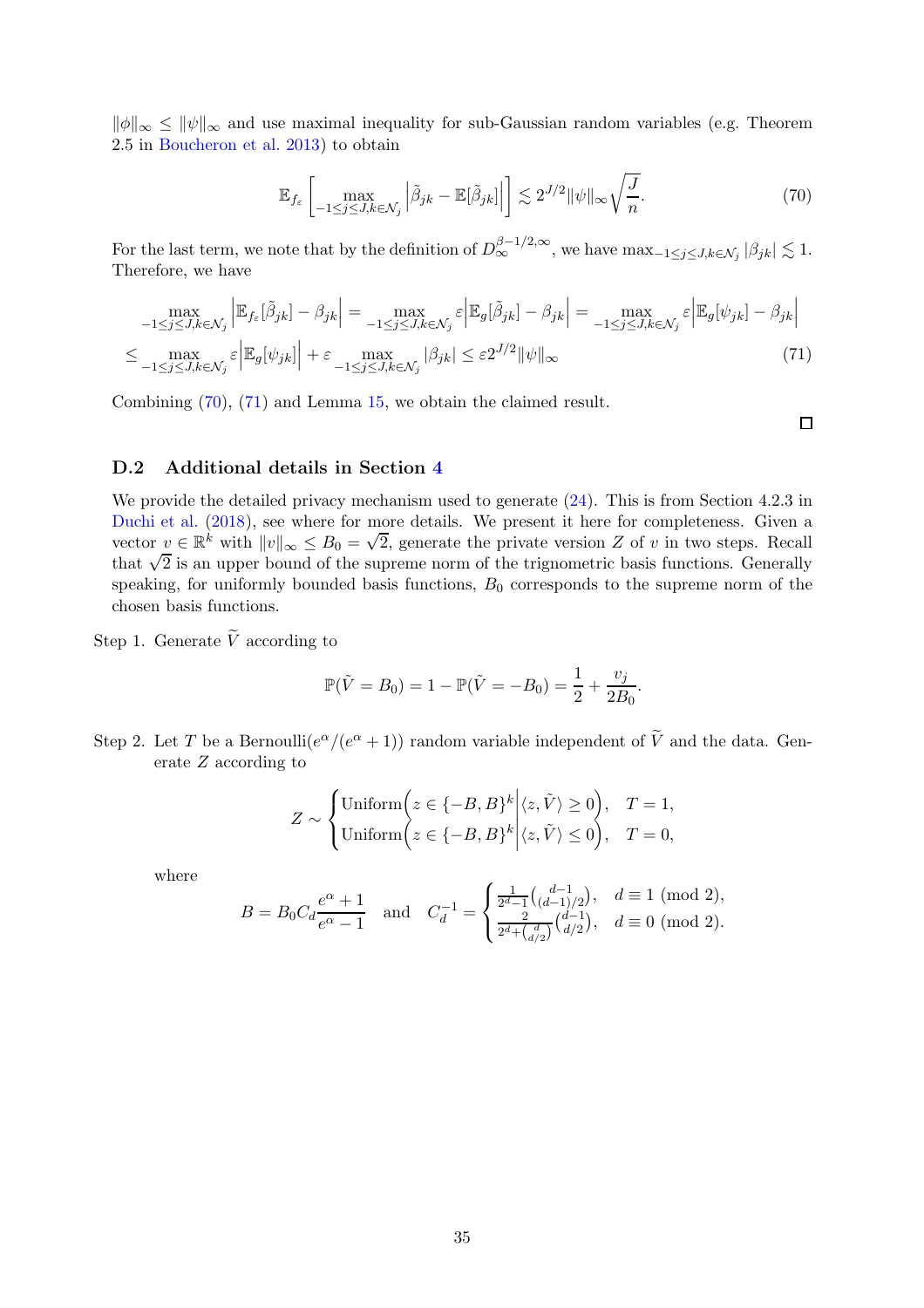$\|\phi\|_\infty \leq \|\psi\|_\infty$ and use maximal inequality for sub-Gaussian random variables (e.g. Theorem 2.5 in Boucheron et al. 2013) to obtain

$$\mathbb{E}_{f_\varepsilon}\left[\max_{-1\leq j\leq J, k\in\mathcal{N}_j}\left|\tilde{\beta}_{jk} - \mathbb{E}[\tilde{\beta}_{jk}]\right|\right] \lesssim 2^{J/2}\|\psi\|_\infty\sqrt{\frac{J}{n}}. \tag{70}$$

For the last term, we note that by the definition of $D_\infty^{\beta-1/2,\infty}$, we have $\max_{-1\leq j\leq J, k\in\mathcal{N}_j}|\beta_{jk}| \lesssim 1$. Therefore, we have

$$\begin{aligned}
&\max_{-1\leq j\leq J, k\in\mathcal{N}_j}\left|\mathbb{E}_{f_\varepsilon}[\tilde{\beta}_{jk}] - \beta_{jk}\right| = \max_{-1\leq j\leq J, k\in\mathcal{N}_j}\varepsilon\left|\mathbb{E}_g[\tilde{\beta}_{jk}] - \beta_{jk}\right| = \max_{-1\leq j\leq J, k\in\mathcal{N}_j}\varepsilon\left|\mathbb{E}_g[\psi_{jk}] - \beta_{jk}\right| \\
\leq\ &\max_{-1\leq j\leq J, k\in\mathcal{N}_j}\varepsilon\left|\mathbb{E}_g[\psi_{jk}]\right| + \varepsilon\max_{-1\leq j\leq J, k\in\mathcal{N}_j}|\beta_{jk}| \leq \varepsilon 2^{J/2}\|\psi\|_\infty
\end{aligned} \tag{71}$$

Combining (70), (71) and Lemma 15, we obtain the claimed result.

□

### D.2 Additional details in Section 4

We provide the detailed privacy mechanism used to generate (24). This is from Section 4.2.3 in Duchi et al. (2018), see where for more details. We present it here for completeness. Given a vector $v \in \mathbb{R}^k$ with $\|v\|_\infty \leq B_0 = \sqrt{2}$, generate the private version $Z$ of $v$ in two steps. Recall that $\sqrt{2}$ is an upper bound of the supreme norm of the trignometric basis functions. Generally speaking, for uniformly bounded basis functions, $B_0$ corresponds to the supreme norm of the chosen basis functions.

Step 1. Generate $\widetilde{V}$ according to

$$\mathbb{P}(\tilde{V} = B_0) = 1 - \mathbb{P}(\tilde{V} = -B_0) = \frac{1}{2} + \frac{v_j}{2B_0}.$$

Step 2. Let $T$ be a Bernoulli$(e^\alpha/(e^\alpha+1))$ random variable independent of $\widetilde{V}$ and the data. Generate $Z$ according to

$$Z \sim \begin{cases} \text{Uniform}\left(z \in \{-B, B\}^k \middle| \langle z, \tilde{V}\rangle \geq 0\right), & T = 1, \\ \text{Uniform}\left(z \in \{-B, B\}^k \middle| \langle z, \tilde{V}\rangle \leq 0\right), & T = 0, \end{cases}$$

where

$$B = B_0 C_d \frac{e^\alpha + 1}{e^\alpha - 1} \quad \text{and} \quad C_d^{-1} = \begin{cases} \frac{1}{2^{d-1}}\binom{d-1}{(d-1)/2}, & d \equiv 1 \pmod 2, \\ \frac{2}{2^d + \binom{d}{d/2}}\binom{d-1}{d/2}, & d \equiv 0 \pmod 2. \end{cases}$$